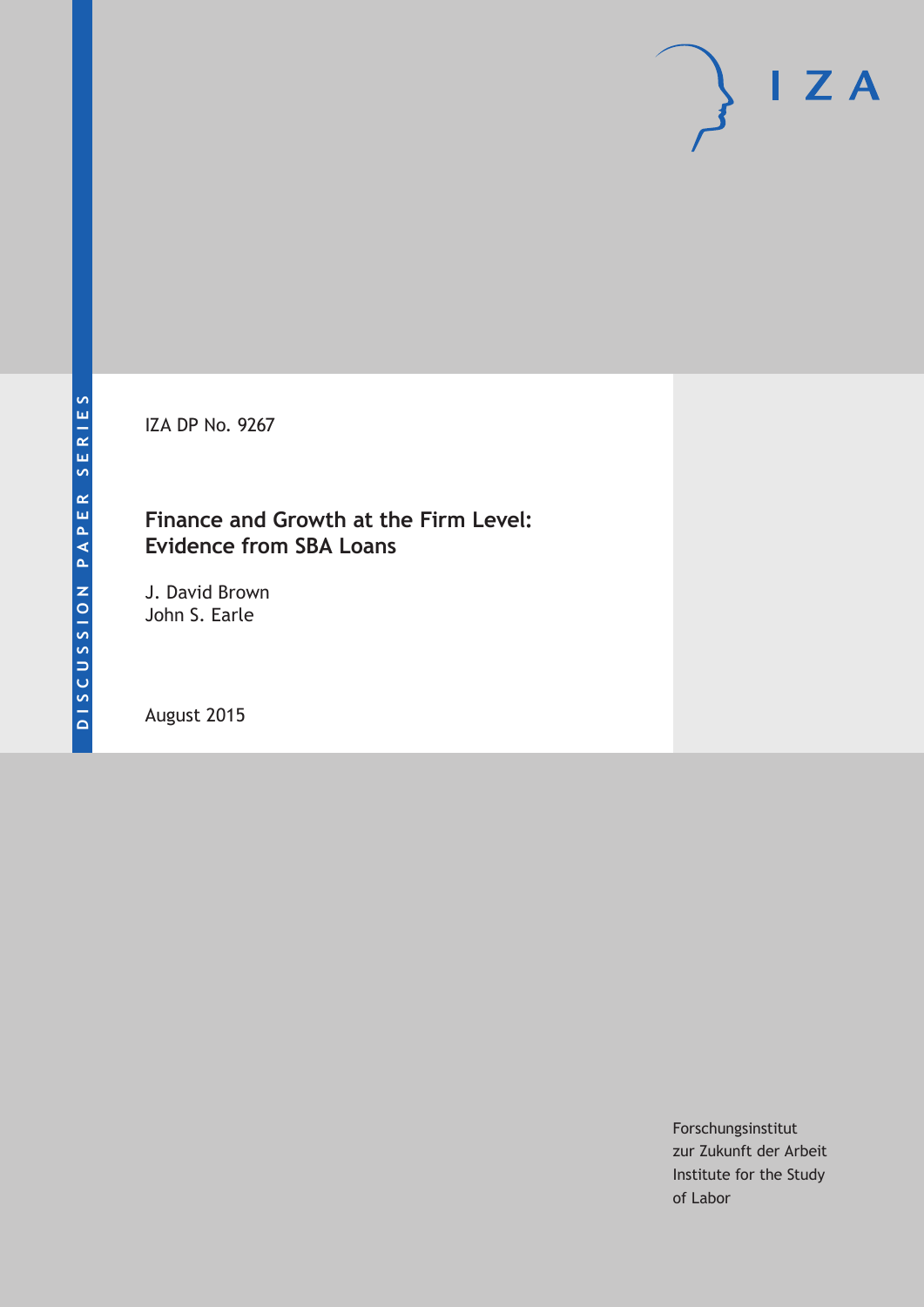IZA DP No. 9267

# Finance and Growth at the Firm Level: Evidence from SBA Loans

J. David Brown
John S. Earle

August 2015

Forschungsinstitut
zur Zukunft der Arbeit
Institute for the Study
of Labor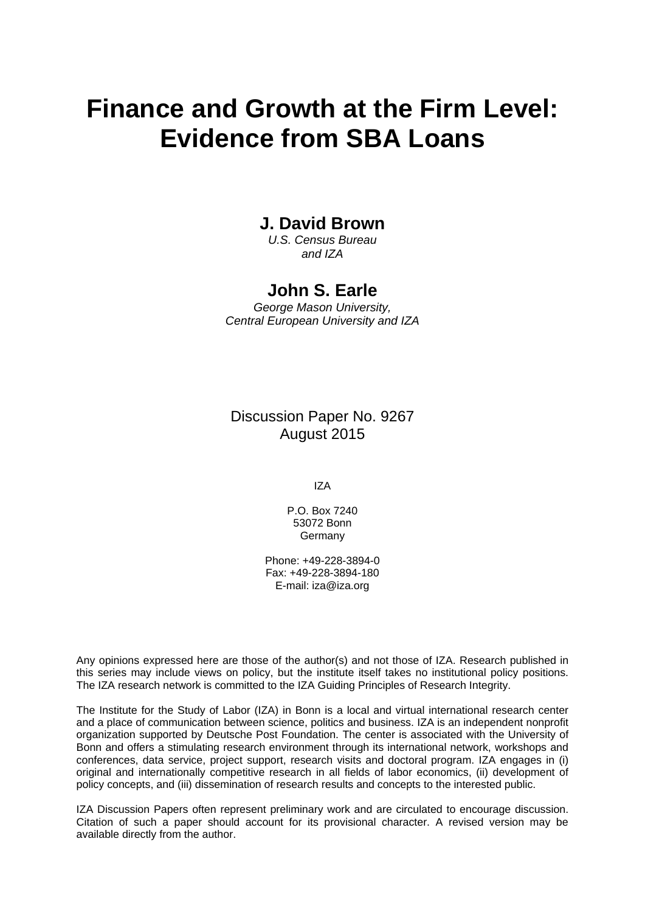# Finance and Growth at the Firm Level: Evidence from SBA Loans

**J. David Brown**
*U.S. Census Bureau*
*and IZA*

**John S. Earle**
*George Mason University,*
*Central European University and IZA*

Discussion Paper No. 9267
August 2015

IZA

P.O. Box 7240
53072 Bonn
Germany

Phone: +49-228-3894-0
Fax: +49-228-3894-180
E-mail: iza@iza.org

Any opinions expressed here are those of the author(s) and not those of IZA. Research published in this series may include views on policy, but the institute itself takes no institutional policy positions. The IZA research network is committed to the IZA Guiding Principles of Research Integrity.

The Institute for the Study of Labor (IZA) in Bonn is a local and virtual international research center and a place of communication between science, politics and business. IZA is an independent nonprofit organization supported by Deutsche Post Foundation. The center is associated with the University of Bonn and offers a stimulating research environment through its international network, workshops and conferences, data service, project support, research visits and doctoral program. IZA engages in (i) original and internationally competitive research in all fields of labor economics, (ii) development of policy concepts, and (iii) dissemination of research results and concepts to the interested public.

IZA Discussion Papers often represent preliminary work and are circulated to encourage discussion. Citation of such a paper should account for its provisional character. A revised version may be available directly from the author.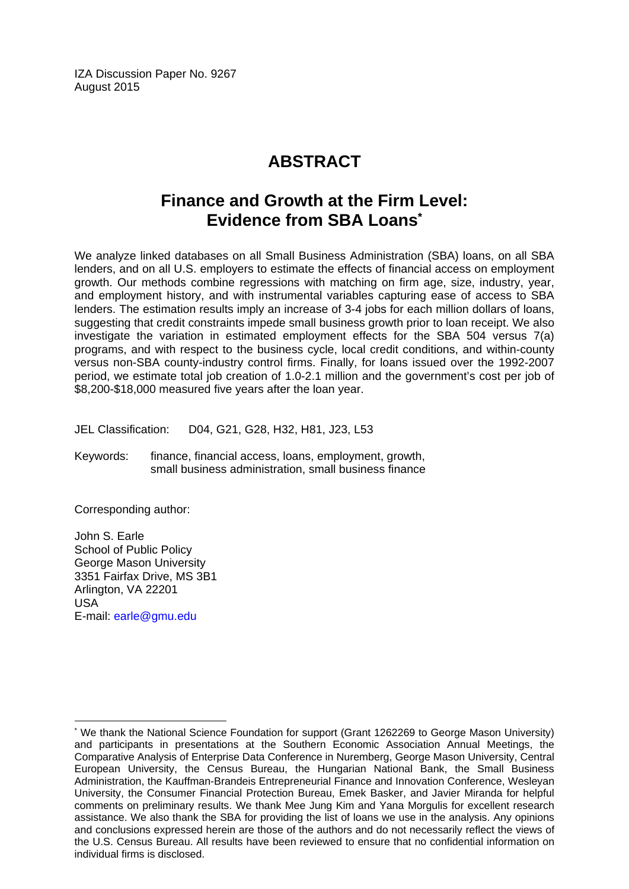IZA Discussion Paper No. 9267
August 2015

# ABSTRACT

## Finance and Growth at the Firm Level: Evidence from SBA Loans*

We analyze linked databases on all Small Business Administration (SBA) loans, on all SBA lenders, and on all U.S. employers to estimate the effects of financial access on employment growth. Our methods combine regressions with matching on firm age, size, industry, year, and employment history, and with instrumental variables capturing ease of access to SBA lenders. The estimation results imply an increase of 3-4 jobs for each million dollars of loans, suggesting that credit constraints impede small business growth prior to loan receipt. We also investigate the variation in estimated employment effects for the SBA 504 versus 7(a) programs, and with respect to the business cycle, local credit conditions, and within-county versus non-SBA county-industry control firms. Finally, for loans issued over the 1992-2007 period, we estimate total job creation of 1.0-2.1 million and the government's cost per job of $8,200-$18,000 measured five years after the loan year.

JEL Classification: D04, G21, G28, H32, H81, J23, L53

Keywords: finance, financial access, loans, employment, growth, small business administration, small business finance

Corresponding author:

John S. Earle
School of Public Policy
George Mason University
3351 Fairfax Drive, MS 3B1
Arlington, VA 22201
USA
E-mail: earle@gmu.edu

---

* We thank the National Science Foundation for support (Grant 1262269 to George Mason University) and participants in presentations at the Southern Economic Association Annual Meetings, the Comparative Analysis of Enterprise Data Conference in Nuremberg, George Mason University, Central European University, the Census Bureau, the Hungarian National Bank, the Small Business Administration, the Kauffman-Brandeis Entrepreneurial Finance and Innovation Conference, Wesleyan University, the Consumer Financial Protection Bureau, Emek Basker, and Javier Miranda for helpful comments on preliminary results. We thank Mee Jung Kim and Yana Morgulis for excellent research assistance. We also thank the SBA for providing the list of loans we use in the analysis. Any opinions and conclusions expressed herein are those of the authors and do not necessarily reflect the views of the U.S. Census Bureau. All results have been reviewed to ensure that no confidential information on individual firms is disclosed.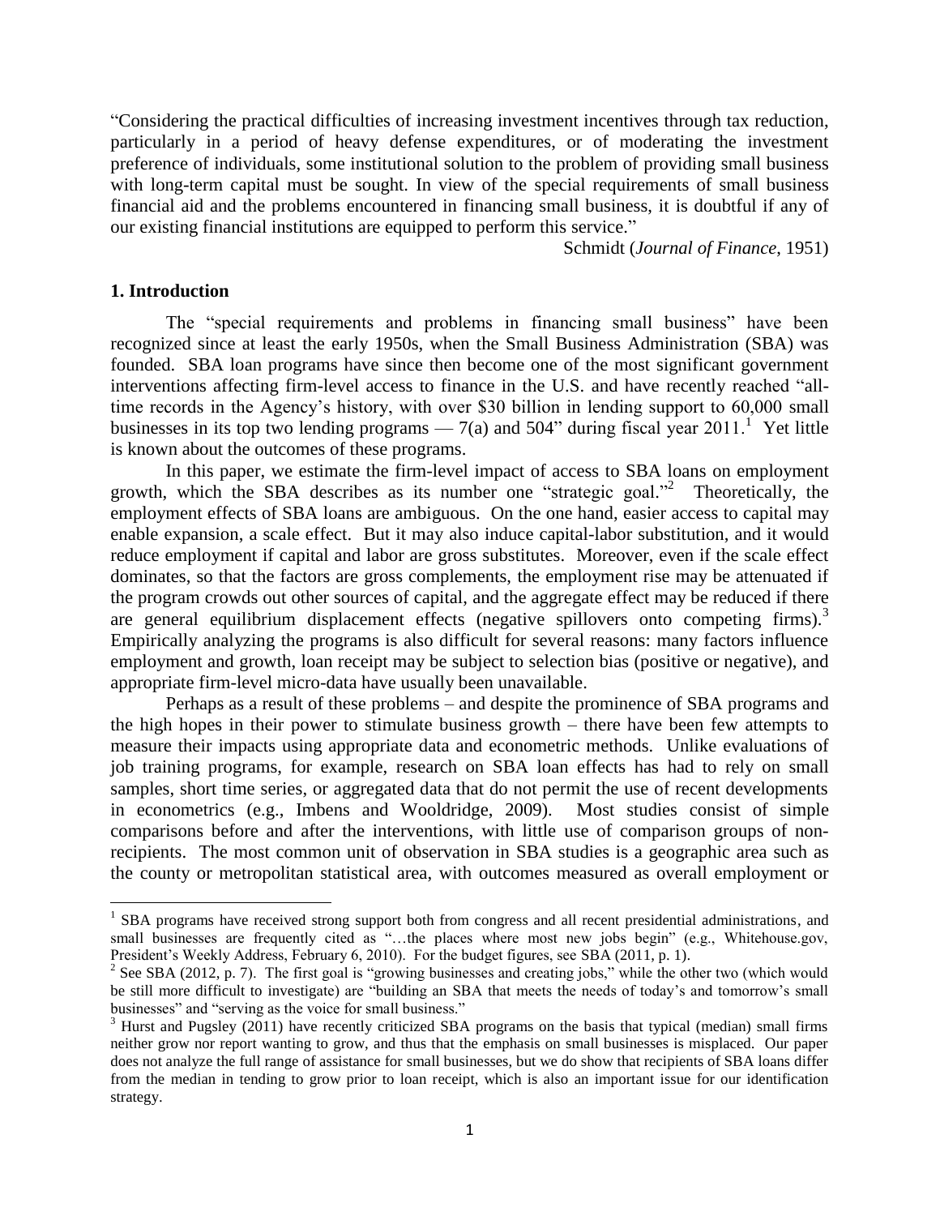"Considering the practical difficulties of increasing investment incentives through tax reduction, particularly in a period of heavy defense expenditures, or of moderating the investment preference of individuals, some institutional solution to the problem of providing small business with long-term capital must be sought. In view of the special requirements of small business financial aid and the problems encountered in financing small business, it is doubtful if any of our existing financial institutions are equipped to perform this service."

Schmidt (*Journal of Finance*, 1951)

## 1. Introduction

The "special requirements and problems in financing small business" have been recognized since at least the early 1950s, when the Small Business Administration (SBA) was founded. SBA loan programs have since then become one of the most significant government interventions affecting firm-level access to finance in the U.S. and have recently reached "all-time records in the Agency's history, with over \$30 billion in lending support to 60,000 small businesses in its top two lending programs — 7(a) and 504" during fiscal year 2011.[1] Yet little is known about the outcomes of these programs.

In this paper, we estimate the firm-level impact of access to SBA loans on employment growth, which the SBA describes as its number one "strategic goal."[2] Theoretically, the employment effects of SBA loans are ambiguous. On the one hand, easier access to capital may enable expansion, a scale effect. But it may also induce capital-labor substitution, and it would reduce employment if capital and labor are gross substitutes. Moreover, even if the scale effect dominates, so that the factors are gross complements, the employment rise may be attenuated if the program crowds out other sources of capital, and the aggregate effect may be reduced if there are general equilibrium displacement effects (negative spillovers onto competing firms).[3] Empirically analyzing the programs is also difficult for several reasons: many factors influence employment and growth, loan receipt may be subject to selection bias (positive or negative), and appropriate firm-level micro-data have usually been unavailable.

Perhaps as a result of these problems – and despite the prominence of SBA programs and the high hopes in their power to stimulate business growth – there have been few attempts to measure their impacts using appropriate data and econometric methods. Unlike evaluations of job training programs, for example, research on SBA loan effects has had to rely on small samples, short time series, or aggregated data that do not permit the use of recent developments in econometrics (e.g., Imbens and Wooldridge, 2009). Most studies consist of simple comparisons before and after the interventions, with little use of comparison groups of non-recipients. The most common unit of observation in SBA studies is a geographic area such as the county or metropolitan statistical area, with outcomes measured as overall employment or

---

[1] SBA programs have received strong support both from congress and all recent presidential administrations, and small businesses are frequently cited as "…the places where most new jobs begin" (e.g., Whitehouse.gov, President's Weekly Address, February 6, 2010). For the budget figures, see SBA (2011, p. 1).

[2] See SBA (2012, p. 7). The first goal is "growing businesses and creating jobs," while the other two (which would be still more difficult to investigate) are "building an SBA that meets the needs of today's and tomorrow's small businesses" and "serving as the voice for small business."

[3] Hurst and Pugsley (2011) have recently criticized SBA programs on the basis that typical (median) small firms neither grow nor report wanting to grow, and thus that the emphasis on small businesses is misplaced. Our paper does not analyze the full range of assistance for small businesses, but we do show that recipients of SBA loans differ from the median in tending to grow prior to loan receipt, which is also an important issue for our identification strategy.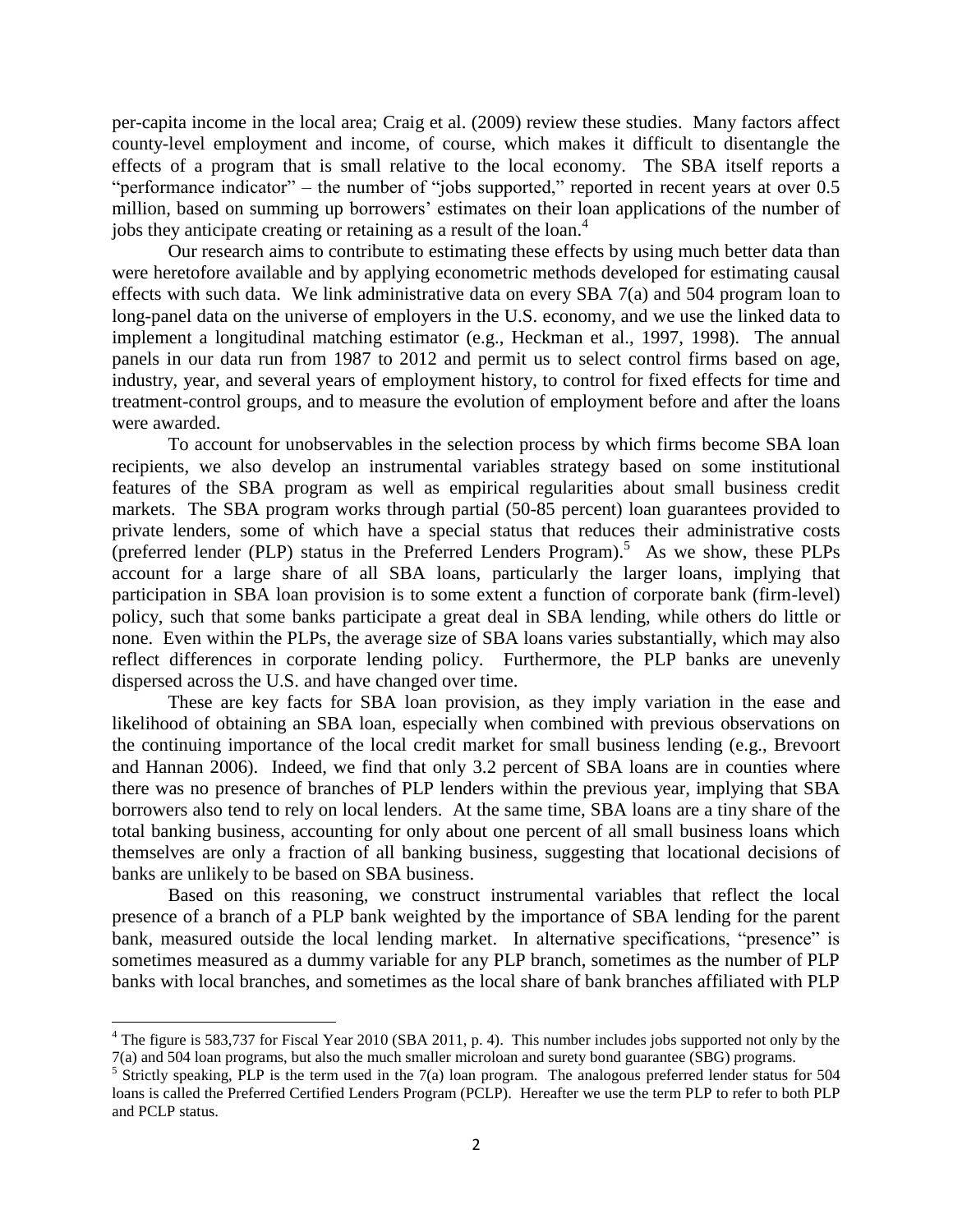per-capita income in the local area; Craig et al. (2009) review these studies. Many factors affect county-level employment and income, of course, which makes it difficult to disentangle the effects of a program that is small relative to the local economy. The SBA itself reports a "performance indicator" – the number of "jobs supported," reported in recent years at over 0.5 million, based on summing up borrowers' estimates on their loan applications of the number of jobs they anticipate creating or retaining as a result of the loan.[4]

Our research aims to contribute to estimating these effects by using much better data than were heretofore available and by applying econometric methods developed for estimating causal effects with such data. We link administrative data on every SBA 7(a) and 504 program loan to long-panel data on the universe of employers in the U.S. economy, and we use the linked data to implement a longitudinal matching estimator (e.g., Heckman et al., 1997, 1998). The annual panels in our data run from 1987 to 2012 and permit us to select control firms based on age, industry, year, and several years of employment history, to control for fixed effects for time and treatment-control groups, and to measure the evolution of employment before and after the loans were awarded.

To account for unobservables in the selection process by which firms become SBA loan recipients, we also develop an instrumental variables strategy based on some institutional features of the SBA program as well as empirical regularities about small business credit markets. The SBA program works through partial (50-85 percent) loan guarantees provided to private lenders, some of which have a special status that reduces their administrative costs (preferred lender (PLP) status in the Preferred Lenders Program).[5] As we show, these PLPs account for a large share of all SBA loans, particularly the larger loans, implying that participation in SBA loan provision is to some extent a function of corporate bank (firm-level) policy, such that some banks participate a great deal in SBA lending, while others do little or none. Even within the PLPs, the average size of SBA loans varies substantially, which may also reflect differences in corporate lending policy. Furthermore, the PLP banks are unevenly dispersed across the U.S. and have changed over time.

These are key facts for SBA loan provision, as they imply variation in the ease and likelihood of obtaining an SBA loan, especially when combined with previous observations on the continuing importance of the local credit market for small business lending (e.g., Brevoort and Hannan 2006). Indeed, we find that only 3.2 percent of SBA loans are in counties where there was no presence of branches of PLP lenders within the previous year, implying that SBA borrowers also tend to rely on local lenders. At the same time, SBA loans are a tiny share of the total banking business, accounting for only about one percent of all small business loans which themselves are only a fraction of all banking business, suggesting that locational decisions of banks are unlikely to be based on SBA business.

Based on this reasoning, we construct instrumental variables that reflect the local presence of a branch of a PLP bank weighted by the importance of SBA lending for the parent bank, measured outside the local lending market. In alternative specifications, "presence" is sometimes measured as a dummy variable for any PLP branch, sometimes as the number of PLP banks with local branches, and sometimes as the local share of bank branches affiliated with PLP

---

[4] The figure is 583,737 for Fiscal Year 2010 (SBA 2011, p. 4). This number includes jobs supported not only by the 7(a) and 504 loan programs, but also the much smaller microloan and surety bond guarantee (SBG) programs.

[5] Strictly speaking, PLP is the term used in the 7(a) loan program. The analogous preferred lender status for 504 loans is called the Preferred Certified Lenders Program (PCLP). Hereafter we use the term PLP to refer to both PLP and PCLP status.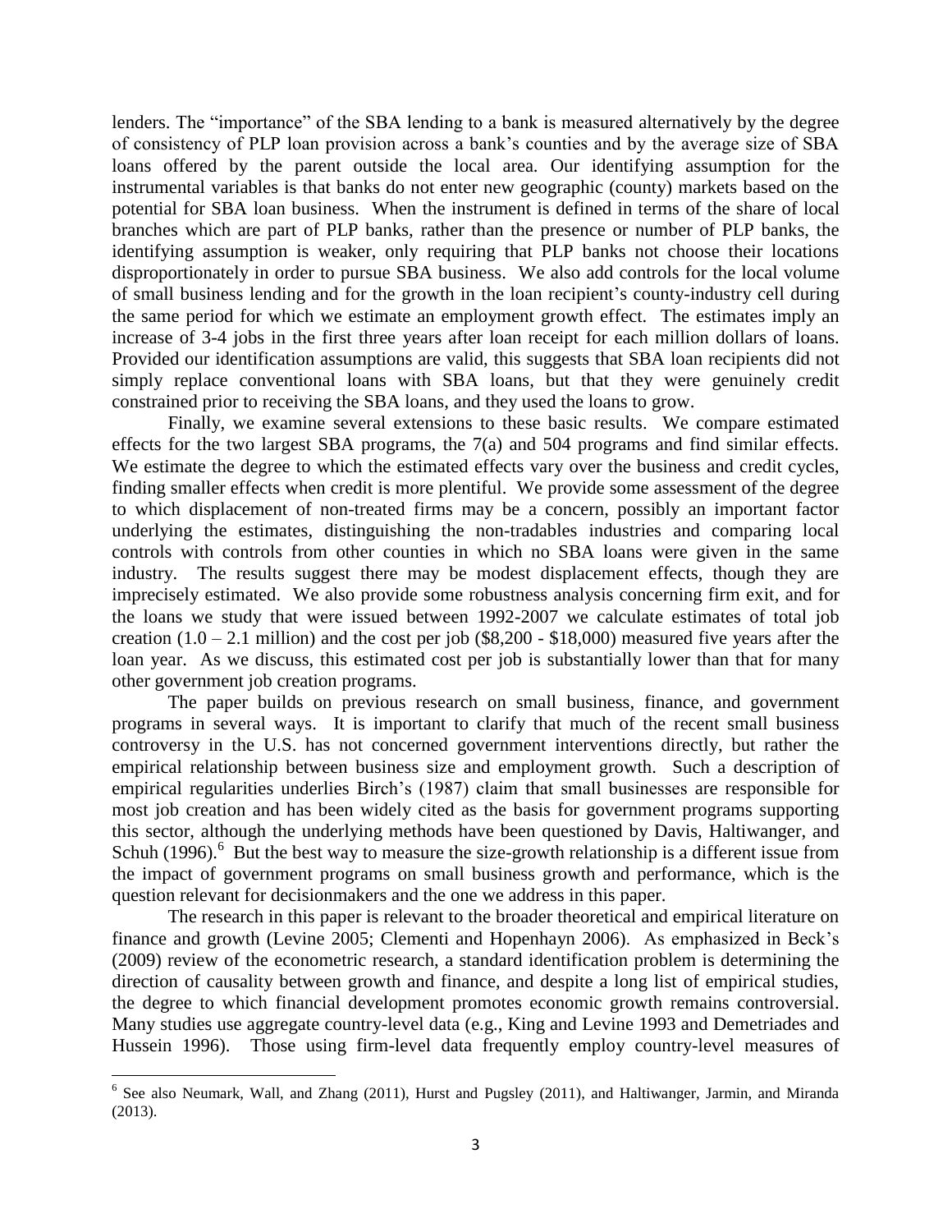lenders. The "importance" of the SBA lending to a bank is measured alternatively by the degree of consistency of PLP loan provision across a bank's counties and by the average size of SBA loans offered by the parent outside the local area. Our identifying assumption for the instrumental variables is that banks do not enter new geographic (county) markets based on the potential for SBA loan business. When the instrument is defined in terms of the share of local branches which are part of PLP banks, rather than the presence or number of PLP banks, the identifying assumption is weaker, only requiring that PLP banks not choose their locations disproportionately in order to pursue SBA business. We also add controls for the local volume of small business lending and for the growth in the loan recipient's county-industry cell during the same period for which we estimate an employment growth effect. The estimates imply an increase of 3-4 jobs in the first three years after loan receipt for each million dollars of loans. Provided our identification assumptions are valid, this suggests that SBA loan recipients did not simply replace conventional loans with SBA loans, but that they were genuinely credit constrained prior to receiving the SBA loans, and they used the loans to grow.

Finally, we examine several extensions to these basic results. We compare estimated effects for the two largest SBA programs, the 7(a) and 504 programs and find similar effects. We estimate the degree to which the estimated effects vary over the business and credit cycles, finding smaller effects when credit is more plentiful. We provide some assessment of the degree to which displacement of non-treated firms may be a concern, possibly an important factor underlying the estimates, distinguishing the non-tradables industries and comparing local controls with controls from other counties in which no SBA loans were given in the same industry. The results suggest there may be modest displacement effects, though they are imprecisely estimated. We also provide some robustness analysis concerning firm exit, and for the loans we study that were issued between 1992-2007 we calculate estimates of total job creation (1.0 – 2.1 million) and the cost per job ($8,200 - $18,000) measured five years after the loan year. As we discuss, this estimated cost per job is substantially lower than that for many other government job creation programs.

The paper builds on previous research on small business, finance, and government programs in several ways. It is important to clarify that much of the recent small business controversy in the U.S. has not concerned government interventions directly, but rather the empirical relationship between business size and employment growth. Such a description of empirical regularities underlies Birch's (1987) claim that small businesses are responsible for most job creation and has been widely cited as the basis for government programs supporting this sector, although the underlying methods have been questioned by Davis, Haltiwanger, and Schuh (1996).[6] But the best way to measure the size-growth relationship is a different issue from the impact of government programs on small business growth and performance, which is the question relevant for decisionmakers and the one we address in this paper.

The research in this paper is relevant to the broader theoretical and empirical literature on finance and growth (Levine 2005; Clementi and Hopenhayn 2006). As emphasized in Beck's (2009) review of the econometric research, a standard identification problem is determining the direction of causality between growth and finance, and despite a long list of empirical studies, the degree to which financial development promotes economic growth remains controversial. Many studies use aggregate country-level data (e.g., King and Levine 1993 and Demetriades and Hussein 1996). Those using firm-level data frequently employ country-level measures of

[6] See also Neumark, Wall, and Zhang (2011), Hurst and Pugsley (2011), and Haltiwanger, Jarmin, and Miranda (2013).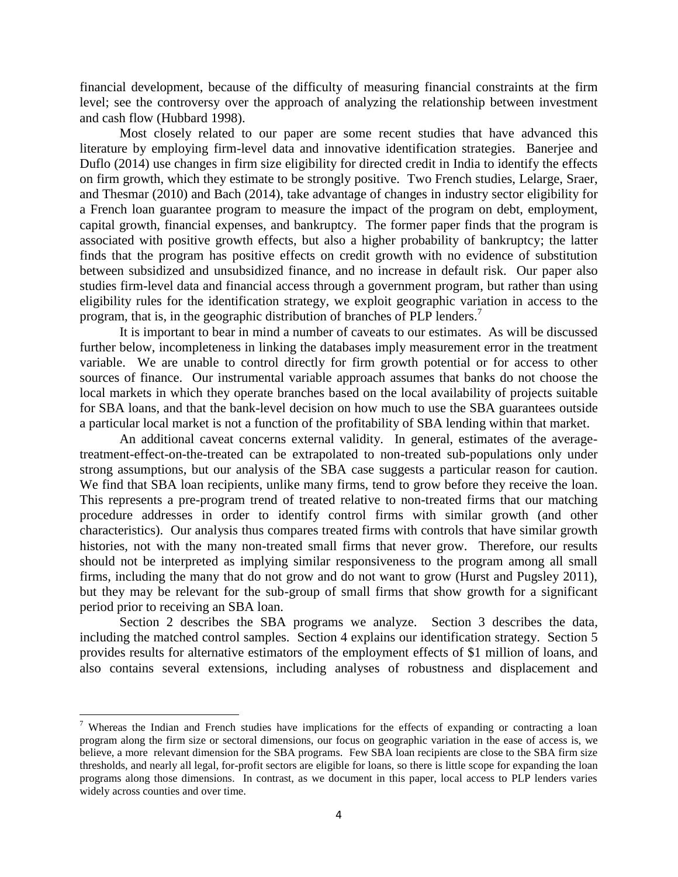financial development, because of the difficulty of measuring financial constraints at the firm level; see the controversy over the approach of analyzing the relationship between investment and cash flow (Hubbard 1998).

Most closely related to our paper are some recent studies that have advanced this literature by employing firm-level data and innovative identification strategies. Banerjee and Duflo (2014) use changes in firm size eligibility for directed credit in India to identify the effects on firm growth, which they estimate to be strongly positive. Two French studies, Lelarge, Sraer, and Thesmar (2010) and Bach (2014), take advantage of changes in industry sector eligibility for a French loan guarantee program to measure the impact of the program on debt, employment, capital growth, financial expenses, and bankruptcy. The former paper finds that the program is associated with positive growth effects, but also a higher probability of bankruptcy; the latter finds that the program has positive effects on credit growth with no evidence of substitution between subsidized and unsubsidized finance, and no increase in default risk. Our paper also studies firm-level data and financial access through a government program, but rather than using eligibility rules for the identification strategy, we exploit geographic variation in access to the program, that is, in the geographic distribution of branches of PLP lenders.[7]

It is important to bear in mind a number of caveats to our estimates. As will be discussed further below, incompleteness in linking the databases imply measurement error in the treatment variable. We are unable to control directly for firm growth potential or for access to other sources of finance. Our instrumental variable approach assumes that banks do not choose the local markets in which they operate branches based on the local availability of projects suitable for SBA loans, and that the bank-level decision on how much to use the SBA guarantees outside a particular local market is not a function of the profitability of SBA lending within that market.

An additional caveat concerns external validity. In general, estimates of the average-treatment-effect-on-the-treated can be extrapolated to non-treated sub-populations only under strong assumptions, but our analysis of the SBA case suggests a particular reason for caution. We find that SBA loan recipients, unlike many firms, tend to grow before they receive the loan. This represents a pre-program trend of treated relative to non-treated firms that our matching procedure addresses in order to identify control firms with similar growth (and other characteristics). Our analysis thus compares treated firms with controls that have similar growth histories, not with the many non-treated small firms that never grow. Therefore, our results should not be interpreted as implying similar responsiveness to the program among all small firms, including the many that do not grow and do not want to grow (Hurst and Pugsley 2011), but they may be relevant for the sub-group of small firms that show growth for a significant period prior to receiving an SBA loan.

Section 2 describes the SBA programs we analyze. Section 3 describes the data, including the matched control samples. Section 4 explains our identification strategy. Section 5 provides results for alternative estimators of the employment effects of $1 million of loans, and also contains several extensions, including analyses of robustness and displacement and

[7] Whereas the Indian and French studies have implications for the effects of expanding or contracting a loan program along the firm size or sectoral dimensions, our focus on geographic variation in the ease of access is, we believe, a more relevant dimension for the SBA programs. Few SBA loan recipients are close to the SBA firm size thresholds, and nearly all legal, for-profit sectors are eligible for loans, so there is little scope for expanding the loan programs along those dimensions. In contrast, as we document in this paper, local access to PLP lenders varies widely across counties and over time.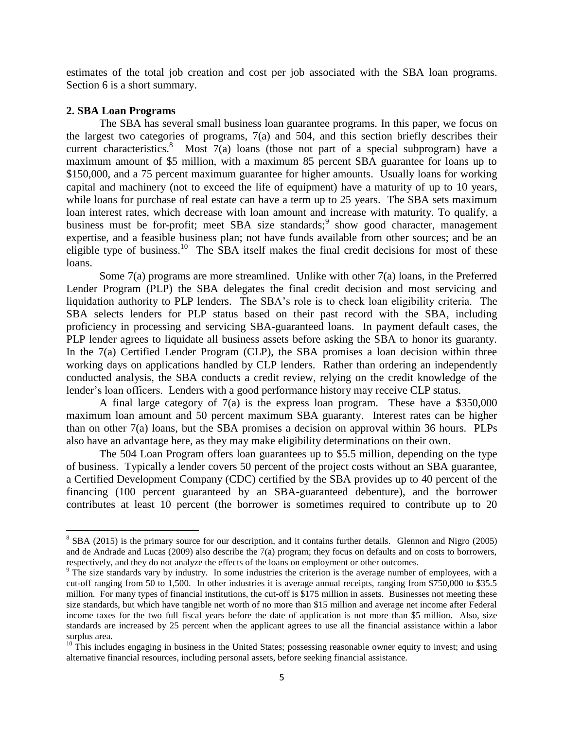estimates of the total job creation and cost per job associated with the SBA loan programs. Section 6 is a short summary.

## 2. SBA Loan Programs

The SBA has several small business loan guarantee programs. In this paper, we focus on the largest two categories of programs, 7(a) and 504, and this section briefly describes their current characteristics.[8] Most 7(a) loans (those not part of a special subprogram) have a maximum amount of \$5 million, with a maximum 85 percent SBA guarantee for loans up to \$150,000, and a 75 percent maximum guarantee for higher amounts. Usually loans for working capital and machinery (not to exceed the life of equipment) have a maturity of up to 10 years, while loans for purchase of real estate can have a term up to 25 years. The SBA sets maximum loan interest rates, which decrease with loan amount and increase with maturity. To qualify, a business must be for-profit; meet SBA size standards;[9] show good character, management expertise, and a feasible business plan; not have funds available from other sources; and be an eligible type of business.[10] The SBA itself makes the final credit decisions for most of these loans.

Some 7(a) programs are more streamlined. Unlike with other 7(a) loans, in the Preferred Lender Program (PLP) the SBA delegates the final credit decision and most servicing and liquidation authority to PLP lenders. The SBA's role is to check loan eligibility criteria. The SBA selects lenders for PLP status based on their past record with the SBA, including proficiency in processing and servicing SBA-guaranteed loans. In payment default cases, the PLP lender agrees to liquidate all business assets before asking the SBA to honor its guaranty. In the 7(a) Certified Lender Program (CLP), the SBA promises a loan decision within three working days on applications handled by CLP lenders. Rather than ordering an independently conducted analysis, the SBA conducts a credit review, relying on the credit knowledge of the lender's loan officers. Lenders with a good performance history may receive CLP status.

A final large category of 7(a) is the express loan program. These have a \$350,000 maximum loan amount and 50 percent maximum SBA guaranty. Interest rates can be higher than on other 7(a) loans, but the SBA promises a decision on approval within 36 hours. PLPs also have an advantage here, as they may make eligibility determinations on their own.

The 504 Loan Program offers loan guarantees up to \$5.5 million, depending on the type of business. Typically a lender covers 50 percent of the project costs without an SBA guarantee, a Certified Development Company (CDC) certified by the SBA provides up to 40 percent of the financing (100 percent guaranteed by an SBA-guaranteed debenture), and the borrower contributes at least 10 percent (the borrower is sometimes required to contribute up to 20

---

[8] SBA (2015) is the primary source for our description, and it contains further details. Glennon and Nigro (2005) and de Andrade and Lucas (2009) also describe the 7(a) program; they focus on defaults and on costs to borrowers, respectively, and they do not analyze the effects of the loans on employment or other outcomes.

[9] The size standards vary by industry. In some industries the criterion is the average number of employees, with a cut-off ranging from 50 to 1,500. In other industries it is average annual receipts, ranging from \$750,000 to \$35.5 million. For many types of financial institutions, the cut-off is \$175 million in assets. Businesses not meeting these size standards, but which have tangible net worth of no more than \$15 million and average net income after Federal income taxes for the two full fiscal years before the date of application is not more than \$5 million. Also, size standards are increased by 25 percent when the applicant agrees to use all the financial assistance within a labor surplus area.

[10] This includes engaging in business in the United States; possessing reasonable owner equity to invest; and using alternative financial resources, including personal assets, before seeking financial assistance.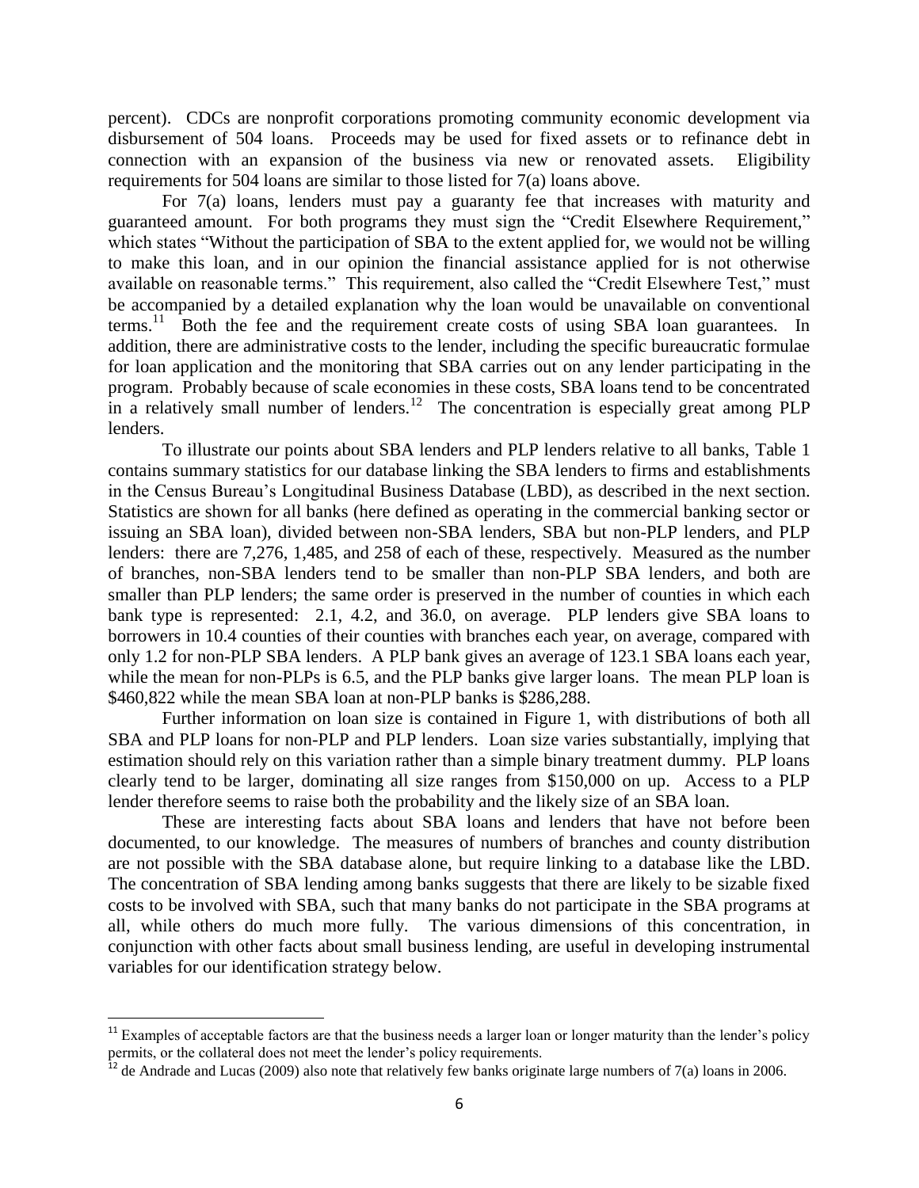percent). CDCs are nonprofit corporations promoting community economic development via disbursement of 504 loans. Proceeds may be used for fixed assets or to refinance debt in connection with an expansion of the business via new or renovated assets. Eligibility requirements for 504 loans are similar to those listed for 7(a) loans above.

For 7(a) loans, lenders must pay a guaranty fee that increases with maturity and guaranteed amount. For both programs they must sign the "Credit Elsewhere Requirement," which states "Without the participation of SBA to the extent applied for, we would not be willing to make this loan, and in our opinion the financial assistance applied for is not otherwise available on reasonable terms." This requirement, also called the "Credit Elsewhere Test," must be accompanied by a detailed explanation why the loan would be unavailable on conventional terms.[11] Both the fee and the requirement create costs of using SBA loan guarantees. In addition, there are administrative costs to the lender, including the specific bureaucratic formulae for loan application and the monitoring that SBA carries out on any lender participating in the program. Probably because of scale economies in these costs, SBA loans tend to be concentrated in a relatively small number of lenders.[12] The concentration is especially great among PLP lenders.

To illustrate our points about SBA lenders and PLP lenders relative to all banks, Table 1 contains summary statistics for our database linking the SBA lenders to firms and establishments in the Census Bureau's Longitudinal Business Database (LBD), as described in the next section. Statistics are shown for all banks (here defined as operating in the commercial banking sector or issuing an SBA loan), divided between non-SBA lenders, SBA but non-PLP lenders, and PLP lenders: there are 7,276, 1,485, and 258 of each of these, respectively. Measured as the number of branches, non-SBA lenders tend to be smaller than non-PLP SBA lenders, and both are smaller than PLP lenders; the same order is preserved in the number of counties in which each bank type is represented: 2.1, 4.2, and 36.0, on average. PLP lenders give SBA loans to borrowers in 10.4 counties of their counties with branches each year, on average, compared with only 1.2 for non-PLP SBA lenders. A PLP bank gives an average of 123.1 SBA loans each year, while the mean for non-PLPs is 6.5, and the PLP banks give larger loans. The mean PLP loan is \$460,822 while the mean SBA loan at non-PLP banks is \$286,288.

Further information on loan size is contained in Figure 1, with distributions of both all SBA and PLP loans for non-PLP and PLP lenders. Loan size varies substantially, implying that estimation should rely on this variation rather than a simple binary treatment dummy. PLP loans clearly tend to be larger, dominating all size ranges from \$150,000 on up. Access to a PLP lender therefore seems to raise both the probability and the likely size of an SBA loan.

These are interesting facts about SBA loans and lenders that have not before been documented, to our knowledge. The measures of numbers of branches and county distribution are not possible with the SBA database alone, but require linking to a database like the LBD. The concentration of SBA lending among banks suggests that there are likely to be sizable fixed costs to be involved with SBA, such that many banks do not participate in the SBA programs at all, while others do much more fully. The various dimensions of this concentration, in conjunction with other facts about small business lending, are useful in developing instrumental variables for our identification strategy below.

[11] Examples of acceptable factors are that the business needs a larger loan or longer maturity than the lender's policy permits, or the collateral does not meet the lender's policy requirements.

[12] de Andrade and Lucas (2009) also note that relatively few banks originate large numbers of 7(a) loans in 2006.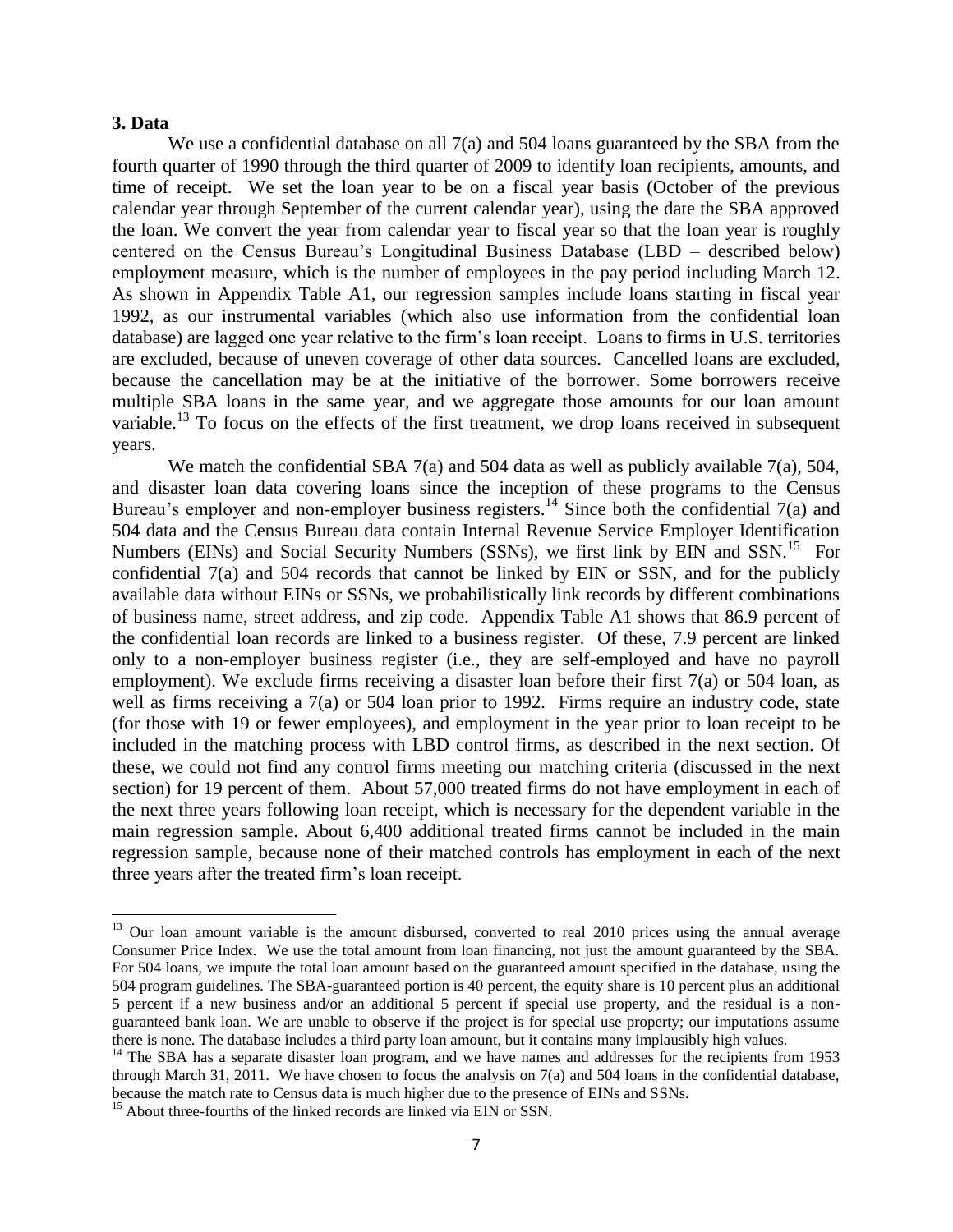## 3. Data

We use a confidential database on all 7(a) and 504 loans guaranteed by the SBA from the fourth quarter of 1990 through the third quarter of 2009 to identify loan recipients, amounts, and time of receipt. We set the loan year to be on a fiscal year basis (October of the previous calendar year through September of the current calendar year), using the date the SBA approved the loan. We convert the year from calendar year to fiscal year so that the loan year is roughly centered on the Census Bureau's Longitudinal Business Database (LBD – described below) employment measure, which is the number of employees in the pay period including March 12. As shown in Appendix Table A1, our regression samples include loans starting in fiscal year 1992, as our instrumental variables (which also use information from the confidential loan database) are lagged one year relative to the firm's loan receipt. Loans to firms in U.S. territories are excluded, because of uneven coverage of other data sources. Cancelled loans are excluded, because the cancellation may be at the initiative of the borrower. Some borrowers receive multiple SBA loans in the same year, and we aggregate those amounts for our loan amount variable.[13] To focus on the effects of the first treatment, we drop loans received in subsequent years.

We match the confidential SBA 7(a) and 504 data as well as publicly available 7(a), 504, and disaster loan data covering loans since the inception of these programs to the Census Bureau's employer and non-employer business registers.[14] Since both the confidential 7(a) and 504 data and the Census Bureau data contain Internal Revenue Service Employer Identification Numbers (EINs) and Social Security Numbers (SSNs), we first link by EIN and SSN.[15] For confidential 7(a) and 504 records that cannot be linked by EIN or SSN, and for the publicly available data without EINs or SSNs, we probabilistically link records by different combinations of business name, street address, and zip code. Appendix Table A1 shows that 86.9 percent of the confidential loan records are linked to a business register. Of these, 7.9 percent are linked only to a non-employer business register (i.e., they are self-employed and have no payroll employment). We exclude firms receiving a disaster loan before their first 7(a) or 504 loan, as well as firms receiving a 7(a) or 504 loan prior to 1992. Firms require an industry code, state (for those with 19 or fewer employees), and employment in the year prior to loan receipt to be included in the matching process with LBD control firms, as described in the next section. Of these, we could not find any control firms meeting our matching criteria (discussed in the next section) for 19 percent of them. About 57,000 treated firms do not have employment in each of the next three years following loan receipt, which is necessary for the dependent variable in the main regression sample. About 6,400 additional treated firms cannot be included in the main regression sample, because none of their matched controls has employment in each of the next three years after the treated firm's loan receipt.

---

[13] Our loan amount variable is the amount disbursed, converted to real 2010 prices using the annual average Consumer Price Index. We use the total amount from loan financing, not just the amount guaranteed by the SBA. For 504 loans, we impute the total loan amount based on the guaranteed amount specified in the database, using the 504 program guidelines. The SBA-guaranteed portion is 40 percent, the equity share is 10 percent plus an additional 5 percent if a new business and/or an additional 5 percent if special use property, and the residual is a non-guaranteed bank loan. We are unable to observe if the project is for special use property; our imputations assume there is none. The database includes a third party loan amount, but it contains many implausibly high values.

[14] The SBA has a separate disaster loan program, and we have names and addresses for the recipients from 1953 through March 31, 2011. We have chosen to focus the analysis on 7(a) and 504 loans in the confidential database, because the match rate to Census data is much higher due to the presence of EINs and SSNs.

[15] About three-fourths of the linked records are linked via EIN or SSN.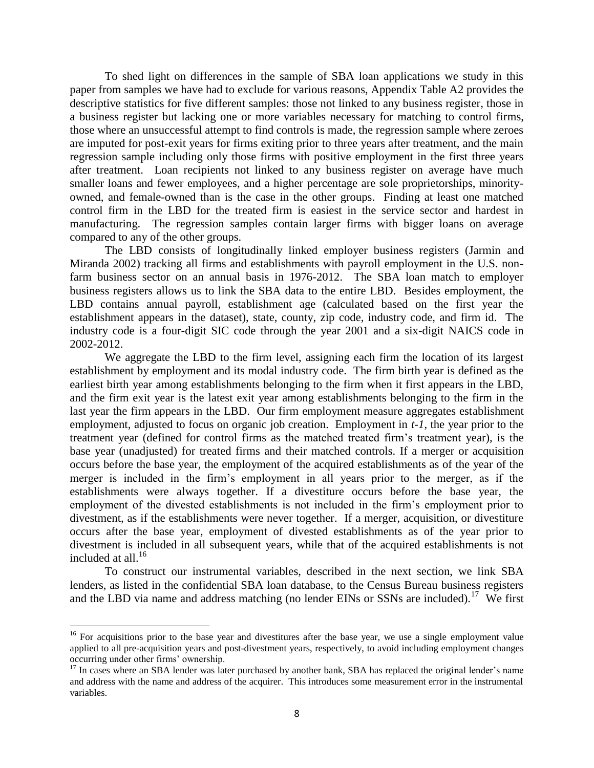To shed light on differences in the sample of SBA loan applications we study in this paper from samples we have had to exclude for various reasons, Appendix Table A2 provides the descriptive statistics for five different samples: those not linked to any business register, those in a business register but lacking one or more variables necessary for matching to control firms, those where an unsuccessful attempt to find controls is made, the regression sample where zeroes are imputed for post-exit years for firms exiting prior to three years after treatment, and the main regression sample including only those firms with positive employment in the first three years after treatment. Loan recipients not linked to any business register on average have much smaller loans and fewer employees, and a higher percentage are sole proprietorships, minority-owned, and female-owned than is the case in the other groups. Finding at least one matched control firm in the LBD for the treated firm is easiest in the service sector and hardest in manufacturing. The regression samples contain larger firms with bigger loans on average compared to any of the other groups.

The LBD consists of longitudinally linked employer business registers (Jarmin and Miranda 2002) tracking all firms and establishments with payroll employment in the U.S. non-farm business sector on an annual basis in 1976-2012. The SBA loan match to employer business registers allows us to link the SBA data to the entire LBD. Besides employment, the LBD contains annual payroll, establishment age (calculated based on the first year the establishment appears in the dataset), state, county, zip code, industry code, and firm id. The industry code is a four-digit SIC code through the year 2001 and a six-digit NAICS code in 2002-2012.

We aggregate the LBD to the firm level, assigning each firm the location of its largest establishment by employment and its modal industry code. The firm birth year is defined as the earliest birth year among establishments belonging to the firm when it first appears in the LBD, and the firm exit year is the latest exit year among establishments belonging to the firm in the last year the firm appears in the LBD. Our firm employment measure aggregates establishment employment, adjusted to focus on organic job creation. Employment in *t-1*, the year prior to the treatment year (defined for control firms as the matched treated firm's treatment year), is the base year (unadjusted) for treated firms and their matched controls. If a merger or acquisition occurs before the base year, the employment of the acquired establishments as of the year of the merger is included in the firm's employment in all years prior to the merger, as if the establishments were always together. If a divestiture occurs before the base year, the employment of the divested establishments is not included in the firm's employment prior to divestment, as if the establishments were never together. If a merger, acquisition, or divestiture occurs after the base year, employment of divested establishments as of the year prior to divestment is included in all subsequent years, while that of the acquired establishments is not included at all.[16]

To construct our instrumental variables, described in the next section, we link SBA lenders, as listed in the confidential SBA loan database, to the Census Bureau business registers and the LBD via name and address matching (no lender EINs or SSNs are included).[17] We first

[16] For acquisitions prior to the base year and divestitures after the base year, we use a single employment value applied to all pre-acquisition years and post-divestment years, respectively, to avoid including employment changes occurring under other firms' ownership.

[17] In cases where an SBA lender was later purchased by another bank, SBA has replaced the original lender's name and address with the name and address of the acquirer. This introduces some measurement error in the instrumental variables.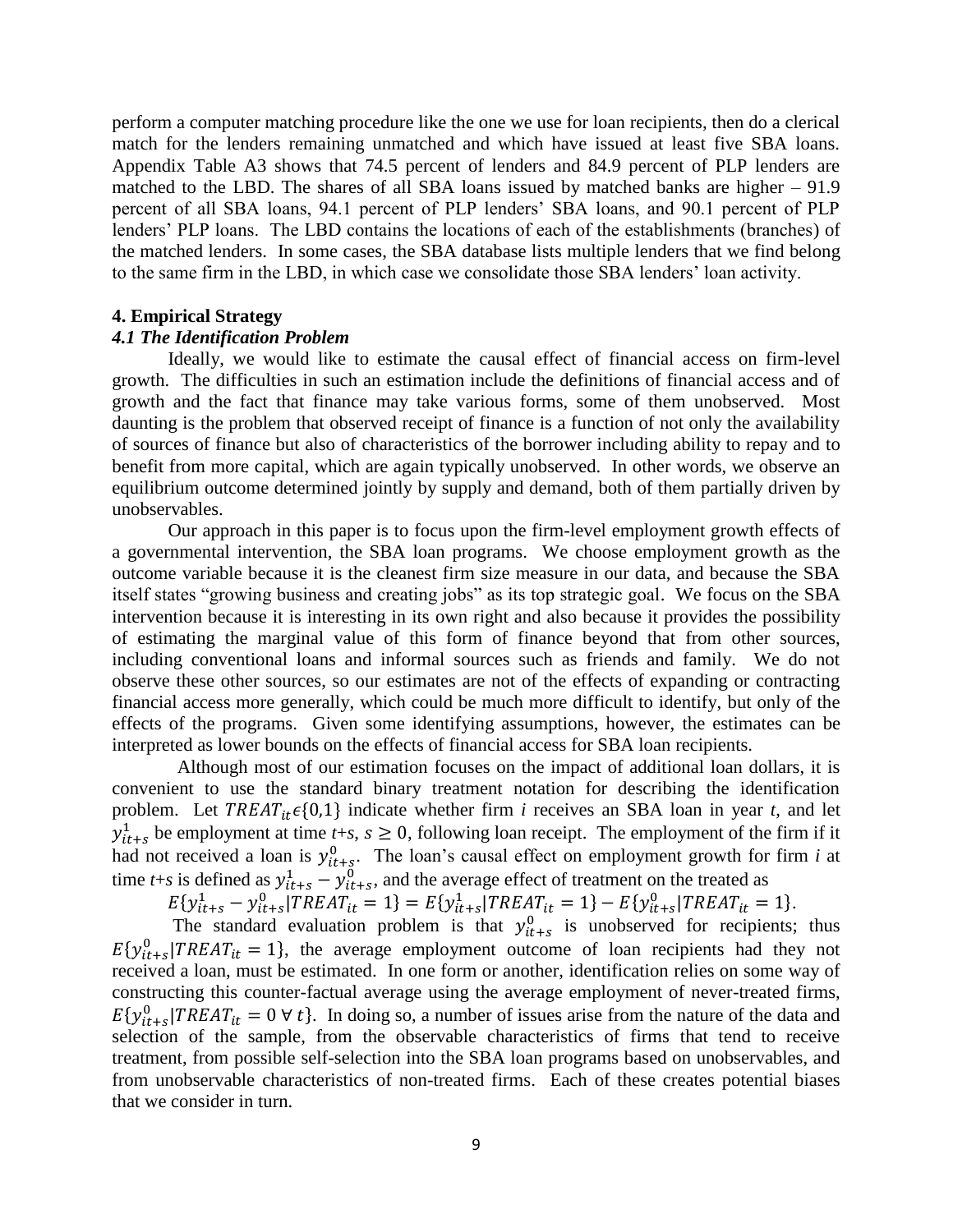perform a computer matching procedure like the one we use for loan recipients, then do a clerical match for the lenders remaining unmatched and which have issued at least five SBA loans. Appendix Table A3 shows that 74.5 percent of lenders and 84.9 percent of PLP lenders are matched to the LBD. The shares of all SBA loans issued by matched banks are higher – 91.9 percent of all SBA loans, 94.1 percent of PLP lenders' SBA loans, and 90.1 percent of PLP lenders' PLP loans. The LBD contains the locations of each of the establishments (branches) of the matched lenders. In some cases, the SBA database lists multiple lenders that we find belong to the same firm in the LBD, in which case we consolidate those SBA lenders' loan activity.

## 4. Empirical Strategy

### *4.1 The Identification Problem*

Ideally, we would like to estimate the causal effect of financial access on firm-level growth. The difficulties in such an estimation include the definitions of financial access and of growth and the fact that finance may take various forms, some of them unobserved. Most daunting is the problem that observed receipt of finance is a function of not only the availability of sources of finance but also of characteristics of the borrower including ability to repay and to benefit from more capital, which are again typically unobserved. In other words, we observe an equilibrium outcome determined jointly by supply and demand, both of them partially driven by unobservables.

Our approach in this paper is to focus upon the firm-level employment growth effects of a governmental intervention, the SBA loan programs. We choose employment growth as the outcome variable because it is the cleanest firm size measure in our data, and because the SBA itself states "growing business and creating jobs" as its top strategic goal. We focus on the SBA intervention because it is interesting in its own right and also because it provides the possibility of estimating the marginal value of this form of finance beyond that from other sources, including conventional loans and informal sources such as friends and family. We do not observe these other sources, so our estimates are not of the effects of expanding or contracting financial access more generally, which could be much more difficult to identify, but only of the effects of the programs. Given some identifying assumptions, however, the estimates can be interpreted as lower bounds on the effects of financial access for SBA loan recipients.

Although most of our estimation focuses on the impact of additional loan dollars, it is convenient to use the standard binary treatment notation for describing the identification problem. Let $TREAT_{it} \epsilon \{0,1\}$ indicate whether firm *i* receives an SBA loan in year *t*, and let $y^1_{it+s}$ be employment at time *t*+*s*, $s \geq 0$, following loan receipt. The employment of the firm if it had not received a loan is $y^0_{it+s}$. The loan's causal effect on employment growth for firm *i* at time *t*+*s* is defined as $y^1_{it+s} - y^0_{it+s}$, and the average effect of treatment on the treated as

$$E\{y^1_{it+s} - y^0_{it+s} | TREAT_{it} = 1\} = E\{y^1_{it+s} | TREAT_{it} = 1\} - E\{y^0_{it+s} | TREAT_{it} = 1\}.$$

The standard evaluation problem is that $y^0_{it+s}$ is unobserved for recipients; thus $E\{y^0_{it+s} | TREAT_{it} = 1\}$, the average employment outcome of loan recipients had they not received a loan, must be estimated. In one form or another, identification relies on some way of constructing this counter-factual average using the average employment of never-treated firms, $E\{y^0_{it+s} | TREAT_{it} = 0 \; \forall \; t\}$. In doing so, a number of issues arise from the nature of the data and selection of the sample, from the observable characteristics of firms that tend to receive treatment, from possible self-selection into the SBA loan programs based on unobservables, and from unobservable characteristics of non-treated firms. Each of these creates potential biases that we consider in turn.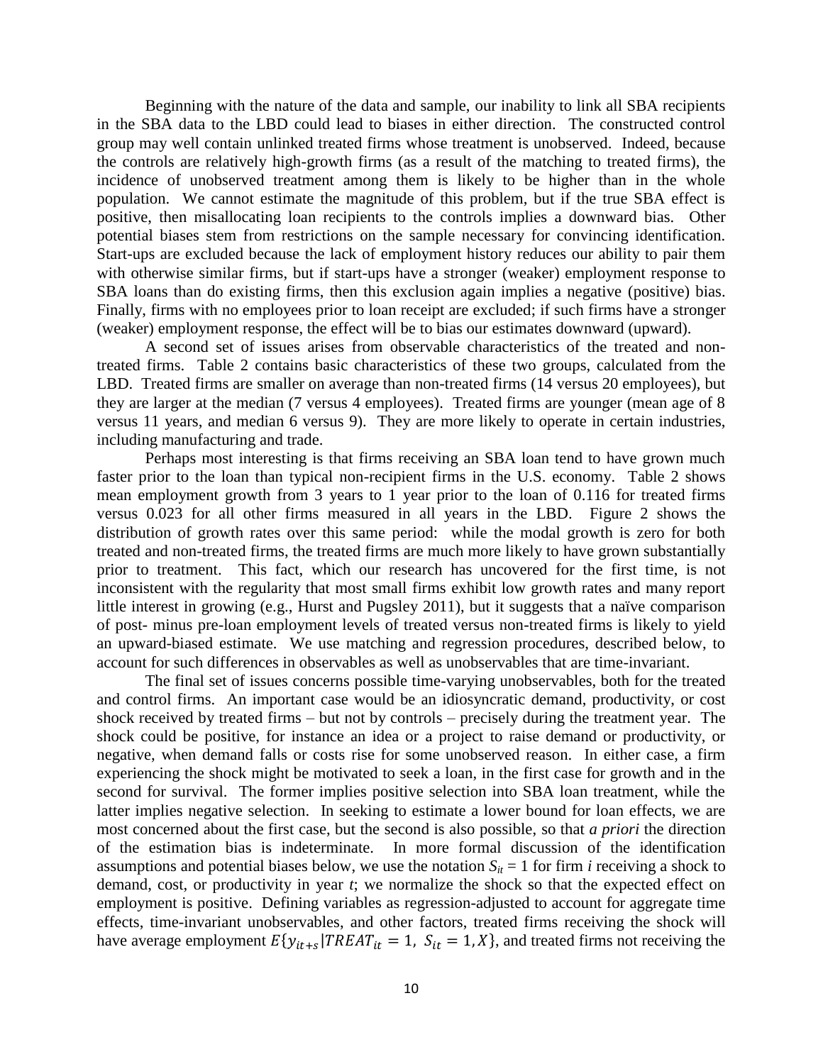Beginning with the nature of the data and sample, our inability to link all SBA recipients in the SBA data to the LBD could lead to biases in either direction. The constructed control group may well contain unlinked treated firms whose treatment is unobserved. Indeed, because the controls are relatively high-growth firms (as a result of the matching to treated firms), the incidence of unobserved treatment among them is likely to be higher than in the whole population. We cannot estimate the magnitude of this problem, but if the true SBA effect is positive, then misallocating loan recipients to the controls implies a downward bias. Other potential biases stem from restrictions on the sample necessary for convincing identification. Start-ups are excluded because the lack of employment history reduces our ability to pair them with otherwise similar firms, but if start-ups have a stronger (weaker) employment response to SBA loans than do existing firms, then this exclusion again implies a negative (positive) bias. Finally, firms with no employees prior to loan receipt are excluded; if such firms have a stronger (weaker) employment response, the effect will be to bias our estimates downward (upward).

A second set of issues arises from observable characteristics of the treated and non-treated firms. Table 2 contains basic characteristics of these two groups, calculated from the LBD. Treated firms are smaller on average than non-treated firms (14 versus 20 employees), but they are larger at the median (7 versus 4 employees). Treated firms are younger (mean age of 8 versus 11 years, and median 6 versus 9). They are more likely to operate in certain industries, including manufacturing and trade.

Perhaps most interesting is that firms receiving an SBA loan tend to have grown much faster prior to the loan than typical non-recipient firms in the U.S. economy. Table 2 shows mean employment growth from 3 years to 1 year prior to the loan of 0.116 for treated firms versus 0.023 for all other firms measured in all years in the LBD. Figure 2 shows the distribution of growth rates over this same period: while the modal growth is zero for both treated and non-treated firms, the treated firms are much more likely to have grown substantially prior to treatment. This fact, which our research has uncovered for the first time, is not inconsistent with the regularity that most small firms exhibit low growth rates and many report little interest in growing (e.g., Hurst and Pugsley 2011), but it suggests that a naïve comparison of post- minus pre-loan employment levels of treated versus non-treated firms is likely to yield an upward-biased estimate. We use matching and regression procedures, described below, to account for such differences in observables as well as unobservables that are time-invariant.

The final set of issues concerns possible time-varying unobservables, both for the treated and control firms. An important case would be an idiosyncratic demand, productivity, or cost shock received by treated firms – but not by controls – precisely during the treatment year. The shock could be positive, for instance an idea or a project to raise demand or productivity, or negative, when demand falls or costs rise for some unobserved reason. In either case, a firm experiencing the shock might be motivated to seek a loan, in the first case for growth and in the second for survival. The former implies positive selection into SBA loan treatment, while the latter implies negative selection. In seeking to estimate a lower bound for loan effects, we are most concerned about the first case, but the second is also possible, so that *a priori* the direction of the estimation bias is indeterminate. In more formal discussion of the identification assumptions and potential biases below, we use the notation $S_{it} = 1$ for firm $i$ receiving a shock to demand, cost, or productivity in year $t$; we normalize the shock so that the expected effect on employment is positive. Defining variables as regression-adjusted to account for aggregate time effects, time-invariant unobservables, and other factors, treated firms receiving the shock will have average employment $E\{y_{it+s}|TREAT_{it} = 1,\ S_{it} = 1, X\}$, and treated firms not receiving the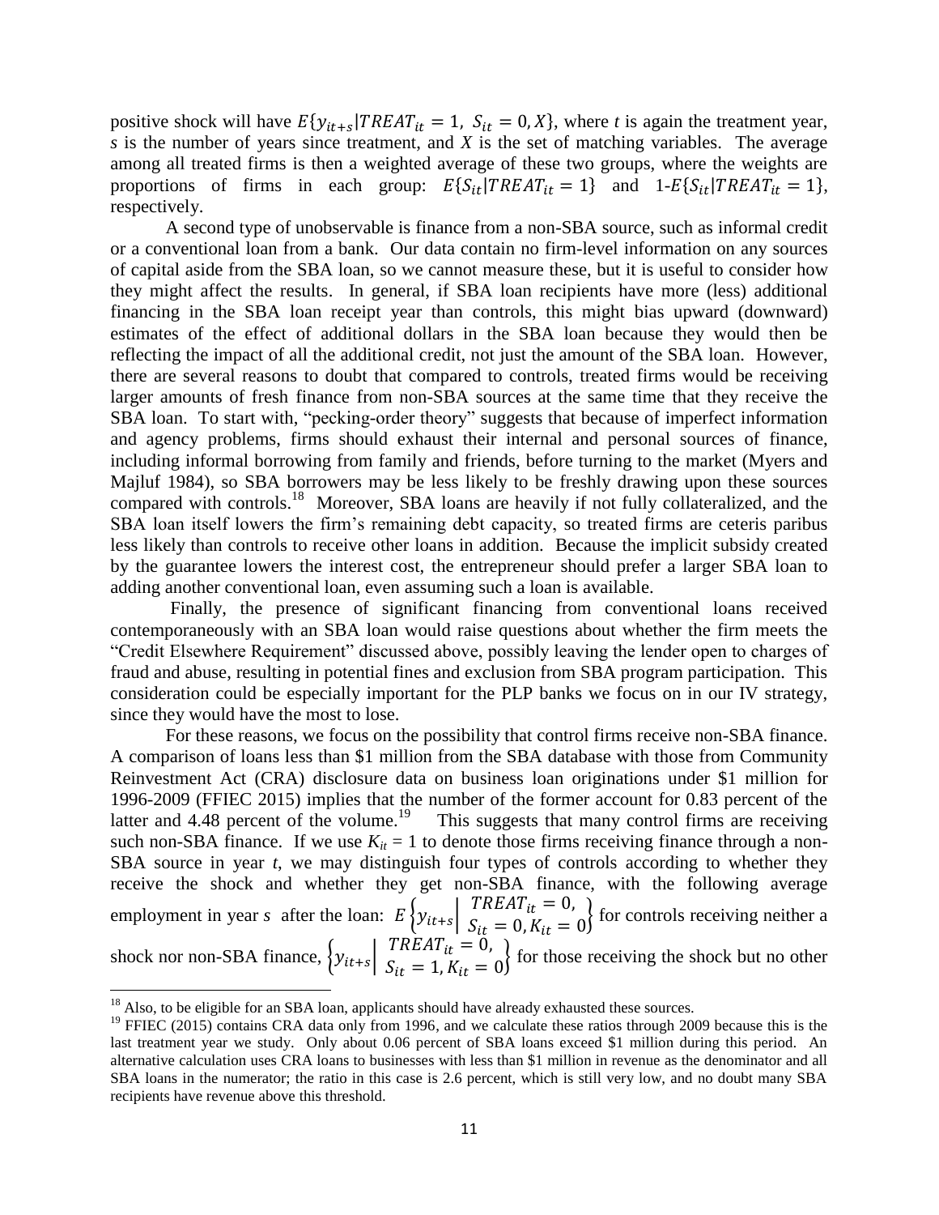positive shock will have $E\{y_{it+s}|TREAT_{it}=1,\ S_{it}=0, X\}$, where *t* is again the treatment year, *s* is the number of years since treatment, and *X* is the set of matching variables. The average among all treated firms is then a weighted average of these two groups, where the weights are proportions of firms in each group: $E\{S_{it}|TREAT_{it}=1\}$ and $1\text{-}E\{S_{it}|TREAT_{it}=1\}$, respectively.

A second type of unobservable is finance from a non-SBA source, such as informal credit or a conventional loan from a bank. Our data contain no firm-level information on any sources of capital aside from the SBA loan, so we cannot measure these, but it is useful to consider how they might affect the results. In general, if SBA loan recipients have more (less) additional financing in the SBA loan receipt year than controls, this might bias upward (downward) estimates of the effect of additional dollars in the SBA loan because they would then be reflecting the impact of all the additional credit, not just the amount of the SBA loan. However, there are several reasons to doubt that compared to controls, treated firms would be receiving larger amounts of fresh finance from non-SBA sources at the same time that they receive the SBA loan. To start with, "pecking-order theory" suggests that because of imperfect information and agency problems, firms should exhaust their internal and personal sources of finance, including informal borrowing from family and friends, before turning to the market (Myers and Majluf 1984), so SBA borrowers may be less likely to be freshly drawing upon these sources compared with controls.[18] Moreover, SBA loans are heavily if not fully collateralized, and the SBA loan itself lowers the firm's remaining debt capacity, so treated firms are ceteris paribus less likely than controls to receive other loans in addition. Because the implicit subsidy created by the guarantee lowers the interest cost, the entrepreneur should prefer a larger SBA loan to adding another conventional loan, even assuming such a loan is available.

Finally, the presence of significant financing from conventional loans received contemporaneously with an SBA loan would raise questions about whether the firm meets the "Credit Elsewhere Requirement" discussed above, possibly leaving the lender open to charges of fraud and abuse, resulting in potential fines and exclusion from SBA program participation. This consideration could be especially important for the PLP banks we focus on in our IV strategy, since they would have the most to lose.

For these reasons, we focus on the possibility that control firms receive non-SBA finance. A comparison of loans less than \$1 million from the SBA database with those from Community Reinvestment Act (CRA) disclosure data on business loan originations under \$1 million for 1996-2009 (FFIEC 2015) implies that the number of the former account for 0.83 percent of the latter and 4.48 percent of the volume.[19] This suggests that many control firms are receiving such non-SBA finance. If we use $K_{it}=1$ to denote those firms receiving finance through a non-SBA source in year *t*, we may distinguish four types of controls according to whether they receive the shock and whether they get non-SBA finance, with the following average employment in year *s* after the loan: $E\left\{y_{it+s}\middle|\begin{matrix}TREAT_{it}=0,\\ S_{it}=0, K_{it}=0\end{matrix}\right\}$ for controls receiving neither a shock nor non-SBA finance, $\left\{y_{it+s}\middle|\begin{matrix}TREAT_{it}=0,\\ S_{it}=1, K_{it}=0\end{matrix}\right\}$ for those receiving the shock but no other

---

[18] Also, to be eligible for an SBA loan, applicants should have already exhausted these sources.

[19] FFIEC (2015) contains CRA data only from 1996, and we calculate these ratios through 2009 because this is the last treatment year we study. Only about 0.06 percent of SBA loans exceed \$1 million during this period. An alternative calculation uses CRA loans to businesses with less than \$1 million in revenue as the denominator and all SBA loans in the numerator; the ratio in this case is 2.6 percent, which is still very low, and no doubt many SBA recipients have revenue above this threshold.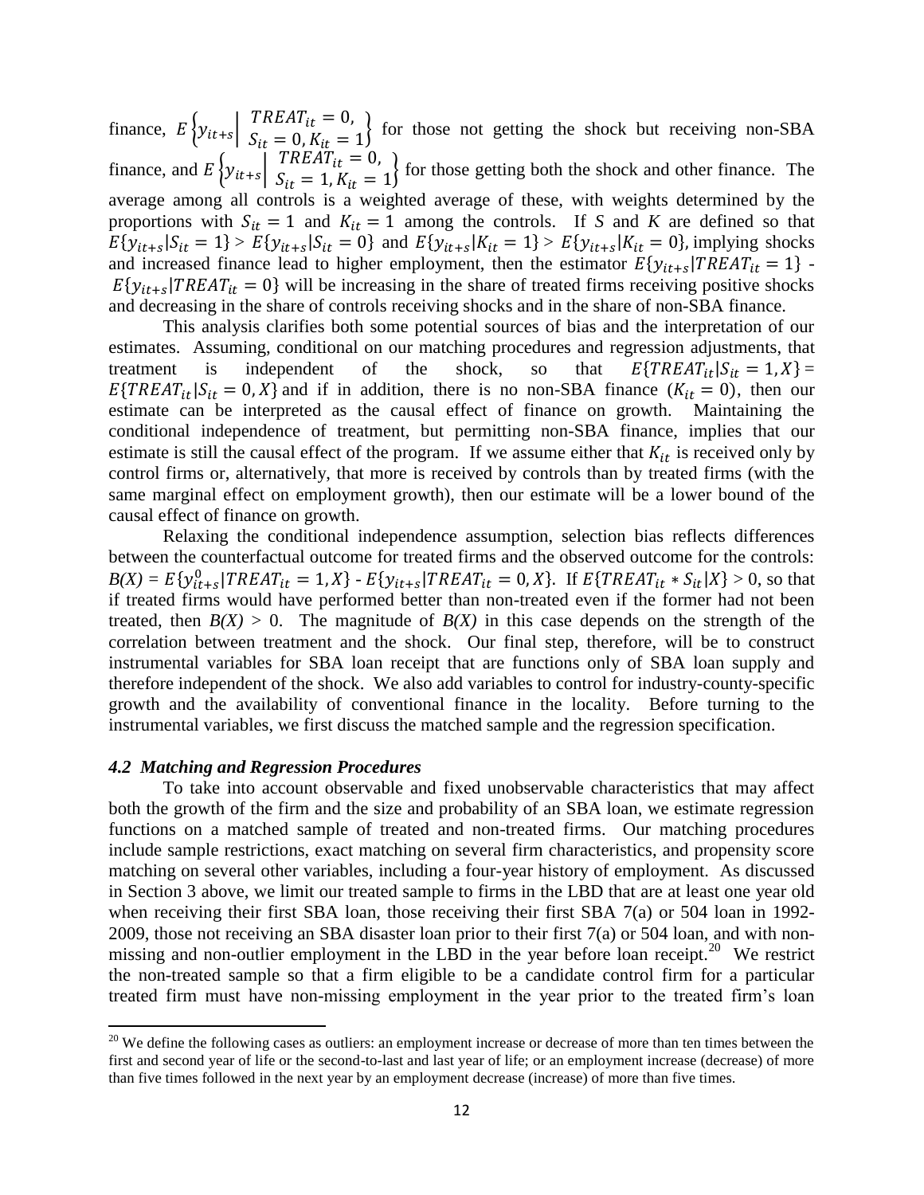finance, $E\left\{y_{it+s}\middle|\begin{array}{c}TREAT_{it}=0,\\ S_{it}=0,K_{it}=1\end{array}\right\}$ for those not getting the shock but receiving non-SBA finance, and $E\left\{y_{it+s}\middle|\begin{array}{c}TREAT_{it}=0,\\ S_{it}=1,K_{it}=1\end{array}\right\}$ for those getting both the shock and other finance. The average among all controls is a weighted average of these, with weights determined by the proportions with $S_{it}=1$ and $K_{it}=1$ among the controls. If *S* and *K* are defined so that $E\{y_{it+s}|S_{it}=1\} > E\{y_{it+s}|S_{it}=0\}$ and $E\{y_{it+s}|K_{it}=1\} > E\{y_{it+s}|K_{it}=0\}$, implying shocks and increased finance lead to higher employment, then the estimator $E\{y_{it+s}|TREAT_{it}=1\}$ - $E\{y_{it+s}|TREAT_{it}=0\}$ will be increasing in the share of treated firms receiving positive shocks and decreasing in the share of controls receiving shocks and in the share of non-SBA finance.

This analysis clarifies both some potential sources of bias and the interpretation of our estimates. Assuming, conditional on our matching procedures and regression adjustments, that treatment is independent of the shock, so that $E\{TREAT_{it}|S_{it}=1,X\} = E\{TREAT_{it}|S_{it}=0,X\}$ and if in addition, there is no non-SBA finance ($K_{it}=0$), then our estimate can be interpreted as the causal effect of finance on growth. Maintaining the conditional independence of treatment, but permitting non-SBA finance, implies that our estimate is still the causal effect of the program. If we assume either that $K_{it}$ is received only by control firms or, alternatively, that more is received by controls than by treated firms (with the same marginal effect on employment growth), then our estimate will be a lower bound of the causal effect of finance on growth.

Relaxing the conditional independence assumption, selection bias reflects differences between the counterfactual outcome for treated firms and the observed outcome for the controls: $B(X) = E\{y^0_{it+s}|TREAT_{it}=1,X\}$ - $E\{y_{it+s}|TREAT_{it}=0,X\}$. If $E\{TREAT_{it} * S_{it}|X\} > 0$, so that if treated firms would have performed better than non-treated even if the former had not been treated, then $B(X) > 0$. The magnitude of *B(X)* in this case depends on the strength of the correlation between treatment and the shock. Our final step, therefore, will be to construct instrumental variables for SBA loan receipt that are functions only of SBA loan supply and therefore independent of the shock. We also add variables to control for industry-county-specific growth and the availability of conventional finance in the locality. Before turning to the instrumental variables, we first discuss the matched sample and the regression specification.

### *4.2 Matching and Regression Procedures*

To take into account observable and fixed unobservable characteristics that may affect both the growth of the firm and the size and probability of an SBA loan, we estimate regression functions on a matched sample of treated and non-treated firms. Our matching procedures include sample restrictions, exact matching on several firm characteristics, and propensity score matching on several other variables, including a four-year history of employment. As discussed in Section 3 above, we limit our treated sample to firms in the LBD that are at least one year old when receiving their first SBA loan, those receiving their first SBA 7(a) or 504 loan in 1992-2009, those not receiving an SBA disaster loan prior to their first 7(a) or 504 loan, and with non-missing and non-outlier employment in the LBD in the year before loan receipt.[20] We restrict the non-treated sample so that a firm eligible to be a candidate control firm for a particular treated firm must have non-missing employment in the year prior to the treated firm's loan

[20] We define the following cases as outliers: an employment increase or decrease of more than ten times between the first and second year of life or the second-to-last and last year of life; or an employment increase (decrease) of more than five times followed in the next year by an employment decrease (increase) of more than five times.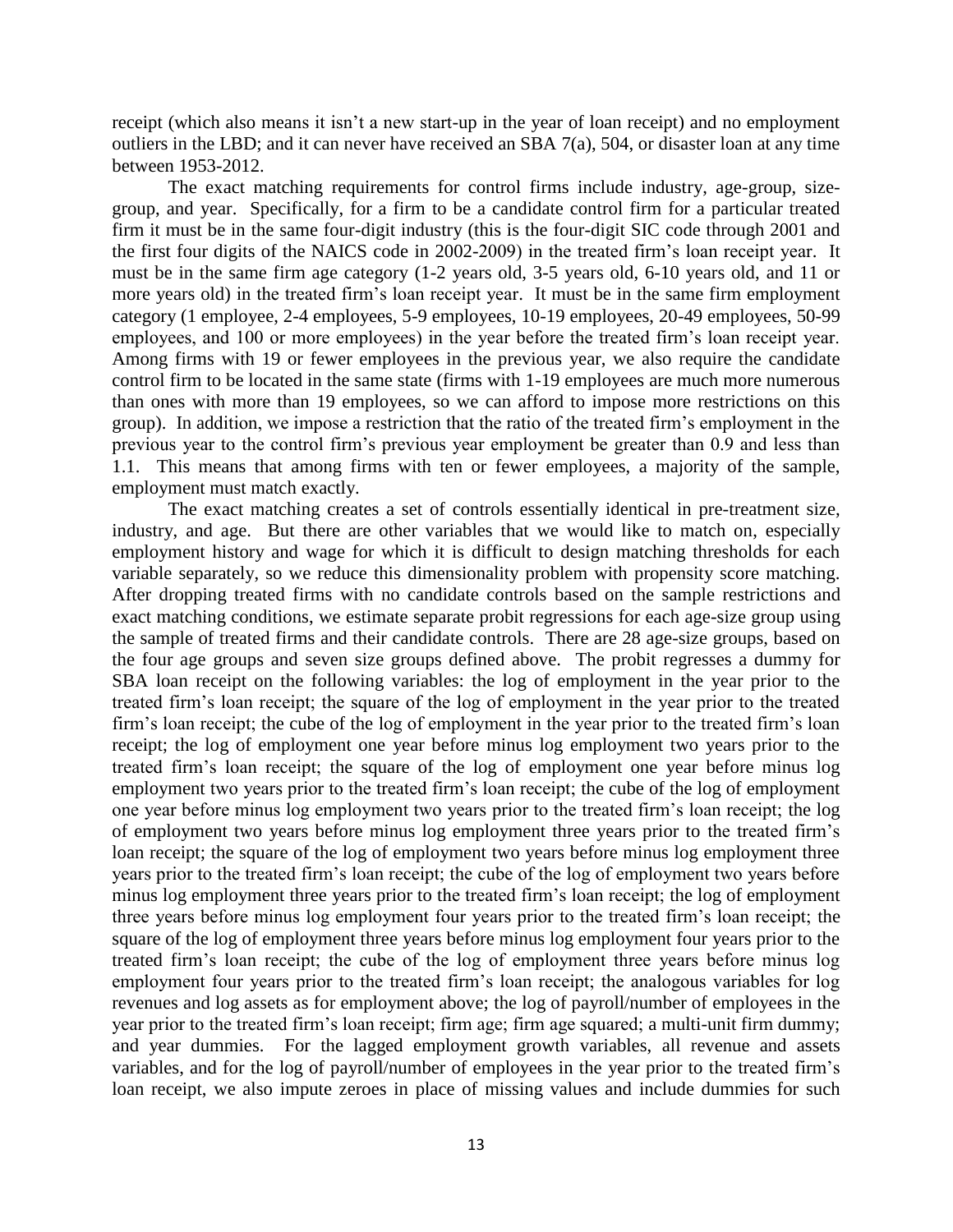receipt (which also means it isn't a new start-up in the year of loan receipt) and no employment outliers in the LBD; and it can never have received an SBA 7(a), 504, or disaster loan at any time between 1953-2012.

The exact matching requirements for control firms include industry, age-group, size-group, and year. Specifically, for a firm to be a candidate control firm for a particular treated firm it must be in the same four-digit industry (this is the four-digit SIC code through 2001 and the first four digits of the NAICS code in 2002-2009) in the treated firm's loan receipt year. It must be in the same firm age category (1-2 years old, 3-5 years old, 6-10 years old, and 11 or more years old) in the treated firm's loan receipt year. It must be in the same firm employment category (1 employee, 2-4 employees, 5-9 employees, 10-19 employees, 20-49 employees, 50-99 employees, and 100 or more employees) in the year before the treated firm's loan receipt year. Among firms with 19 or fewer employees in the previous year, we also require the candidate control firm to be located in the same state (firms with 1-19 employees are much more numerous than ones with more than 19 employees, so we can afford to impose more restrictions on this group). In addition, we impose a restriction that the ratio of the treated firm's employment in the previous year to the control firm's previous year employment be greater than 0.9 and less than 1.1. This means that among firms with ten or fewer employees, a majority of the sample, employment must match exactly.

The exact matching creates a set of controls essentially identical in pre-treatment size, industry, and age. But there are other variables that we would like to match on, especially employment history and wage for which it is difficult to design matching thresholds for each variable separately, so we reduce this dimensionality problem with propensity score matching. After dropping treated firms with no candidate controls based on the sample restrictions and exact matching conditions, we estimate separate probit regressions for each age-size group using the sample of treated firms and their candidate controls. There are 28 age-size groups, based on the four age groups and seven size groups defined above. The probit regresses a dummy for SBA loan receipt on the following variables: the log of employment in the year prior to the treated firm's loan receipt; the square of the log of employment in the year prior to the treated firm's loan receipt; the cube of the log of employment in the year prior to the treated firm's loan receipt; the log of employment one year before minus log employment two years prior to the treated firm's loan receipt; the square of the log of employment one year before minus log employment two years prior to the treated firm's loan receipt; the cube of the log of employment one year before minus log employment two years prior to the treated firm's loan receipt; the log of employment two years before minus log employment three years prior to the treated firm's loan receipt; the square of the log of employment two years before minus log employment three years prior to the treated firm's loan receipt; the cube of the log of employment two years before minus log employment three years prior to the treated firm's loan receipt; the log of employment three years before minus log employment four years prior to the treated firm's loan receipt; the square of the log of employment three years before minus log employment four years prior to the treated firm's loan receipt; the cube of the log of employment three years before minus log employment four years prior to the treated firm's loan receipt; the analogous variables for log revenues and log assets as for employment above; the log of payroll/number of employees in the year prior to the treated firm's loan receipt; firm age; firm age squared; a multi-unit firm dummy; and year dummies. For the lagged employment growth variables, all revenue and assets variables, and for the log of payroll/number of employees in the year prior to the treated firm's loan receipt, we also impute zeroes in place of missing values and include dummies for such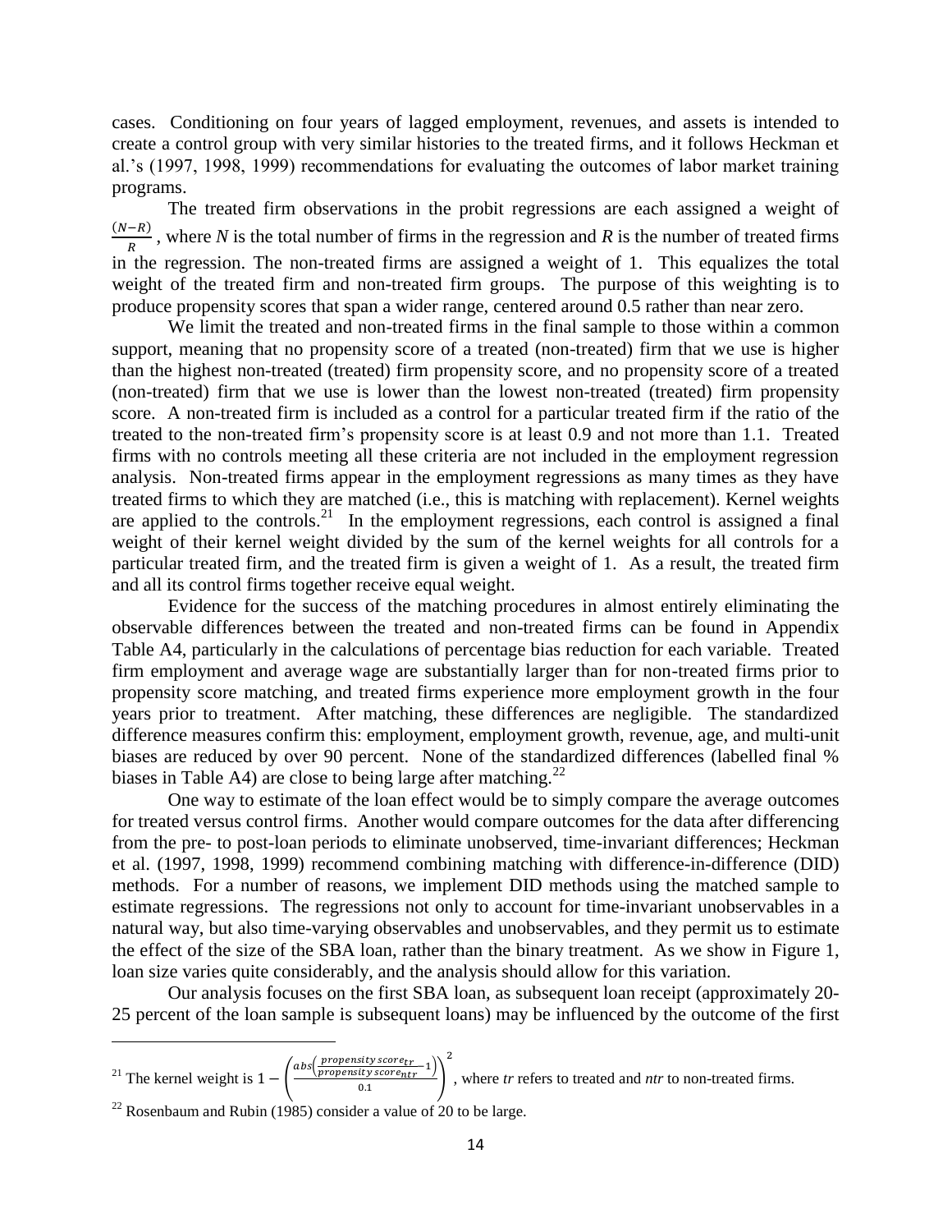cases. Conditioning on four years of lagged employment, revenues, and assets is intended to create a control group with very similar histories to the treated firms, and it follows Heckman et al.'s (1997, 1998, 1999) recommendations for evaluating the outcomes of labor market training programs.

The treated firm observations in the probit regressions are each assigned a weight of $\frac{(N-R)}{R}$, where *N* is the total number of firms in the regression and *R* is the number of treated firms in the regression. The non-treated firms are assigned a weight of 1. This equalizes the total weight of the treated firm and non-treated firm groups. The purpose of this weighting is to produce propensity scores that span a wider range, centered around 0.5 rather than near zero.

We limit the treated and non-treated firms in the final sample to those within a common support, meaning that no propensity score of a treated (non-treated) firm that we use is higher than the highest non-treated (treated) firm propensity score, and no propensity score of a treated (non-treated) firm that we use is lower than the lowest non-treated (treated) firm propensity score. A non-treated firm is included as a control for a particular treated firm if the ratio of the treated to the non-treated firm's propensity score is at least 0.9 and not more than 1.1. Treated firms with no controls meeting all these criteria are not included in the employment regression analysis. Non-treated firms appear in the employment regressions as many times as they have treated firms to which they are matched (i.e., this is matching with replacement). Kernel weights are applied to the controls.[21] In the employment regressions, each control is assigned a final weight of their kernel weight divided by the sum of the kernel weights for all controls for a particular treated firm, and the treated firm is given a weight of 1. As a result, the treated firm and all its control firms together receive equal weight.

Evidence for the success of the matching procedures in almost entirely eliminating the observable differences between the treated and non-treated firms can be found in Appendix Table A4, particularly in the calculations of percentage bias reduction for each variable. Treated firm employment and average wage are substantially larger than for non-treated firms prior to propensity score matching, and treated firms experience more employment growth in the four years prior to treatment. After matching, these differences are negligible. The standardized difference measures confirm this: employment, employment growth, revenue, age, and multi-unit biases are reduced by over 90 percent. None of the standardized differences (labelled final % biases in Table A4) are close to being large after matching.[22]

One way to estimate of the loan effect would be to simply compare the average outcomes for treated versus control firms. Another would compare outcomes for the data after differencing from the pre- to post-loan periods to eliminate unobserved, time-invariant differences; Heckman et al. (1997, 1998, 1999) recommend combining matching with difference-in-difference (DID) methods. For a number of reasons, we implement DID methods using the matched sample to estimate regressions. The regressions not only to account for time-invariant unobservables in a natural way, but also time-varying observables and unobservables, and they permit us to estimate the effect of the size of the SBA loan, rather than the binary treatment. As we show in Figure 1, loan size varies quite considerably, and the analysis should allow for this variation.

Our analysis focuses on the first SBA loan, as subsequent loan receipt (approximately 20-25 percent of the loan sample is subsequent loans) may be influenced by the outcome of the first

---

[21] The kernel weight is $1-\left(\frac{abs\left(\frac{propensity\ score_{tr}}{propensity\ score_{ntr}}-1\right)}{0.1}\right)^2$, where *tr* refers to treated and *ntr* to non-treated firms.

[22] Rosenbaum and Rubin (1985) consider a value of 20 to be large.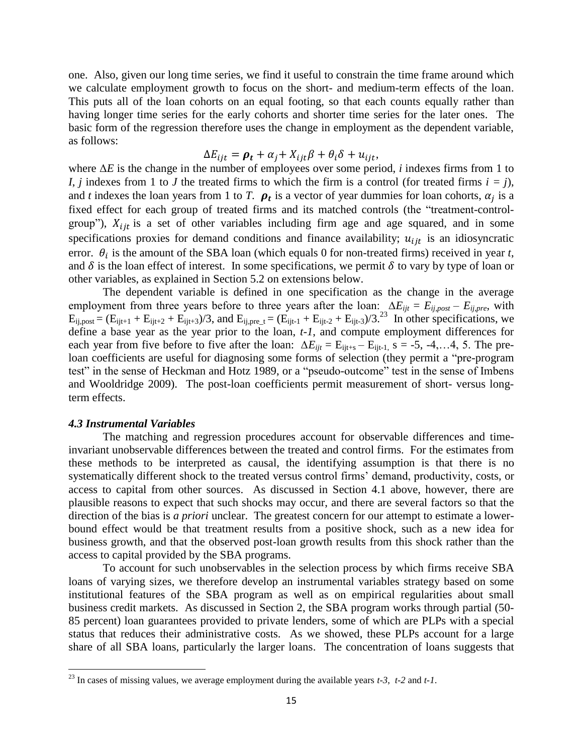one. Also, given our long time series, we find it useful to constrain the time frame around which we calculate employment growth to focus on the short- and medium-term effects of the loan. This puts all of the loan cohorts on an equal footing, so that each counts equally rather than having longer time series for the early cohorts and shorter time series for the later ones. The basic form of the regression therefore uses the change in employment as the dependent variable, as follows:

$$\Delta E_{ijt} = \boldsymbol{\rho_t} + \alpha_j + X_{ijt}\beta + \theta_i\delta + u_{ijt},$$

where $\Delta E$ is the change in the number of employees over some period, *i* indexes firms from 1 to *I*, *j* indexes from 1 to *J* the treated firms to which the firm is a control (for treated firms $i = j$), and *t* indexes the loan years from 1 to *T*. $\boldsymbol{\rho_t}$ is a vector of year dummies for loan cohorts, $\alpha_j$ is a fixed effect for each group of treated firms and its matched controls (the "treatment-control-group"), $X_{ijt}$ is a set of other variables including firm age and age squared, and in some specifications proxies for demand conditions and finance availability; $u_{ijt}$ is an idiosyncratic error. $\theta_i$ is the amount of the SBA loan (which equals 0 for non-treated firms) received in year *t*, and $\delta$ is the loan effect of interest. In some specifications, we permit $\delta$ to vary by type of loan or other variables, as explained in Section 5.2 on extensions below.

The dependent variable is defined in one specification as the change in the average employment from three years before to three years after the loan: $\Delta E_{ijt} = E_{ij,post} - E_{ij,pre}$, with $E_{ij,post} = (E_{ijt+1} + E_{ijt+2} + E_{ijt+3})/3$, and $E_{ij,pre\_t} = (E_{ijt-1} + E_{ijt-2} + E_{ijt-3})/3$.[23] In other specifications, we define a base year as the year prior to the loan, *t-1*, and compute employment differences for each year from five before to five after the loan: $\Delta E_{ijt} = E_{ijt+s} - E_{ijt-1}$, $s = -5, -4, \ldots 4, 5$. The pre-loan coefficients are useful for diagnosing some forms of selection (they permit a "pre-program test" in the sense of Heckman and Hotz 1989, or a "pseudo-outcome" test in the sense of Imbens and Wooldridge 2009). The post-loan coefficients permit measurement of short- versus long-term effects.

### *4.3 Instrumental Variables*

The matching and regression procedures account for observable differences and time-invariant unobservable differences between the treated and control firms. For the estimates from these methods to be interpreted as causal, the identifying assumption is that there is no systematically different shock to the treated versus control firms' demand, productivity, costs, or access to capital from other sources. As discussed in Section 4.1 above, however, there are plausible reasons to expect that such shocks may occur, and there are several factors so that the direction of the bias is *a priori* unclear. The greatest concern for our attempt to estimate a lower-bound effect would be that treatment results from a positive shock, such as a new idea for business growth, and that the observed post-loan growth results from this shock rather than the access to capital provided by the SBA programs.

To account for such unobservables in the selection process by which firms receive SBA loans of varying sizes, we therefore develop an instrumental variables strategy based on some institutional features of the SBA program as well as on empirical regularities about small business credit markets. As discussed in Section 2, the SBA program works through partial (50-85 percent) loan guarantees provided to private lenders, some of which are PLPs with a special status that reduces their administrative costs. As we showed, these PLPs account for a large share of all SBA loans, particularly the larger loans. The concentration of loans suggests that

---

[23] In cases of missing values, we average employment during the available years *t-3*, *t-2* and *t-1*.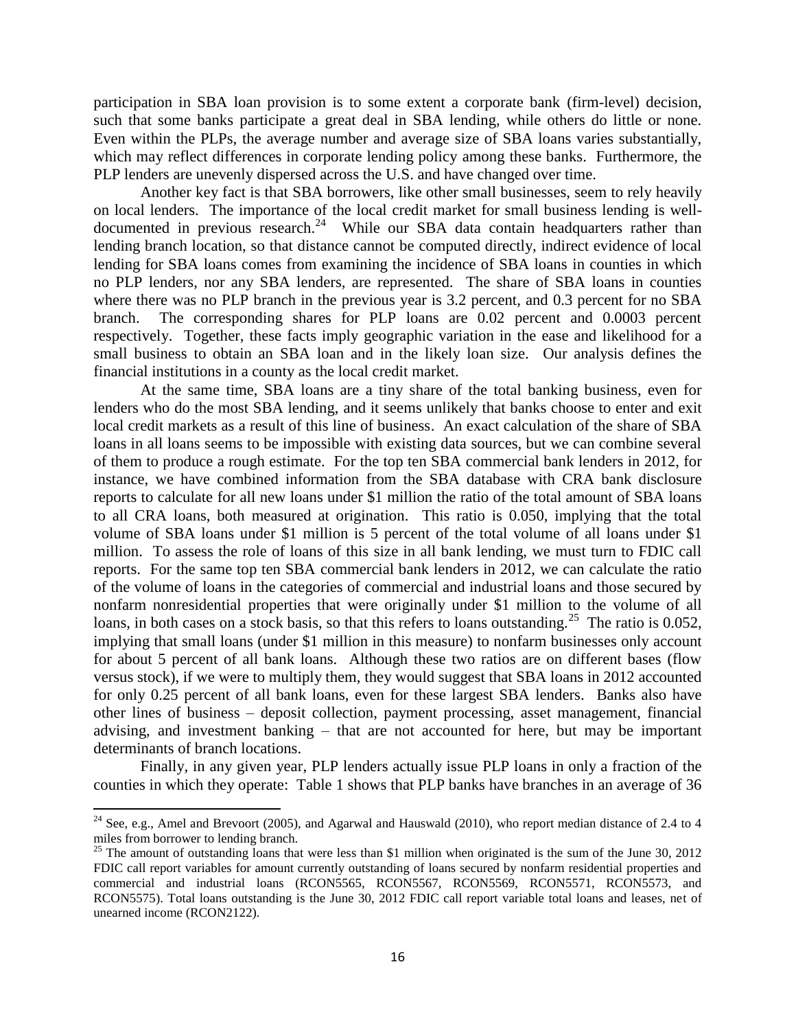participation in SBA loan provision is to some extent a corporate bank (firm-level) decision, such that some banks participate a great deal in SBA lending, while others do little or none. Even within the PLPs, the average number and average size of SBA loans varies substantially, which may reflect differences in corporate lending policy among these banks. Furthermore, the PLP lenders are unevenly dispersed across the U.S. and have changed over time.

Another key fact is that SBA borrowers, like other small businesses, seem to rely heavily on local lenders. The importance of the local credit market for small business lending is well-documented in previous research.[24] While our SBA data contain headquarters rather than lending branch location, so that distance cannot be computed directly, indirect evidence of local lending for SBA loans comes from examining the incidence of SBA loans in counties in which no PLP lenders, nor any SBA lenders, are represented. The share of SBA loans in counties where there was no PLP branch in the previous year is 3.2 percent, and 0.3 percent for no SBA branch. The corresponding shares for PLP loans are 0.02 percent and 0.0003 percent respectively. Together, these facts imply geographic variation in the ease and likelihood for a small business to obtain an SBA loan and in the likely loan size. Our analysis defines the financial institutions in a county as the local credit market.

At the same time, SBA loans are a tiny share of the total banking business, even for lenders who do the most SBA lending, and it seems unlikely that banks choose to enter and exit local credit markets as a result of this line of business. An exact calculation of the share of SBA loans in all loans seems to be impossible with existing data sources, but we can combine several of them to produce a rough estimate. For the top ten SBA commercial bank lenders in 2012, for instance, we have combined information from the SBA database with CRA bank disclosure reports to calculate for all new loans under \$1 million the ratio of the total amount of SBA loans to all CRA loans, both measured at origination. This ratio is 0.050, implying that the total volume of SBA loans under \$1 million is 5 percent of the total volume of all loans under \$1 million. To assess the role of loans of this size in all bank lending, we must turn to FDIC call reports. For the same top ten SBA commercial bank lenders in 2012, we can calculate the ratio of the volume of loans in the categories of commercial and industrial loans and those secured by nonfarm nonresidential properties that were originally under \$1 million to the volume of all loans, in both cases on a stock basis, so that this refers to loans outstanding.[25] The ratio is 0.052, implying that small loans (under \$1 million in this measure) to nonfarm businesses only account for about 5 percent of all bank loans. Although these two ratios are on different bases (flow versus stock), if we were to multiply them, they would suggest that SBA loans in 2012 accounted for only 0.25 percent of all bank loans, even for these largest SBA lenders. Banks also have other lines of business – deposit collection, payment processing, asset management, financial advising, and investment banking – that are not accounted for here, but may be important determinants of branch locations.

Finally, in any given year, PLP lenders actually issue PLP loans in only a fraction of the counties in which they operate: Table 1 shows that PLP banks have branches in an average of 36

---

[24] See, e.g., Amel and Brevoort (2005), and Agarwal and Hauswald (2010), who report median distance of 2.4 to 4 miles from borrower to lending branch.

[25] The amount of outstanding loans that were less than \$1 million when originated is the sum of the June 30, 2012 FDIC call report variables for amount currently outstanding of loans secured by nonfarm residential properties and commercial and industrial loans (RCON5565, RCON5567, RCON5569, RCON5571, RCON5573, and RCON5575). Total loans outstanding is the June 30, 2012 FDIC call report variable total loans and leases, net of unearned income (RCON2122).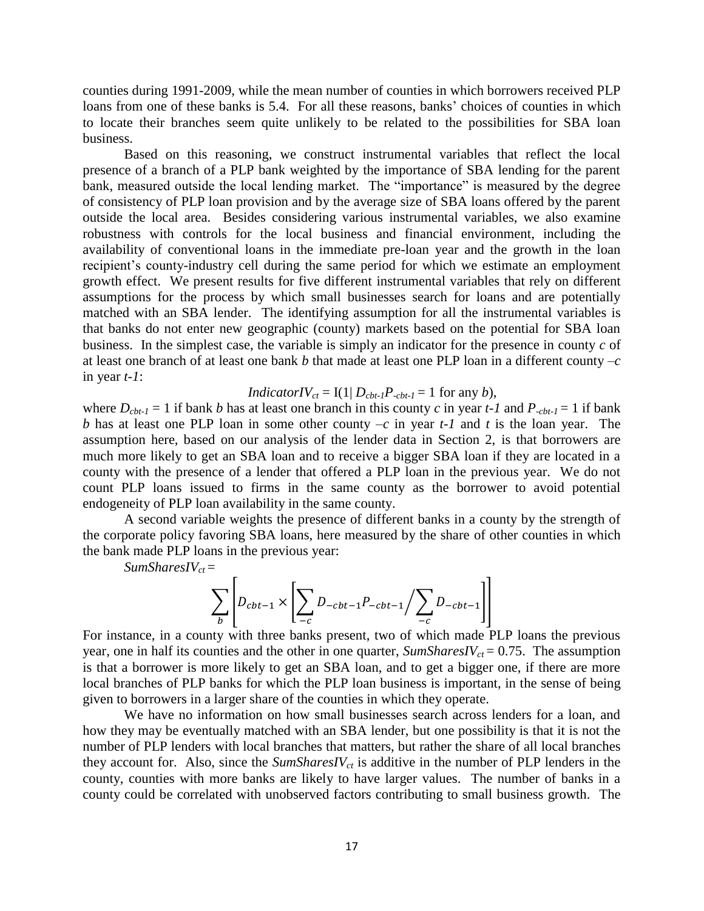counties during 1991-2009, while the mean number of counties in which borrowers received PLP loans from one of these banks is 5.4. For all these reasons, banks' choices of counties in which to locate their branches seem quite unlikely to be related to the possibilities for SBA loan business.

Based on this reasoning, we construct instrumental variables that reflect the local presence of a branch of a PLP bank weighted by the importance of SBA lending for the parent bank, measured outside the local lending market. The "importance" is measured by the degree of consistency of PLP loan provision and by the average size of SBA loans offered by the parent outside the local area. Besides considering various instrumental variables, we also examine robustness with controls for the local business and financial environment, including the availability of conventional loans in the immediate pre-loan year and the growth in the loan recipient's county-industry cell during the same period for which we estimate an employment growth effect. We present results for five different instrumental variables that rely on different assumptions for the process by which small businesses search for loans and are potentially matched with an SBA lender. The identifying assumption for all the instrumental variables is that banks do not enter new geographic (county) markets based on the potential for SBA loan business. In the simplest case, the variable is simply an indicator for the presence in county $c$ of at least one branch of at least one bank $b$ that made at least one PLP loan in a different county $-c$ in year $t\text{-}1$:

$$IndicatorIV_{ct} = \mathrm{I}(1 \mid D_{cbt-1}P_{-cbt-1} = 1 \text{ for any } b),$$

where $D_{cbt-1} = 1$ if bank $b$ has at least one branch in this county $c$ in year $t\text{-}1$ and $P_{-cbt-1} = 1$ if bank $b$ has at least one PLP loan in some other county $-c$ in year $t\text{-}1$ and $t$ is the loan year. The assumption here, based on our analysis of the lender data in Section 2, is that borrowers are much more likely to get an SBA loan and to receive a bigger SBA loan if they are located in a county with the presence of a lender that offered a PLP loan in the previous year. We do not count PLP loans issued to firms in the same county as the borrower to avoid potential endogeneity of PLP loan availability in the same county.

A second variable weights the presence of different banks in a county by the strength of the corporate policy favoring SBA loans, here measured by the share of other counties in which the bank made PLP loans in the previous year:

$SumSharesIV_{ct}$ =

$$\sum_{b} \left[ D_{cbt-1} \times \left[ \sum_{-c} D_{-cbt-1} P_{-cbt-1} \Big/ \sum_{-c} D_{-cbt-1} \right] \right]$$

For instance, in a county with three banks present, two of which made PLP loans the previous year, one in half its counties and the other in one quarter, $SumSharesIV_{ct} = 0.75$. The assumption is that a borrower is more likely to get an SBA loan, and to get a bigger one, if there are more local branches of PLP banks for which the PLP loan business is important, in the sense of being given to borrowers in a larger share of the counties in which they operate.

We have no information on how small businesses search across lenders for a loan, and how they may be eventually matched with an SBA lender, but one possibility is that it is not the number of PLP lenders with local branches that matters, but rather the share of all local branches they account for. Also, since the $SumSharesIV_{ct}$ is additive in the number of PLP lenders in the county, counties with more banks are likely to have larger values. The number of banks in a county could be correlated with unobserved factors contributing to small business growth. The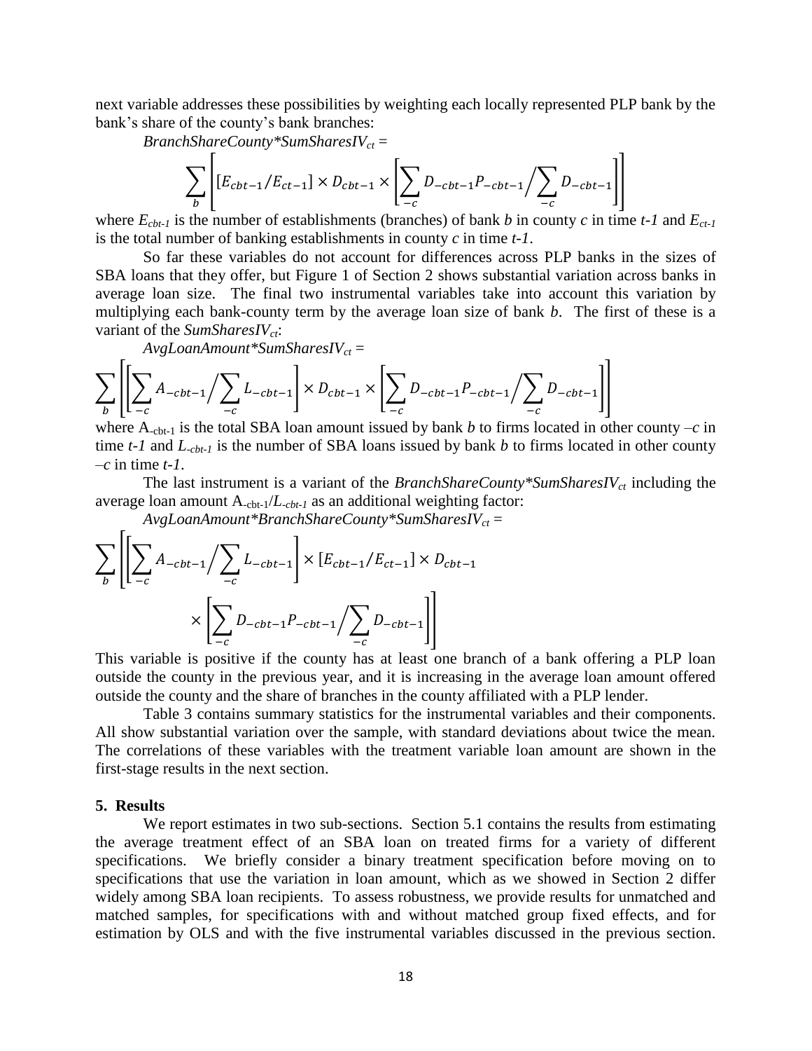next variable addresses these possibilities by weighting each locally represented PLP bank by the bank's share of the county's bank branches:

*BranchShareCounty\*SumSharesIV$_{ct}$* =

$$\sum_b \left[ [E_{cbt-1}/E_{ct-1}] \times D_{cbt-1} \times \left[ \sum_{-c} D_{-cbt-1} P_{-cbt-1} \Big/ \sum_{-c} D_{-cbt-1} \right] \right]$$

where $E_{cbt-1}$ is the number of establishments (branches) of bank *b* in county *c* in time *t-1* and $E_{ct-1}$ is the total number of banking establishments in county *c* in time *t-1*.

So far these variables do not account for differences across PLP banks in the sizes of SBA loans that they offer, but Figure 1 of Section 2 shows substantial variation across banks in average loan size. The final two instrumental variables take into account this variation by multiplying each bank-county term by the average loan size of bank *b*. The first of these is a variant of the *SumSharesIV$_{ct}$*:

*AvgLoanAmount\*SumSharesIV$_{ct}$* =

$$\sum_b \left[ \left[ \sum_{-c} A_{-cbt-1} \Big/ \sum_{-c} L_{-cbt-1} \right] \times D_{cbt-1} \times \left[ \sum_{-c} D_{-cbt-1} P_{-cbt-1} \Big/ \sum_{-c} D_{-cbt-1} \right] \right]$$

where $A_{-cbt-1}$ is the total SBA loan amount issued by bank *b* to firms located in other county *–c* in time *t-1* and $L_{-cbt-1}$ is the number of SBA loans issued by bank *b* to firms located in other county *–c* in time *t-1*.

The last instrument is a variant of the *BranchShareCounty\*SumSharesIV$_{ct}$* including the average loan amount $A_{-cbt-1}/L_{-cbt-1}$ as an additional weighting factor:

*AvgLoanAmount\*BranchShareCounty\*SumSharesIV$_{ct}$* =

$$\sum_b \left[ \left[ \sum_{-c} A_{-cbt-1} \Big/ \sum_{-c} L_{-cbt-1} \right] \times [E_{cbt-1}/E_{ct-1}] \times D_{cbt-1} \times \left[ \sum_{-c} D_{-cbt-1} P_{-cbt-1} \Big/ \sum_{-c} D_{-cbt-1} \right] \right]$$

This variable is positive if the county has at least one branch of a bank offering a PLP loan outside the county in the previous year, and it is increasing in the average loan amount offered outside the county and the share of branches in the county affiliated with a PLP lender.

Table 3 contains summary statistics for the instrumental variables and their components. All show substantial variation over the sample, with standard deviations about twice the mean. The correlations of these variables with the treatment variable loan amount are shown in the first-stage results in the next section.

## 5. Results

We report estimates in two sub-sections. Section 5.1 contains the results from estimating the average treatment effect of an SBA loan on treated firms for a variety of different specifications. We briefly consider a binary treatment specification before moving on to specifications that use the variation in loan amount, which as we showed in Section 2 differ widely among SBA loan recipients. To assess robustness, we provide results for unmatched and matched samples, for specifications with and without matched group fixed effects, and for estimation by OLS and with the five instrumental variables discussed in the previous section.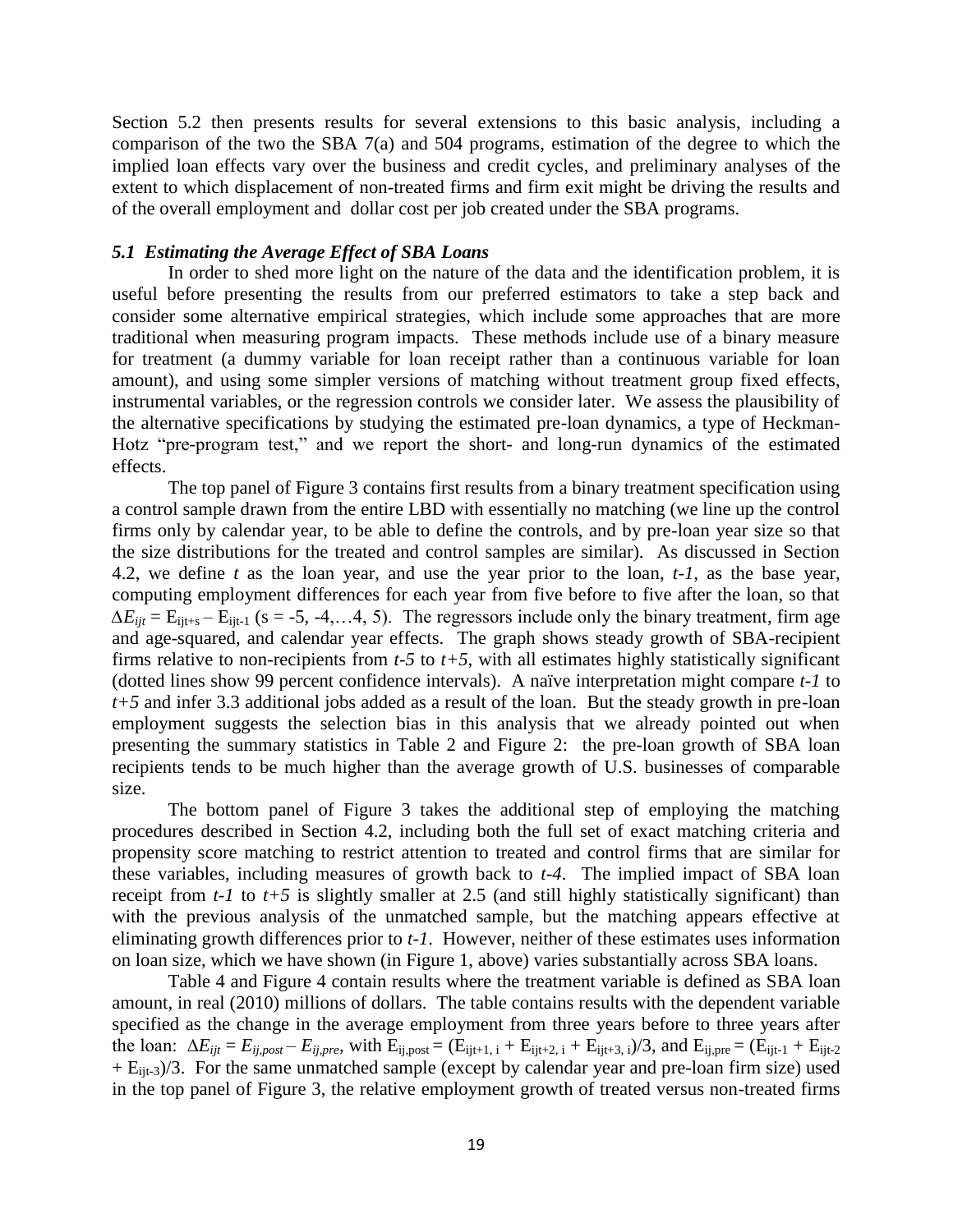Section 5.2 then presents results for several extensions to this basic analysis, including a comparison of the two the SBA 7(a) and 504 programs, estimation of the degree to which the implied loan effects vary over the business and credit cycles, and preliminary analyses of the extent to which displacement of non-treated firms and firm exit might be driving the results and of the overall employment and dollar cost per job created under the SBA programs.

### *5.1 Estimating the Average Effect of SBA Loans*

In order to shed more light on the nature of the data and the identification problem, it is useful before presenting the results from our preferred estimators to take a step back and consider some alternative empirical strategies, which include some approaches that are more traditional when measuring program impacts. These methods include use of a binary measure for treatment (a dummy variable for loan receipt rather than a continuous variable for loan amount), and using some simpler versions of matching without treatment group fixed effects, instrumental variables, or the regression controls we consider later. We assess the plausibility of the alternative specifications by studying the estimated pre-loan dynamics, a type of Heckman-Hotz "pre-program test," and we report the short- and long-run dynamics of the estimated effects.

The top panel of Figure 3 contains first results from a binary treatment specification using a control sample drawn from the entire LBD with essentially no matching (we line up the control firms only by calendar year, to be able to define the controls, and by pre-loan year size so that the size distributions for the treated and control samples are similar). As discussed in Section 4.2, we define *t* as the loan year, and use the year prior to the loan, *t-1*, as the base year, computing employment differences for each year from five before to five after the loan, so that $\Delta E_{ijt} = E_{ijt+s} - E_{ijt-1}$ ($s = -5, -4, \ldots 4, 5$). The regressors include only the binary treatment, firm age and age-squared, and calendar year effects. The graph shows steady growth of SBA-recipient firms relative to non-recipients from *t-5* to *t+5*, with all estimates highly statistically significant (dotted lines show 99 percent confidence intervals). A naïve interpretation might compare *t-1* to *t+5* and infer 3.3 additional jobs added as a result of the loan. But the steady growth in pre-loan employment suggests the selection bias in this analysis that we already pointed out when presenting the summary statistics in Table 2 and Figure 2: the pre-loan growth of SBA loan recipients tends to be much higher than the average growth of U.S. businesses of comparable size.

The bottom panel of Figure 3 takes the additional step of employing the matching procedures described in Section 4.2, including both the full set of exact matching criteria and propensity score matching to restrict attention to treated and control firms that are similar for these variables, including measures of growth back to *t-4*. The implied impact of SBA loan receipt from *t-1* to *t+5* is slightly smaller at 2.5 (and still highly statistically significant) than with the previous analysis of the unmatched sample, but the matching appears effective at eliminating growth differences prior to *t-1*. However, neither of these estimates uses information on loan size, which we have shown (in Figure 1, above) varies substantially across SBA loans.

Table 4 and Figure 4 contain results where the treatment variable is defined as SBA loan amount, in real (2010) millions of dollars. The table contains results with the dependent variable specified as the change in the average employment from three years before to three years after the loan: $\Delta E_{ijt} = E_{ij,post} - E_{ij,pre}$, with $E_{ij,post} = (E_{ijt+1,\,i} + E_{ijt+2,\,i} + E_{ijt+3,\,i})/3$, and $E_{ij,pre} = (E_{ijt-1} + E_{ijt-2} + E_{ijt-3})/3$. For the same unmatched sample (except by calendar year and pre-loan firm size) used in the top panel of Figure 3, the relative employment growth of treated versus non-treated firms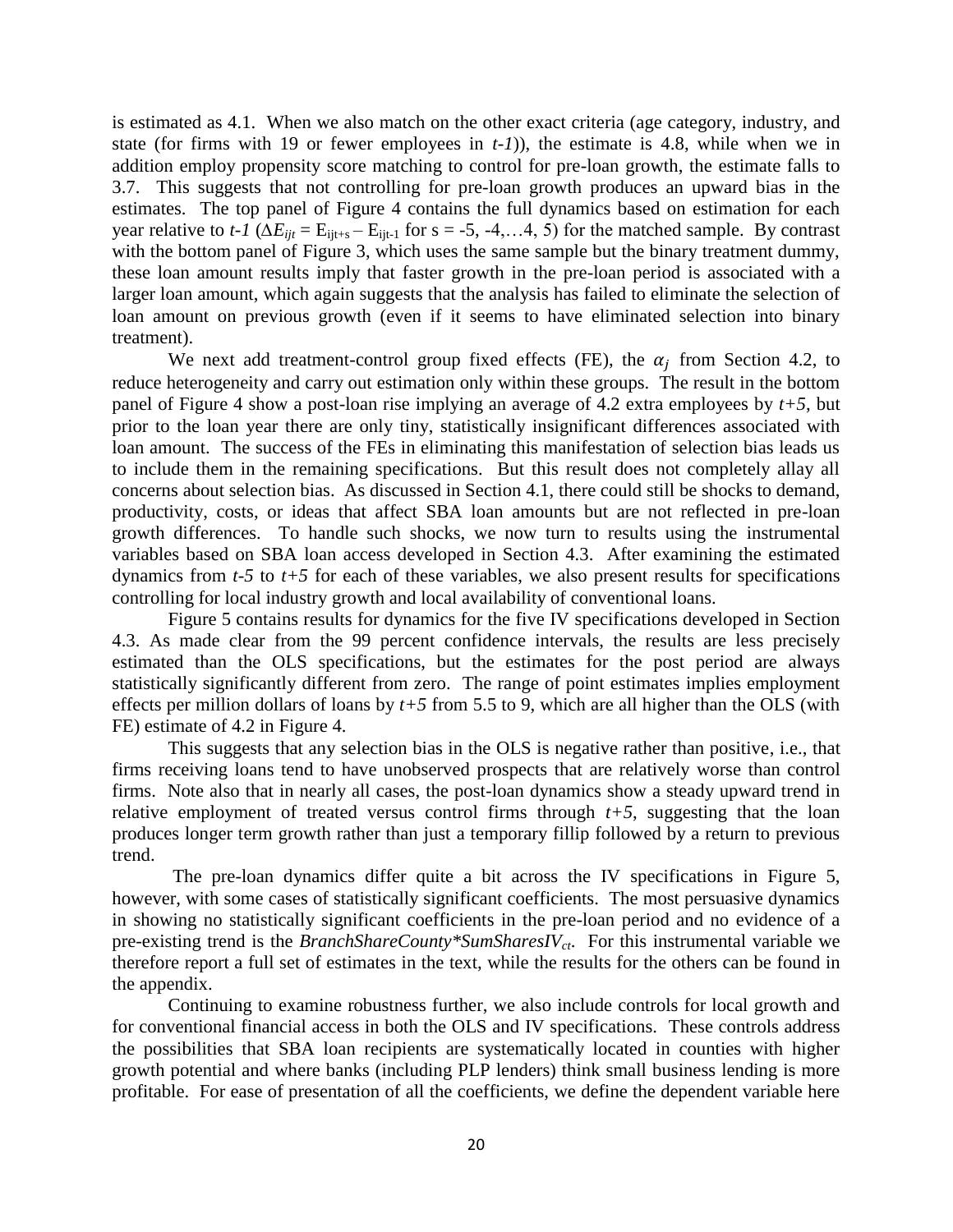is estimated as 4.1. When we also match on the other exact criteria (age category, industry, and state (for firms with 19 or fewer employees in *t-1*)), the estimate is 4.8, while when we in addition employ propensity score matching to control for pre-loan growth, the estimate falls to 3.7. This suggests that not controlling for pre-loan growth produces an upward bias in the estimates. The top panel of Figure 4 contains the full dynamics based on estimation for each year relative to *t-1* ($\Delta E_{ijt} = E_{ijt+s} - E_{ijt-1}$ for s = -5, -4,…4, 5) for the matched sample. By contrast with the bottom panel of Figure 3, which uses the same sample but the binary treatment dummy, these loan amount results imply that faster growth in the pre-loan period is associated with a larger loan amount, which again suggests that the analysis has failed to eliminate the selection of loan amount on previous growth (even if it seems to have eliminated selection into binary treatment).

We next add treatment-control group fixed effects (FE), the $\alpha_j$ from Section 4.2, to reduce heterogeneity and carry out estimation only within these groups. The result in the bottom panel of Figure 4 show a post-loan rise implying an average of 4.2 extra employees by *t+5*, but prior to the loan year there are only tiny, statistically insignificant differences associated with loan amount. The success of the FEs in eliminating this manifestation of selection bias leads us to include them in the remaining specifications. But this result does not completely allay all concerns about selection bias. As discussed in Section 4.1, there could still be shocks to demand, productivity, costs, or ideas that affect SBA loan amounts but are not reflected in pre-loan growth differences. To handle such shocks, we now turn to results using the instrumental variables based on SBA loan access developed in Section 4.3. After examining the estimated dynamics from *t-5* to *t+5* for each of these variables, we also present results for specifications controlling for local industry growth and local availability of conventional loans.

Figure 5 contains results for dynamics for the five IV specifications developed in Section 4.3. As made clear from the 99 percent confidence intervals, the results are less precisely estimated than the OLS specifications, but the estimates for the post period are always statistically significantly different from zero. The range of point estimates implies employment effects per million dollars of loans by *t+5* from 5.5 to 9, which are all higher than the OLS (with FE) estimate of 4.2 in Figure 4.

This suggests that any selection bias in the OLS is negative rather than positive, i.e., that firms receiving loans tend to have unobserved prospects that are relatively worse than control firms. Note also that in nearly all cases, the post-loan dynamics show a steady upward trend in relative employment of treated versus control firms through *t+5*, suggesting that the loan produces longer term growth rather than just a temporary fillip followed by a return to previous trend.

The pre-loan dynamics differ quite a bit across the IV specifications in Figure 5, however, with some cases of statistically significant coefficients. The most persuasive dynamics in showing no statistically significant coefficients in the pre-loan period and no evidence of a pre-existing trend is the $BranchShareCounty*SumSharesIV_{ct}$. For this instrumental variable we therefore report a full set of estimates in the text, while the results for the others can be found in the appendix.

Continuing to examine robustness further, we also include controls for local growth and for conventional financial access in both the OLS and IV specifications. These controls address the possibilities that SBA loan recipients are systematically located in counties with higher growth potential and where banks (including PLP lenders) think small business lending is more profitable. For ease of presentation of all the coefficients, we define the dependent variable here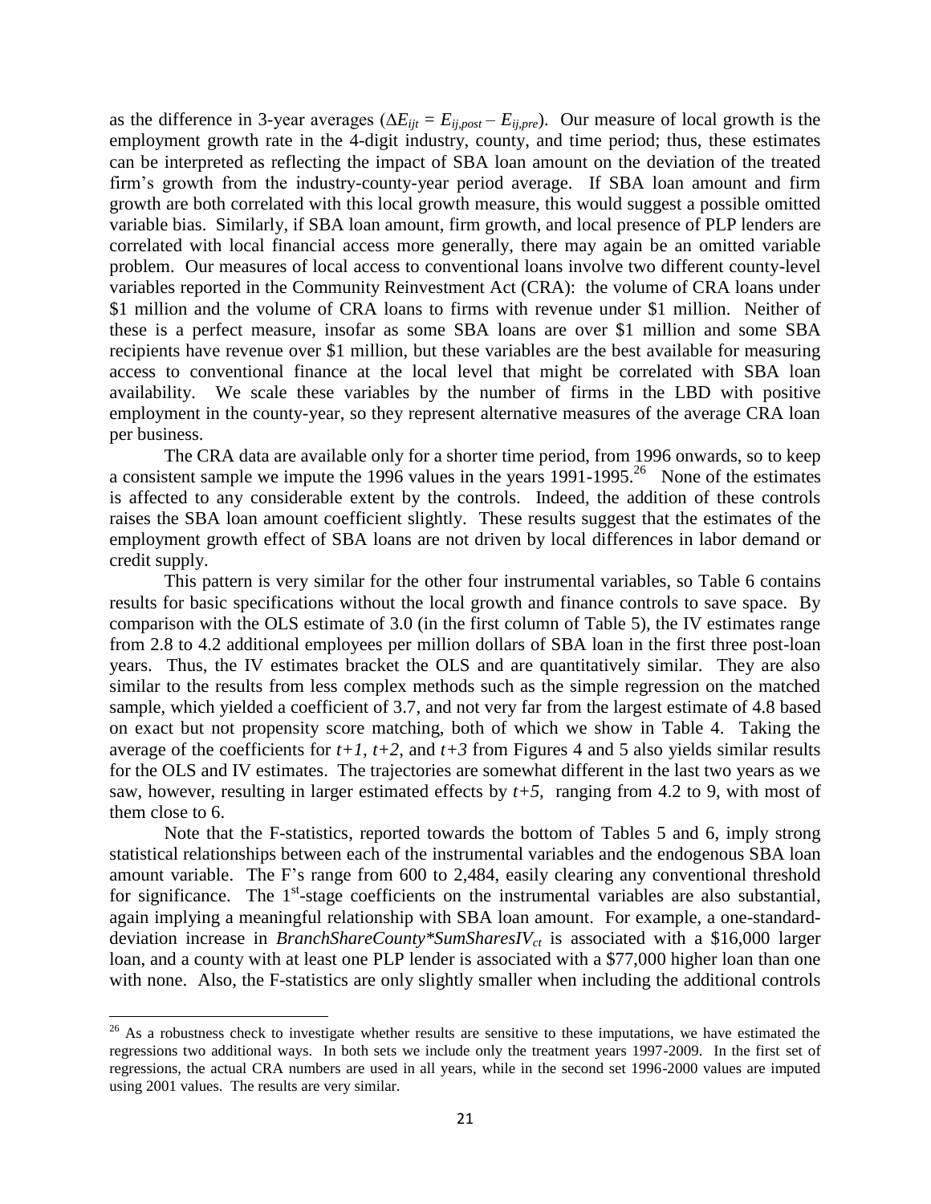as the difference in 3-year averages ($\Delta E_{ijt} = E_{ij,post} - E_{ij,pre}$). Our measure of local growth is the employment growth rate in the 4-digit industry, county, and time period; thus, these estimates can be interpreted as reflecting the impact of SBA loan amount on the deviation of the treated firm's growth from the industry-county-year period average. If SBA loan amount and firm growth are both correlated with this local growth measure, this would suggest a possible omitted variable bias. Similarly, if SBA loan amount, firm growth, and local presence of PLP lenders are correlated with local financial access more generally, there may again be an omitted variable problem. Our measures of local access to conventional loans involve two different county-level variables reported in the Community Reinvestment Act (CRA): the volume of CRA loans under $1 million and the volume of CRA loans to firms with revenue under $1 million. Neither of these is a perfect measure, insofar as some SBA loans are over $1 million and some SBA recipients have revenue over $1 million, but these variables are the best available for measuring access to conventional finance at the local level that might be correlated with SBA loan availability. We scale these variables by the number of firms in the LBD with positive employment in the county-year, so they represent alternative measures of the average CRA loan per business.

The CRA data are available only for a shorter time period, from 1996 onwards, so to keep a consistent sample we impute the 1996 values in the years 1991-1995.[26] None of the estimates is affected to any considerable extent by the controls. Indeed, the addition of these controls raises the SBA loan amount coefficient slightly. These results suggest that the estimates of the employment growth effect of SBA loans are not driven by local differences in labor demand or credit supply.

This pattern is very similar for the other four instrumental variables, so Table 6 contains results for basic specifications without the local growth and finance controls to save space. By comparison with the OLS estimate of 3.0 (in the first column of Table 5), the IV estimates range from 2.8 to 4.2 additional employees per million dollars of SBA loan in the first three post-loan years. Thus, the IV estimates bracket the OLS and are quantitatively similar. They are also similar to the results from less complex methods such as the simple regression on the matched sample, which yielded a coefficient of 3.7, and not very far from the largest estimate of 4.8 based on exact but not propensity score matching, both of which we show in Table 4. Taking the average of the coefficients for $t+1$, $t+2$, and $t+3$ from Figures 4 and 5 also yields similar results for the OLS and IV estimates. The trajectories are somewhat different in the last two years as we saw, however, resulting in larger estimated effects by $t+5$, ranging from 4.2 to 9, with most of them close to 6.

Note that the F-statistics, reported towards the bottom of Tables 5 and 6, imply strong statistical relationships between each of the instrumental variables and the endogenous SBA loan amount variable. The F's range from 600 to 2,484, easily clearing any conventional threshold for significance. The 1[st]-stage coefficients on the instrumental variables are also substantial, again implying a meaningful relationship with SBA loan amount. For example, a one-standard-deviation increase in $BranchShareCounty*SumSharesIV_{ct}$ is associated with a $16,000 larger loan, and a county with at least one PLP lender is associated with a $77,000 higher loan than one with none. Also, the F-statistics are only slightly smaller when including the additional controls

---

[26] As a robustness check to investigate whether results are sensitive to these imputations, we have estimated the regressions two additional ways. In both sets we include only the treatment years 1997-2009. In the first set of regressions, the actual CRA numbers are used in all years, while in the second set 1996-2000 values are imputed using 2001 values. The results are very similar.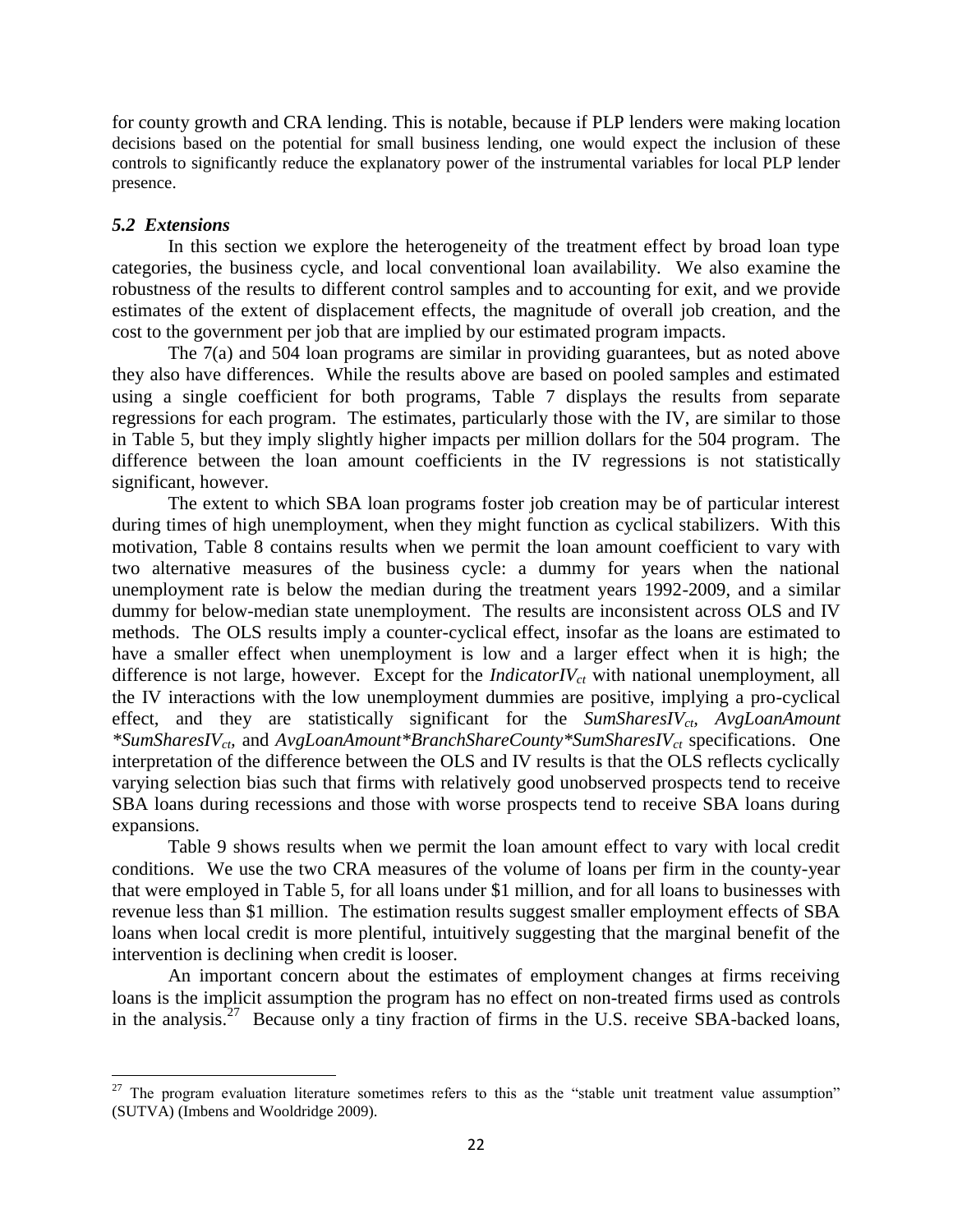for county growth and CRA lending. This is notable, because if PLP lenders were making location decisions based on the potential for small business lending, one would expect the inclusion of these controls to significantly reduce the explanatory power of the instrumental variables for local PLP lender presence.

### *5.2 Extensions*

In this section we explore the heterogeneity of the treatment effect by broad loan type categories, the business cycle, and local conventional loan availability. We also examine the robustness of the results to different control samples and to accounting for exit, and we provide estimates of the extent of displacement effects, the magnitude of overall job creation, and the cost to the government per job that are implied by our estimated program impacts.

The 7(a) and 504 loan programs are similar in providing guarantees, but as noted above they also have differences. While the results above are based on pooled samples and estimated using a single coefficient for both programs, Table 7 displays the results from separate regressions for each program. The estimates, particularly those with the IV, are similar to those in Table 5, but they imply slightly higher impacts per million dollars for the 504 program. The difference between the loan amount coefficients in the IV regressions is not statistically significant, however.

The extent to which SBA loan programs foster job creation may be of particular interest during times of high unemployment, when they might function as cyclical stabilizers. With this motivation, Table 8 contains results when we permit the loan amount coefficient to vary with two alternative measures of the business cycle: a dummy for years when the national unemployment rate is below the median during the treatment years 1992-2009, and a similar dummy for below-median state unemployment. The results are inconsistent across OLS and IV methods. The OLS results imply a counter-cyclical effect, insofar as the loans are estimated to have a smaller effect when unemployment is low and a larger effect when it is high; the difference is not large, however. Except for the $IndicatorIV_{ct}$ with national unemployment, all the IV interactions with the low unemployment dummies are positive, implying a pro-cyclical effect, and they are statistically significant for the $SumSharesIV_{ct}$, $AvgLoanAmount*SumSharesIV_{ct}$, and $AvgLoanAmount*BranchShareCounty*SumSharesIV_{ct}$ specifications. One interpretation of the difference between the OLS and IV results is that the OLS reflects cyclically varying selection bias such that firms with relatively good unobserved prospects tend to receive SBA loans during recessions and those with worse prospects tend to receive SBA loans during expansions.

Table 9 shows results when we permit the loan amount effect to vary with local credit conditions. We use the two CRA measures of the volume of loans per firm in the county-year that were employed in Table 5, for all loans under $1 million, and for all loans to businesses with revenue less than $1 million. The estimation results suggest smaller employment effects of SBA loans when local credit is more plentiful, intuitively suggesting that the marginal benefit of the intervention is declining when credit is looser.

An important concern about the estimates of employment changes at firms receiving loans is the implicit assumption the program has no effect on non-treated firms used as controls in the analysis.[27] Because only a tiny fraction of firms in the U.S. receive SBA-backed loans,

[27] The program evaluation literature sometimes refers to this as the "stable unit treatment value assumption" (SUTVA) (Imbens and Wooldridge 2009).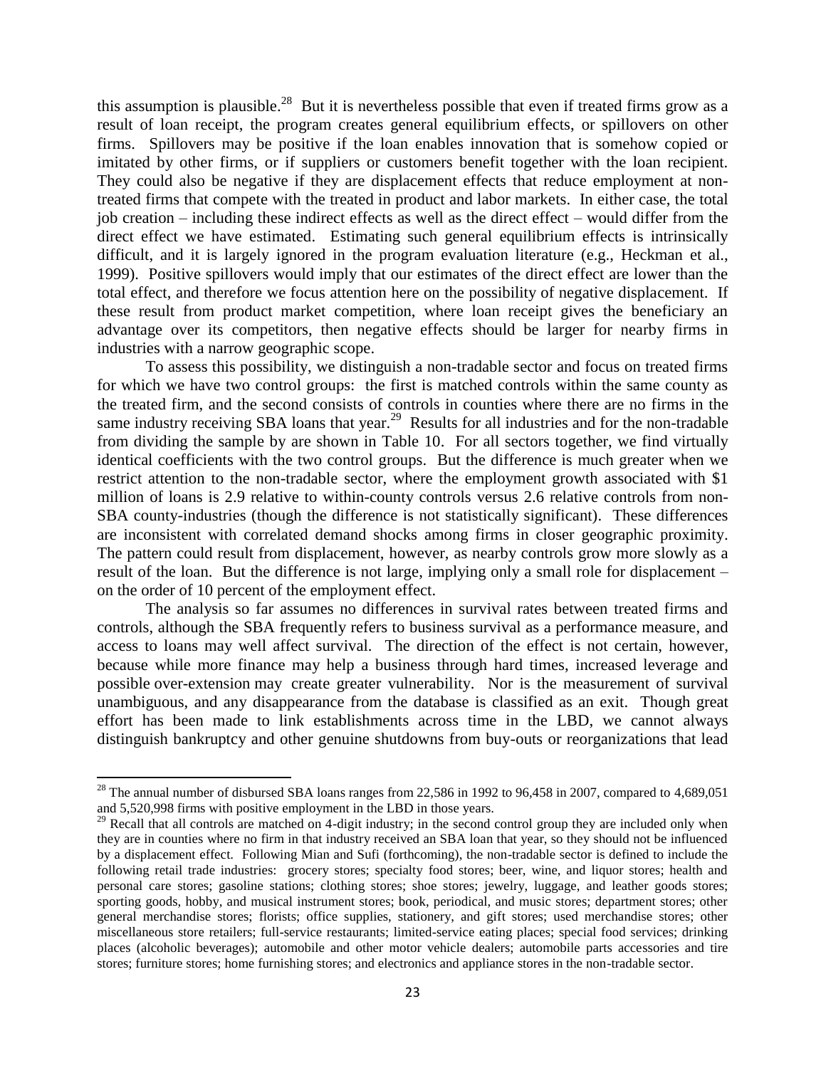this assumption is plausible.[28] But it is nevertheless possible that even if treated firms grow as a result of loan receipt, the program creates general equilibrium effects, or spillovers on other firms. Spillovers may be positive if the loan enables innovation that is somehow copied or imitated by other firms, or if suppliers or customers benefit together with the loan recipient. They could also be negative if they are displacement effects that reduce employment at non-treated firms that compete with the treated in product and labor markets. In either case, the total job creation – including these indirect effects as well as the direct effect – would differ from the direct effect we have estimated. Estimating such general equilibrium effects is intrinsically difficult, and it is largely ignored in the program evaluation literature (e.g., Heckman et al., 1999). Positive spillovers would imply that our estimates of the direct effect are lower than the total effect, and therefore we focus attention here on the possibility of negative displacement. If these result from product market competition, where loan receipt gives the beneficiary an advantage over its competitors, then negative effects should be larger for nearby firms in industries with a narrow geographic scope.

To assess this possibility, we distinguish a non-tradable sector and focus on treated firms for which we have two control groups: the first is matched controls within the same county as the treated firm, and the second consists of controls in counties where there are no firms in the same industry receiving SBA loans that year.[29] Results for all industries and for the non-tradable from dividing the sample by are shown in Table 10. For all sectors together, we find virtually identical coefficients with the two control groups. But the difference is much greater when we restrict attention to the non-tradable sector, where the employment growth associated with $1 million of loans is 2.9 relative to within-county controls versus 2.6 relative controls from non-SBA county-industries (though the difference is not statistically significant). These differences are inconsistent with correlated demand shocks among firms in closer geographic proximity. The pattern could result from displacement, however, as nearby controls grow more slowly as a result of the loan. But the difference is not large, implying only a small role for displacement – on the order of 10 percent of the employment effect.

The analysis so far assumes no differences in survival rates between treated firms and controls, although the SBA frequently refers to business survival as a performance measure, and access to loans may well affect survival. The direction of the effect is not certain, however, because while more finance may help a business through hard times, increased leverage and possible over-extension may create greater vulnerability. Nor is the measurement of survival unambiguous, and any disappearance from the database is classified as an exit. Though great effort has been made to link establishments across time in the LBD, we cannot always distinguish bankruptcy and other genuine shutdowns from buy-outs or reorganizations that lead

---

[28] The annual number of disbursed SBA loans ranges from 22,586 in 1992 to 96,458 in 2007, compared to 4,689,051 and 5,520,998 firms with positive employment in the LBD in those years.

[29] Recall that all controls are matched on 4-digit industry; in the second control group they are included only when they are in counties where no firm in that industry received an SBA loan that year, so they should not be influenced by a displacement effect. Following Mian and Sufi (forthcoming), the non-tradable sector is defined to include the following retail trade industries: grocery stores; specialty food stores; beer, wine, and liquor stores; health and personal care stores; gasoline stations; clothing stores; shoe stores; jewelry, luggage, and leather goods stores; sporting goods, hobby, and musical instrument stores; book, periodical, and music stores; department stores; other general merchandise stores; florists; office supplies, stationery, and gift stores; used merchandise stores; other miscellaneous store retailers; full-service restaurants; limited-service eating places; special food services; drinking places (alcoholic beverages); automobile and other motor vehicle dealers; automobile parts accessories and tire stores; furniture stores; home furnishing stores; and electronics and appliance stores in the non-tradable sector.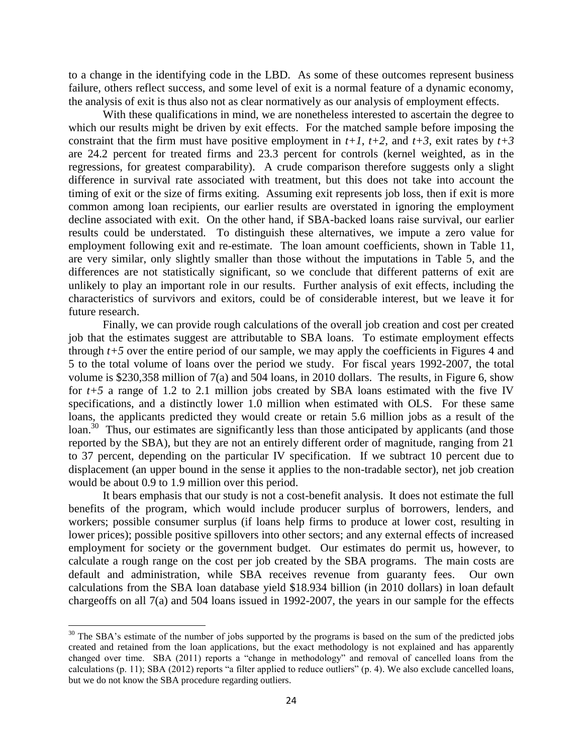to a change in the identifying code in the LBD. As some of these outcomes represent business failure, others reflect success, and some level of exit is a normal feature of a dynamic economy, the analysis of exit is thus also not as clear normatively as our analysis of employment effects.

With these qualifications in mind, we are nonetheless interested to ascertain the degree to which our results might be driven by exit effects. For the matched sample before imposing the constraint that the firm must have positive employment in *t+1*, *t+2*, and *t+3*, exit rates by *t+3* are 24.2 percent for treated firms and 23.3 percent for controls (kernel weighted, as in the regressions, for greatest comparability). A crude comparison therefore suggests only a slight difference in survival rate associated with treatment, but this does not take into account the timing of exit or the size of firms exiting. Assuming exit represents job loss, then if exit is more common among loan recipients, our earlier results are overstated in ignoring the employment decline associated with exit. On the other hand, if SBA-backed loans raise survival, our earlier results could be understated. To distinguish these alternatives, we impute a zero value for employment following exit and re-estimate. The loan amount coefficients, shown in Table 11, are very similar, only slightly smaller than those without the imputations in Table 5, and the differences are not statistically significant, so we conclude that different patterns of exit are unlikely to play an important role in our results. Further analysis of exit effects, including the characteristics of survivors and exitors, could be of considerable interest, but we leave it for future research.

Finally, we can provide rough calculations of the overall job creation and cost per created job that the estimates suggest are attributable to SBA loans. To estimate employment effects through *t+5* over the entire period of our sample, we may apply the coefficients in Figures 4 and 5 to the total volume of loans over the period we study. For fiscal years 1992-2007, the total volume is $230,358 million of 7(a) and 504 loans, in 2010 dollars. The results, in Figure 6, show for *t+5* a range of 1.2 to 2.1 million jobs created by SBA loans estimated with the five IV specifications, and a distinctly lower 1.0 million when estimated with OLS. For these same loans, the applicants predicted they would create or retain 5.6 million jobs as a result of the loan.[30] Thus, our estimates are significantly less than those anticipated by applicants (and those reported by the SBA), but they are not an entirely different order of magnitude, ranging from 21 to 37 percent, depending on the particular IV specification. If we subtract 10 percent due to displacement (an upper bound in the sense it applies to the non-tradable sector), net job creation would be about 0.9 to 1.9 million over this period.

It bears emphasis that our study is not a cost-benefit analysis. It does not estimate the full benefits of the program, which would include producer surplus of borrowers, lenders, and workers; possible consumer surplus (if loans help firms to produce at lower cost, resulting in lower prices); possible positive spillovers into other sectors; and any external effects of increased employment for society or the government budget. Our estimates do permit us, however, to calculate a rough range on the cost per job created by the SBA programs. The main costs are default and administration, while SBA receives revenue from guaranty fees. Our own calculations from the SBA loan database yield $18.934 billion (in 2010 dollars) in loan default chargeoffs on all 7(a) and 504 loans issued in 1992-2007, the years in our sample for the effects

---

[30] The SBA's estimate of the number of jobs supported by the programs is based on the sum of the predicted jobs created and retained from the loan applications, but the exact methodology is not explained and has apparently changed over time. SBA (2011) reports a "change in methodology" and removal of cancelled loans from the calculations (p. 11); SBA (2012) reports "a filter applied to reduce outliers" (p. 4). We also exclude cancelled loans, but we do not know the SBA procedure regarding outliers.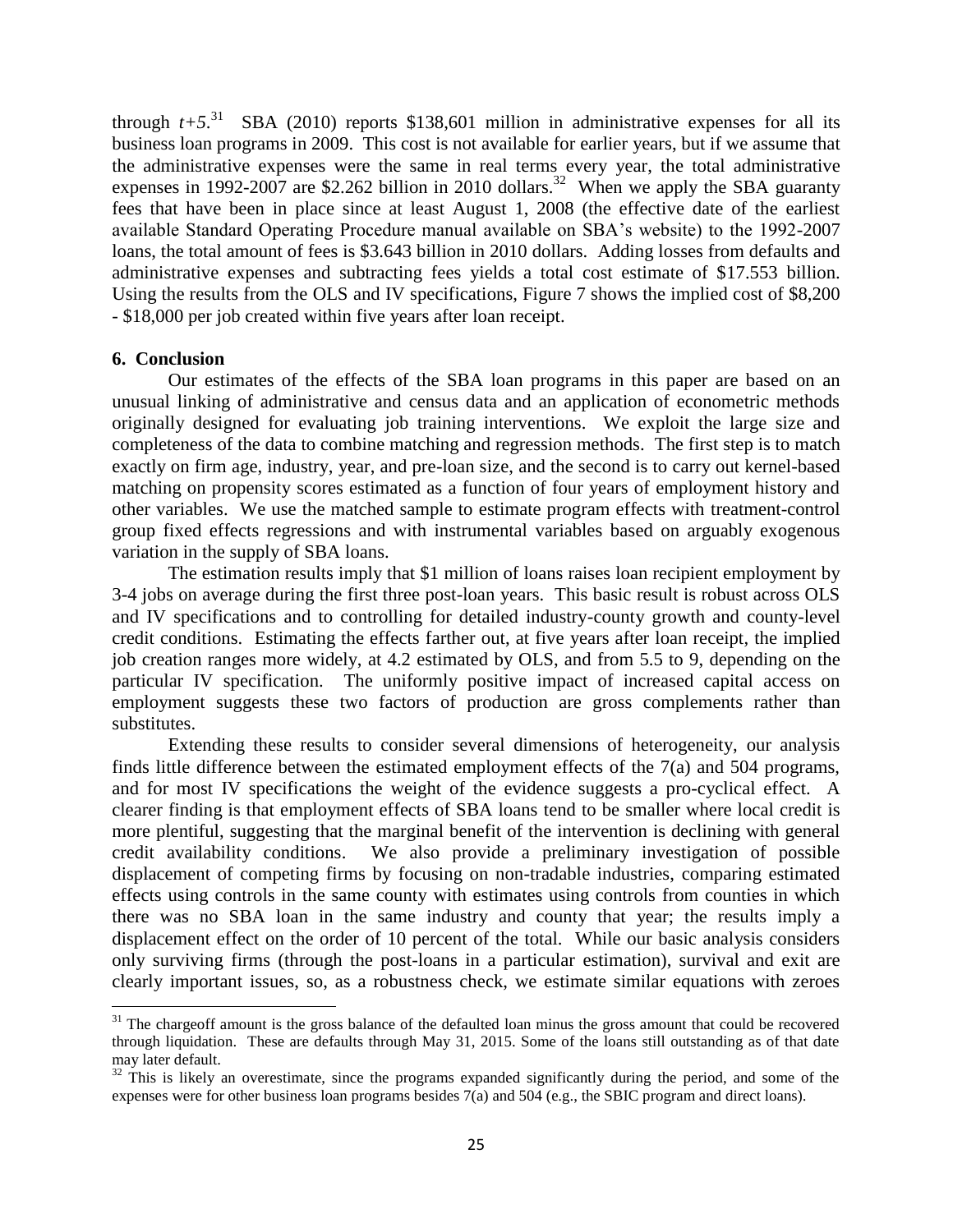through *t+5*.[31] SBA (2010) reports \$138,601 million in administrative expenses for all its business loan programs in 2009. This cost is not available for earlier years, but if we assume that the administrative expenses were the same in real terms every year, the total administrative expenses in 1992-2007 are \$2.262 billion in 2010 dollars.[32] When we apply the SBA guaranty fees that have been in place since at least August 1, 2008 (the effective date of the earliest available Standard Operating Procedure manual available on SBA's website) to the 1992-2007 loans, the total amount of fees is \$3.643 billion in 2010 dollars. Adding losses from defaults and administrative expenses and subtracting fees yields a total cost estimate of \$17.553 billion. Using the results from the OLS and IV specifications, Figure 7 shows the implied cost of \$8,200 - \$18,000 per job created within five years after loan receipt.

## 6. Conclusion

Our estimates of the effects of the SBA loan programs in this paper are based on an unusual linking of administrative and census data and an application of econometric methods originally designed for evaluating job training interventions. We exploit the large size and completeness of the data to combine matching and regression methods. The first step is to match exactly on firm age, industry, year, and pre-loan size, and the second is to carry out kernel-based matching on propensity scores estimated as a function of four years of employment history and other variables. We use the matched sample to estimate program effects with treatment-control group fixed effects regressions and with instrumental variables based on arguably exogenous variation in the supply of SBA loans.

The estimation results imply that \$1 million of loans raises loan recipient employment by 3-4 jobs on average during the first three post-loan years. This basic result is robust across OLS and IV specifications and to controlling for detailed industry-county growth and county-level credit conditions. Estimating the effects farther out, at five years after loan receipt, the implied job creation ranges more widely, at 4.2 estimated by OLS, and from 5.5 to 9, depending on the particular IV specification. The uniformly positive impact of increased capital access on employment suggests these two factors of production are gross complements rather than substitutes.

Extending these results to consider several dimensions of heterogeneity, our analysis finds little difference between the estimated employment effects of the 7(a) and 504 programs, and for most IV specifications the weight of the evidence suggests a pro-cyclical effect. A clearer finding is that employment effects of SBA loans tend to be smaller where local credit is more plentiful, suggesting that the marginal benefit of the intervention is declining with general credit availability conditions. We also provide a preliminary investigation of possible displacement of competing firms by focusing on non-tradable industries, comparing estimated effects using controls in the same county with estimates using controls from counties in which there was no SBA loan in the same industry and county that year; the results imply a displacement effect on the order of 10 percent of the total. While our basic analysis considers only surviving firms (through the post-loans in a particular estimation), survival and exit are clearly important issues, so, as a robustness check, we estimate similar equations with zeroes

[31] The chargeoff amount is the gross balance of the defaulted loan minus the gross amount that could be recovered through liquidation. These are defaults through May 31, 2015. Some of the loans still outstanding as of that date may later default.

[32] This is likely an overestimate, since the programs expanded significantly during the period, and some of the expenses were for other business loan programs besides 7(a) and 504 (e.g., the SBIC program and direct loans).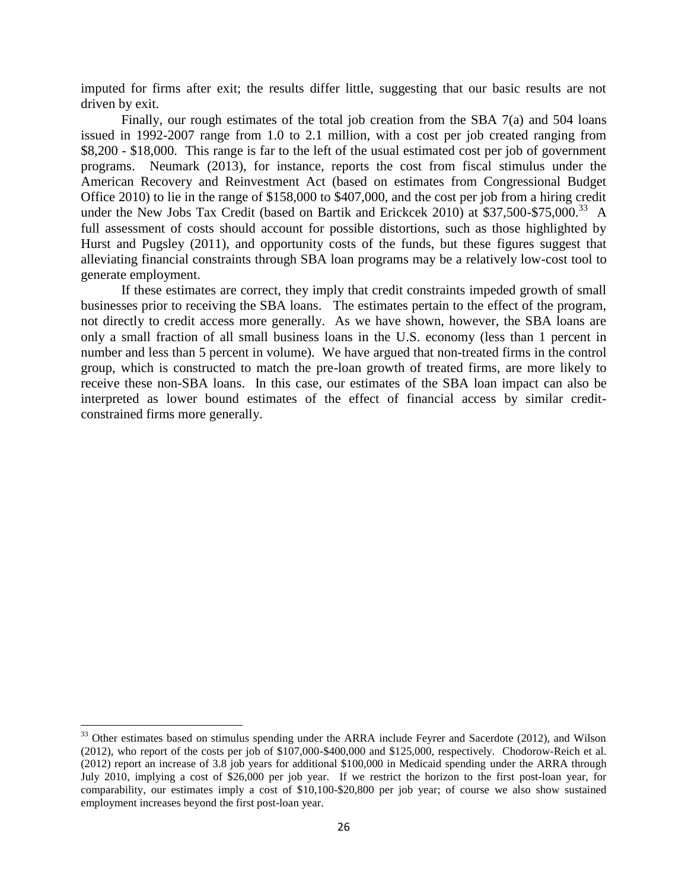imputed for firms after exit; the results differ little, suggesting that our basic results are not driven by exit.

Finally, our rough estimates of the total job creation from the SBA 7(a) and 504 loans issued in 1992-2007 range from 1.0 to 2.1 million, with a cost per job created ranging from \$8,200 - \$18,000. This range is far to the left of the usual estimated cost per job of government programs. Neumark (2013), for instance, reports the cost from fiscal stimulus under the American Recovery and Reinvestment Act (based on estimates from Congressional Budget Office 2010) to lie in the range of \$158,000 to \$407,000, and the cost per job from a hiring credit under the New Jobs Tax Credit (based on Bartik and Erickcek 2010) at \$37,500-\$75,000.[33] A full assessment of costs should account for possible distortions, such as those highlighted by Hurst and Pugsley (2011), and opportunity costs of the funds, but these figures suggest that alleviating financial constraints through SBA loan programs may be a relatively low-cost tool to generate employment.

If these estimates are correct, they imply that credit constraints impeded growth of small businesses prior to receiving the SBA loans. The estimates pertain to the effect of the program, not directly to credit access more generally. As we have shown, however, the SBA loans are only a small fraction of all small business loans in the U.S. economy (less than 1 percent in number and less than 5 percent in volume). We have argued that non-treated firms in the control group, which is constructed to match the pre-loan growth of treated firms, are more likely to receive these non-SBA loans. In this case, our estimates of the SBA loan impact can also be interpreted as lower bound estimates of the effect of financial access by similar credit-constrained firms more generally.

---

[33] Other estimates based on stimulus spending under the ARRA include Feyrer and Sacerdote (2012), and Wilson (2012), who report of the costs per job of \$107,000-\$400,000 and \$125,000, respectively. Chodorow-Reich et al. (2012) report an increase of 3.8 job years for additional \$100,000 in Medicaid spending under the ARRA through July 2010, implying a cost of \$26,000 per job year. If we restrict the horizon to the first post-loan year, for comparability, our estimates imply a cost of \$10,100-\$20,800 per job year; of course we also show sustained employment increases beyond the first post-loan year.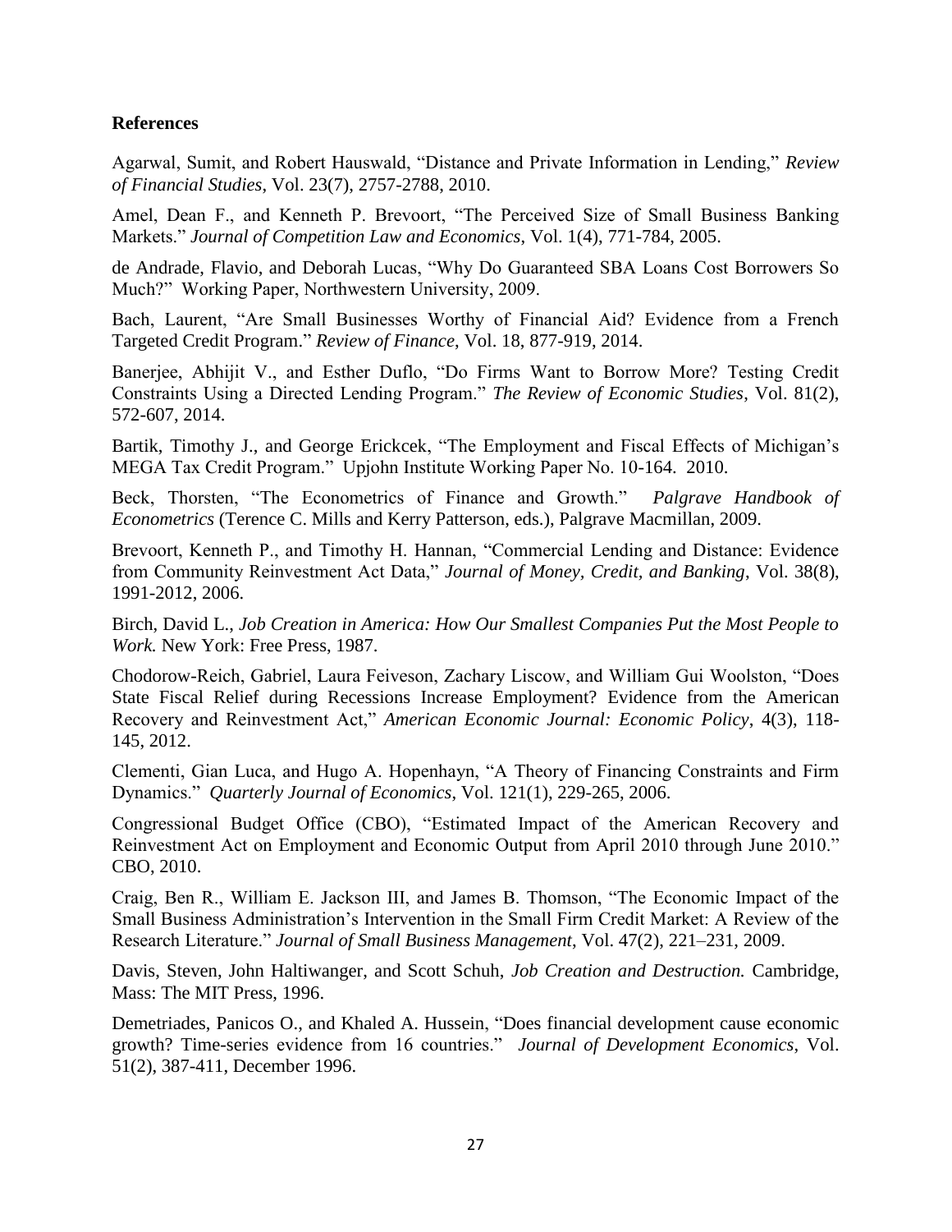**References**

Agarwal, Sumit, and Robert Hauswald, "Distance and Private Information in Lending," *Review of Financial Studies*, Vol. 23(7), 2757-2788, 2010.

Amel, Dean F., and Kenneth P. Brevoort, "The Perceived Size of Small Business Banking Markets." *Journal of Competition Law and Economics*, Vol. 1(4), 771-784, 2005.

de Andrade, Flavio, and Deborah Lucas, "Why Do Guaranteed SBA Loans Cost Borrowers So Much?" Working Paper, Northwestern University, 2009.

Bach, Laurent, "Are Small Businesses Worthy of Financial Aid? Evidence from a French Targeted Credit Program." *Review of Finance*, Vol. 18, 877-919, 2014.

Banerjee, Abhijit V., and Esther Duflo, "Do Firms Want to Borrow More? Testing Credit Constraints Using a Directed Lending Program." *The Review of Economic Studies*, Vol. 81(2), 572-607, 2014.

Bartik, Timothy J., and George Erickcek, "The Employment and Fiscal Effects of Michigan's MEGA Tax Credit Program." Upjohn Institute Working Paper No. 10-164. 2010.

Beck, Thorsten, "The Econometrics of Finance and Growth." *Palgrave Handbook of Econometrics* (Terence C. Mills and Kerry Patterson, eds.), Palgrave Macmillan, 2009.

Brevoort, Kenneth P., and Timothy H. Hannan, "Commercial Lending and Distance: Evidence from Community Reinvestment Act Data," *Journal of Money, Credit, and Banking*, Vol. 38(8), 1991-2012, 2006.

Birch, David L., *Job Creation in America: How Our Smallest Companies Put the Most People to Work.* New York: Free Press, 1987.

Chodorow-Reich, Gabriel, Laura Feiveson, Zachary Liscow, and William Gui Woolston, "Does State Fiscal Relief during Recessions Increase Employment? Evidence from the American Recovery and Reinvestment Act," *American Economic Journal: Economic Policy*, 4(3), 118-145, 2012.

Clementi, Gian Luca, and Hugo A. Hopenhayn, "A Theory of Financing Constraints and Firm Dynamics." *Quarterly Journal of Economics*, Vol. 121(1), 229-265, 2006.

Congressional Budget Office (CBO), "Estimated Impact of the American Recovery and Reinvestment Act on Employment and Economic Output from April 2010 through June 2010." CBO, 2010.

Craig, Ben R., William E. Jackson III, and James B. Thomson, "The Economic Impact of the Small Business Administration's Intervention in the Small Firm Credit Market: A Review of the Research Literature." *Journal of Small Business Management*, Vol. 47(2), 221–231, 2009.

Davis, Steven, John Haltiwanger, and Scott Schuh, *Job Creation and Destruction.* Cambridge, Mass: The MIT Press, 1996.

Demetriades, Panicos O., and Khaled A. Hussein, "Does financial development cause economic growth? Time-series evidence from 16 countries." *Journal of Development Economics*, Vol. 51(2), 387-411, December 1996.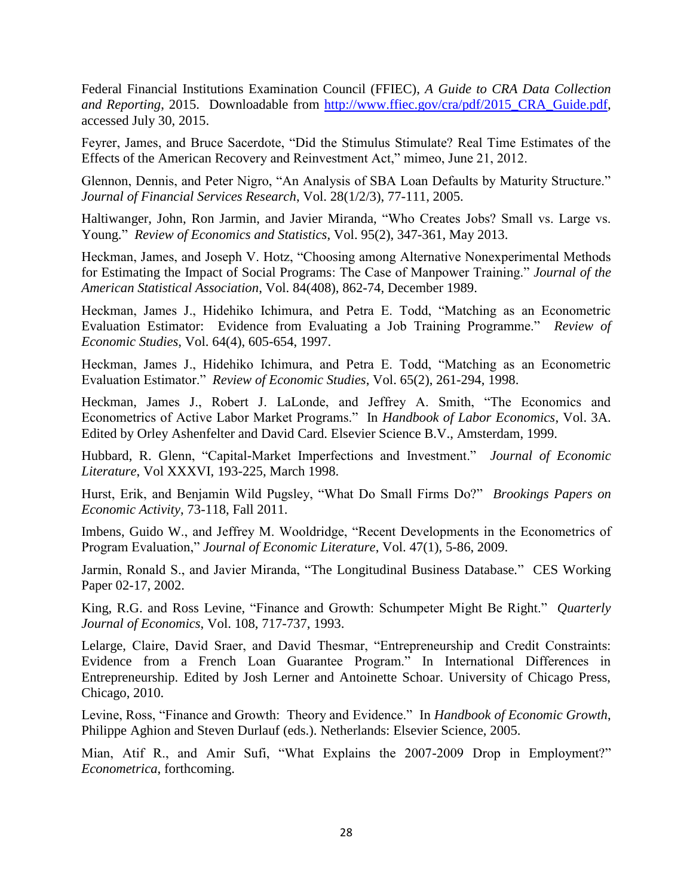Federal Financial Institutions Examination Council (FFIEC), *A Guide to CRA Data Collection and Reporting*, 2015. Downloadable from http://www.ffiec.gov/cra/pdf/2015_CRA_Guide.pdf, accessed July 30, 2015.

Feyrer, James, and Bruce Sacerdote, "Did the Stimulus Stimulate? Real Time Estimates of the Effects of the American Recovery and Reinvestment Act," mimeo, June 21, 2012.

Glennon, Dennis, and Peter Nigro, "An Analysis of SBA Loan Defaults by Maturity Structure." *Journal of Financial Services Research*, Vol. 28(1/2/3), 77-111, 2005.

Haltiwanger, John, Ron Jarmin, and Javier Miranda, "Who Creates Jobs? Small vs. Large vs. Young." *Review of Economics and Statistics*, Vol. 95(2), 347-361, May 2013.

Heckman, James, and Joseph V. Hotz, "Choosing among Alternative Nonexperimental Methods for Estimating the Impact of Social Programs: The Case of Manpower Training." *Journal of the American Statistical Association*, Vol. 84(408), 862-74, December 1989.

Heckman, James J., Hidehiko Ichimura, and Petra E. Todd, "Matching as an Econometric Evaluation Estimator: Evidence from Evaluating a Job Training Programme." *Review of Economic Studies*, Vol. 64(4), 605-654, 1997.

Heckman, James J., Hidehiko Ichimura, and Petra E. Todd, "Matching as an Econometric Evaluation Estimator." *Review of Economic Studies*, Vol. 65(2), 261-294, 1998.

Heckman, James J., Robert J. LaLonde, and Jeffrey A. Smith, "The Economics and Econometrics of Active Labor Market Programs." In *Handbook of Labor Economics*, Vol. 3A. Edited by Orley Ashenfelter and David Card. Elsevier Science B.V., Amsterdam, 1999.

Hubbard, R. Glenn, "Capital-Market Imperfections and Investment." *Journal of Economic Literature*, Vol XXXVI, 193-225, March 1998.

Hurst, Erik, and Benjamin Wild Pugsley, "What Do Small Firms Do?" *Brookings Papers on Economic Activity*, 73-118, Fall 2011.

Imbens, Guido W., and Jeffrey M. Wooldridge, "Recent Developments in the Econometrics of Program Evaluation," *Journal of Economic Literature*, Vol. 47(1), 5-86, 2009.

Jarmin, Ronald S., and Javier Miranda, "The Longitudinal Business Database." CES Working Paper 02-17, 2002.

King, R.G. and Ross Levine, "Finance and Growth: Schumpeter Might Be Right." *Quarterly Journal of Economics*, Vol. 108, 717-737, 1993.

Lelarge, Claire, David Sraer, and David Thesmar, "Entrepreneurship and Credit Constraints: Evidence from a French Loan Guarantee Program." In International Differences in Entrepreneurship. Edited by Josh Lerner and Antoinette Schoar. University of Chicago Press, Chicago, 2010.

Levine, Ross, "Finance and Growth: Theory and Evidence." In *Handbook of Economic Growth*, Philippe Aghion and Steven Durlauf (eds.). Netherlands: Elsevier Science, 2005.

Mian, Atif R., and Amir Sufi, "What Explains the 2007-2009 Drop in Employment?" *Econometrica*, forthcoming.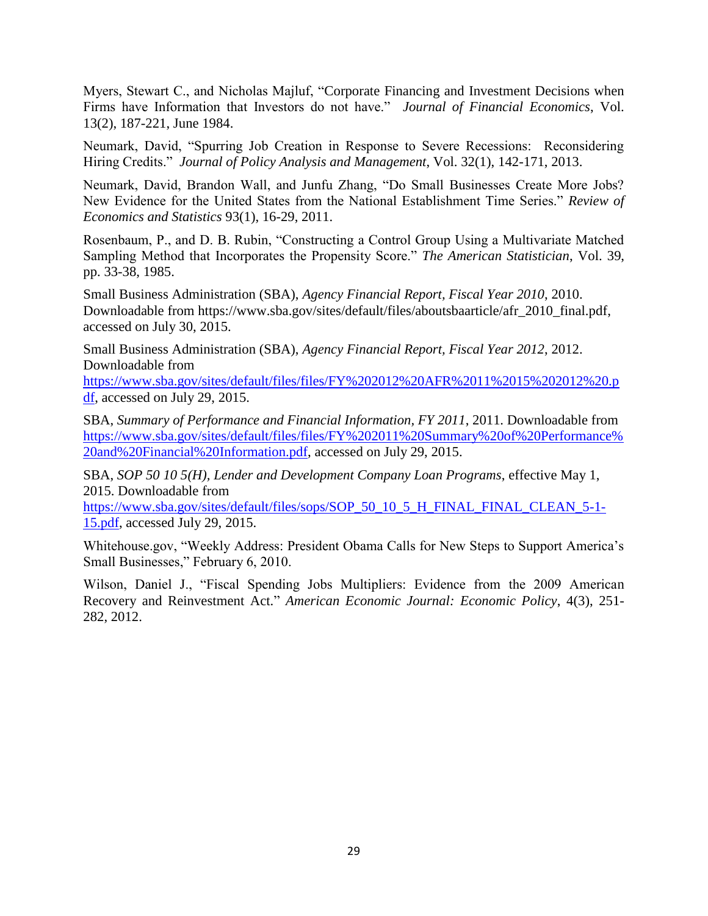Myers, Stewart C., and Nicholas Majluf, "Corporate Financing and Investment Decisions when Firms have Information that Investors do not have." *Journal of Financial Economics*, Vol. 13(2), 187-221, June 1984.

Neumark, David, "Spurring Job Creation in Response to Severe Recessions: Reconsidering Hiring Credits." *Journal of Policy Analysis and Management*, Vol. 32(1), 142-171, 2013.

Neumark, David, Brandon Wall, and Junfu Zhang, "Do Small Businesses Create More Jobs? New Evidence for the United States from the National Establishment Time Series." *Review of Economics and Statistics* 93(1), 16-29, 2011.

Rosenbaum, P., and D. B. Rubin, "Constructing a Control Group Using a Multivariate Matched Sampling Method that Incorporates the Propensity Score." *The American Statistician*, Vol. 39, pp. 33-38, 1985.

Small Business Administration (SBA), *Agency Financial Report, Fiscal Year 2010*, 2010. Downloadable from https://www.sba.gov/sites/default/files/aboutsbaarticle/afr_2010_final.pdf, accessed on July 30, 2015.

Small Business Administration (SBA), *Agency Financial Report, Fiscal Year 2012*, 2012. Downloadable from https://www.sba.gov/sites/default/files/files/FY%202012%20AFR%2011%2015%202012%20.pdf, accessed on July 29, 2015.

SBA, *Summary of Performance and Financial Information, FY 2011*, 2011. Downloadable from https://www.sba.gov/sites/default/files/files/FY%202011%20Summary%20of%20Performance%20and%20Financial%20Information.pdf, accessed on July 29, 2015.

SBA, *SOP 50 10 5(H), Lender and Development Company Loan Programs*, effective May 1, 2015. Downloadable from https://www.sba.gov/sites/default/files/sops/SOP_50_10_5_H_FINAL_FINAL_CLEAN_5-1-15.pdf, accessed July 29, 2015.

Whitehouse.gov, "Weekly Address: President Obama Calls for New Steps to Support America's Small Businesses," February 6, 2010.

Wilson, Daniel J., "Fiscal Spending Jobs Multipliers: Evidence from the 2009 American Recovery and Reinvestment Act." *American Economic Journal: Economic Policy*, 4(3), 251-282, 2012.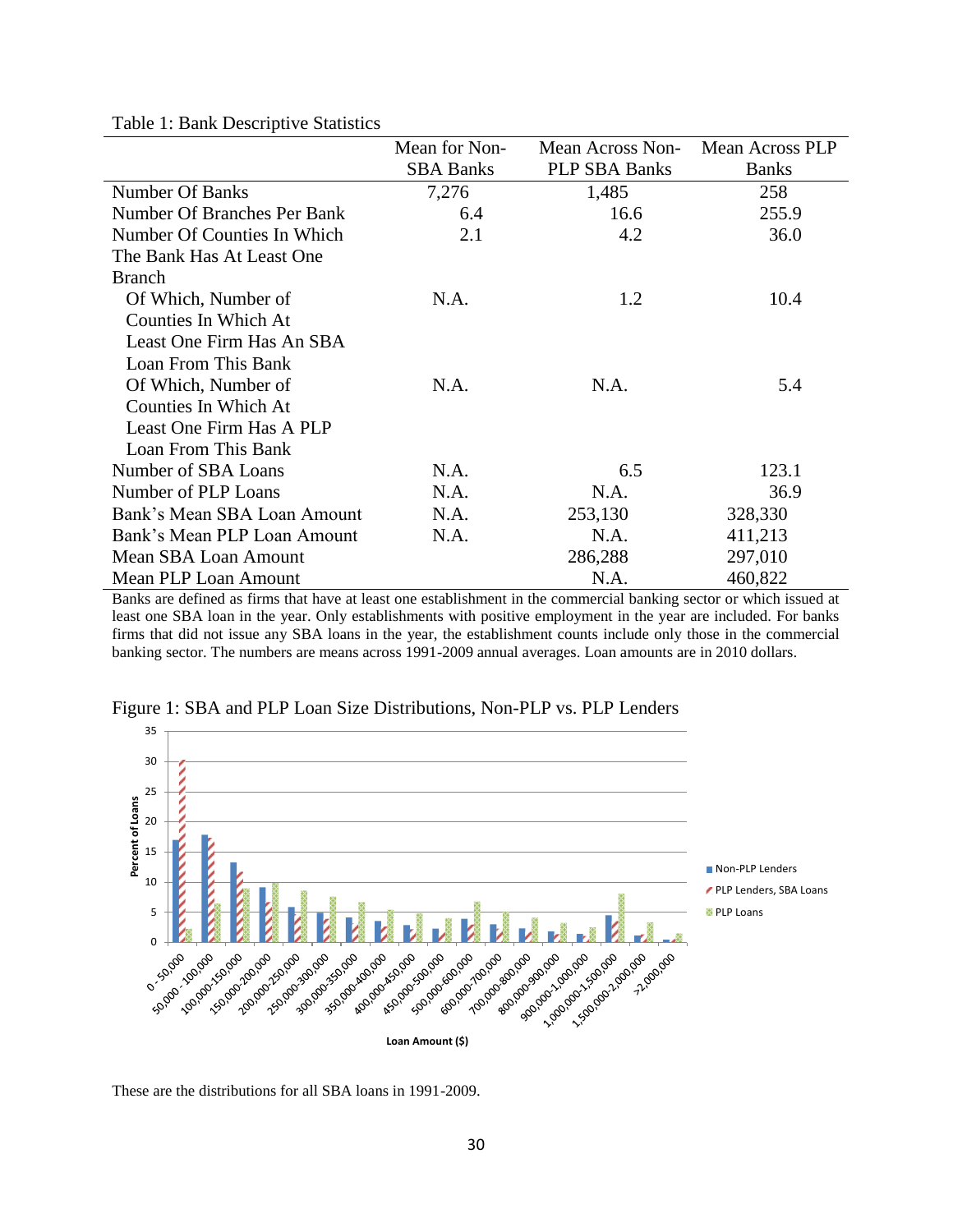Table 1: Bank Descriptive Statistics

| | Mean for Non-SBA Banks | Mean Across Non-PLP SBA Banks | Mean Across PLP Banks |
|---|---|---|---|
| Number Of Banks | 7,276 | 1,485 | 258 |
| Number Of Branches Per Bank | 6.4 | 16.6 | 255.9 |
| Number Of Counties In Which The Bank Has At Least One Branch | 2.1 | 4.2 | 36.0 |
| Of Which, Number of Counties In Which At Least One Firm Has An SBA Loan From This Bank | N.A. | 1.2 | 10.4 |
| Of Which, Number of Counties In Which At Least One Firm Has A PLP Loan From This Bank | N.A. | N.A. | 5.4 |
| Number of SBA Loans | N.A. | 6.5 | 123.1 |
| Number of PLP Loans | N.A. | N.A. | 36.9 |
| Bank's Mean SBA Loan Amount | N.A. | 253,130 | 328,330 |
| Bank's Mean PLP Loan Amount | N.A. | N.A. | 411,213 |
| Mean SBA Loan Amount | | 286,288 | 297,010 |
| Mean PLP Loan Amount | | N.A. | 460,822 |

Banks are defined as firms that have at least one establishment in the commercial banking sector or which issued at least one SBA loan in the year. Only establishments with positive employment in the year are included. For banks firms that did not issue any SBA loans in the year, the establishment counts include only those in the commercial banking sector. The numbers are means across 1991-2009 annual averages. Loan amounts are in 2010 dollars.

Figure 1: SBA and PLP Loan Size Distributions, Non-PLP vs. PLP Lenders

These are the distributions for all SBA loans in 1991-2009.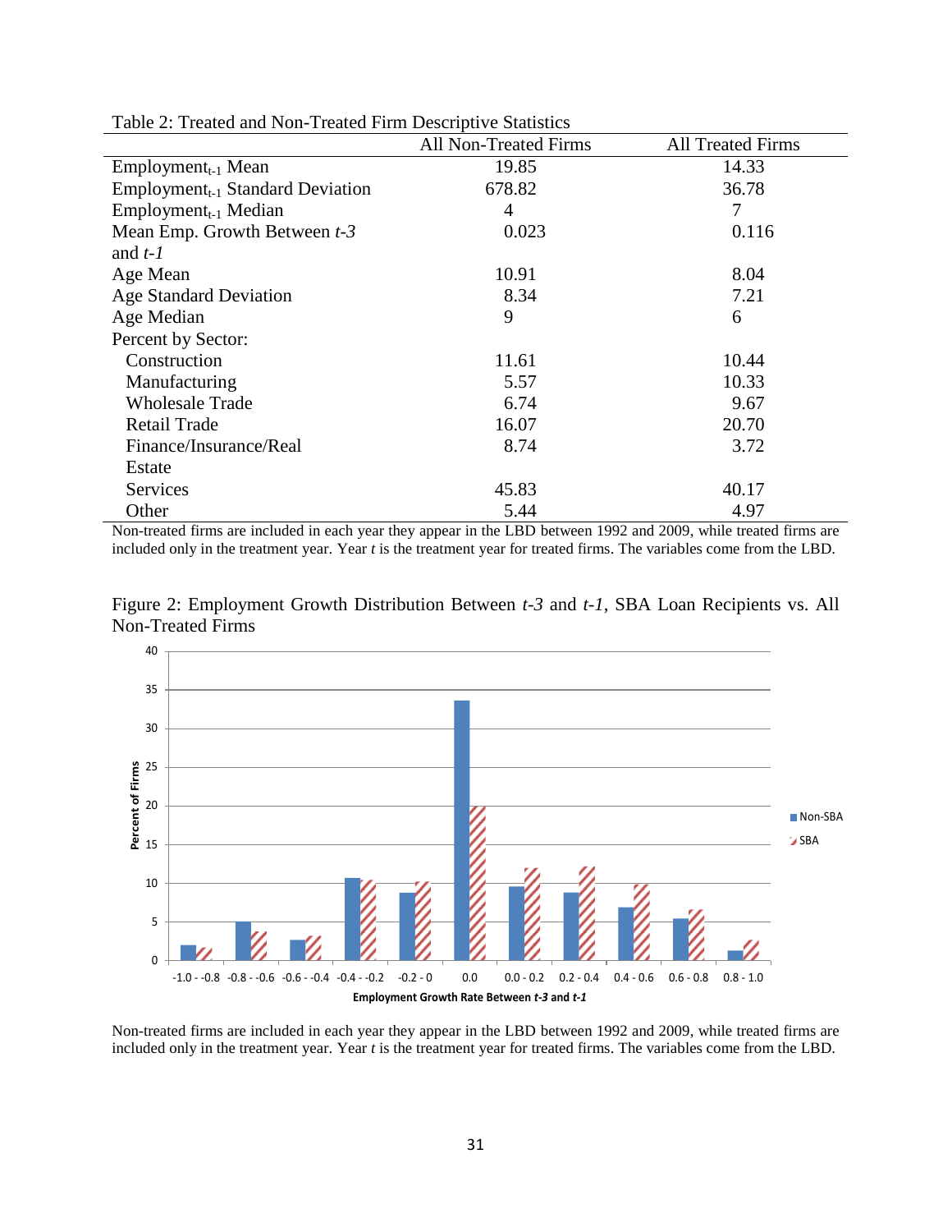Table 2: Treated and Non-Treated Firm Descriptive Statistics

| | All Non-Treated Firms | All Treated Firms |
|---|---|---|
| $\text{Employment}_{t-1}$ Mean | 19.85 | 14.33 |
| $\text{Employment}_{t-1}$ Standard Deviation | 678.82 | 36.78 |
| $\text{Employment}_{t-1}$ Median | 4 | 7 |
| Mean Emp. Growth Between *t-3* and *t-1* | 0.023 | 0.116 |
| Age Mean | 10.91 | 8.04 |
| Age Standard Deviation | 8.34 | 7.21 |
| Age Median | 9 | 6 |
| Percent by Sector: | | |
| Construction | 11.61 | 10.44 |
| Manufacturing | 5.57 | 10.33 |
| Wholesale Trade | 6.74 | 9.67 |
| Retail Trade | 16.07 | 20.70 |
| Finance/Insurance/Real Estate | 8.74 | 3.72 |
| Services | 45.83 | 40.17 |
| Other | 5.44 | 4.97 |

Non-treated firms are included in each year they appear in the LBD between 1992 and 2009, while treated firms are included only in the treatment year. Year *t* is the treatment year for treated firms. The variables come from the LBD.

Figure 2: Employment Growth Distribution Between *t-3* and *t-1*, SBA Loan Recipients vs. All Non-Treated Firms

Non-treated firms are included in each year they appear in the LBD between 1992 and 2009, while treated firms are included only in the treatment year. Year *t* is the treatment year for treated firms. The variables come from the LBD.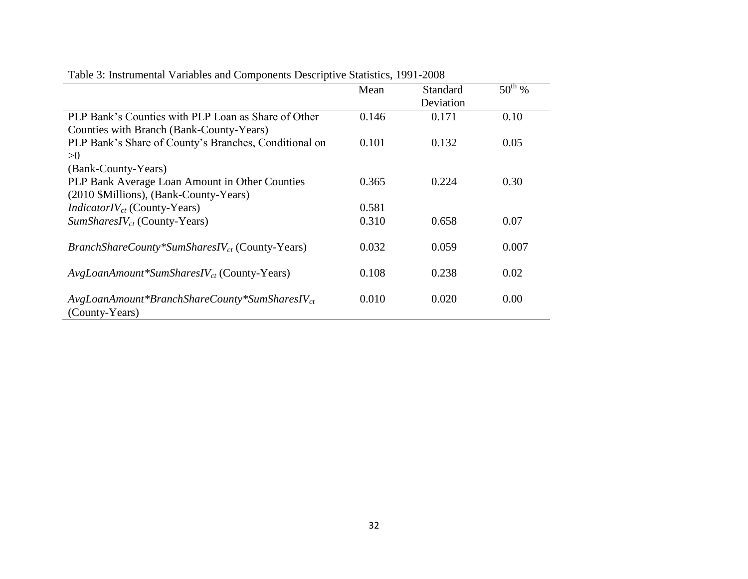Table 3: Instrumental Variables and Components Descriptive Statistics, 1991-2008

| | Mean | Standard Deviation | $50^{th}$ % |
|---|---|---|---|
| PLP Bank's Counties with PLP Loan as Share of Other Counties with Branch (Bank-County-Years) | 0.146 | 0.171 | 0.10 |
| PLP Bank's Share of County's Branches, Conditional on >0 (Bank-County-Years) | 0.101 | 0.132 | 0.05 |
| PLP Bank Average Loan Amount in Other Counties (2010 $Millions), (Bank-County-Years) | 0.365 | 0.224 | 0.30 |
| $IndicatorIV_{ct}$ (County-Years) | 0.581 | | |
| $SumSharesIV_{ct}$ (County-Years) | 0.310 | 0.658 | 0.07 |
| $BranchShareCounty*SumSharesIV_{ct}$ (County-Years) | 0.032 | 0.059 | 0.007 |
| $AvgLoanAmount*SumSharesIV_{ct}$ (County-Years) | 0.108 | 0.238 | 0.02 |
| $AvgLoanAmount*BranchShareCounty*SumSharesIV_{ct}$ (County-Years) | 0.010 | 0.020 | 0.00 |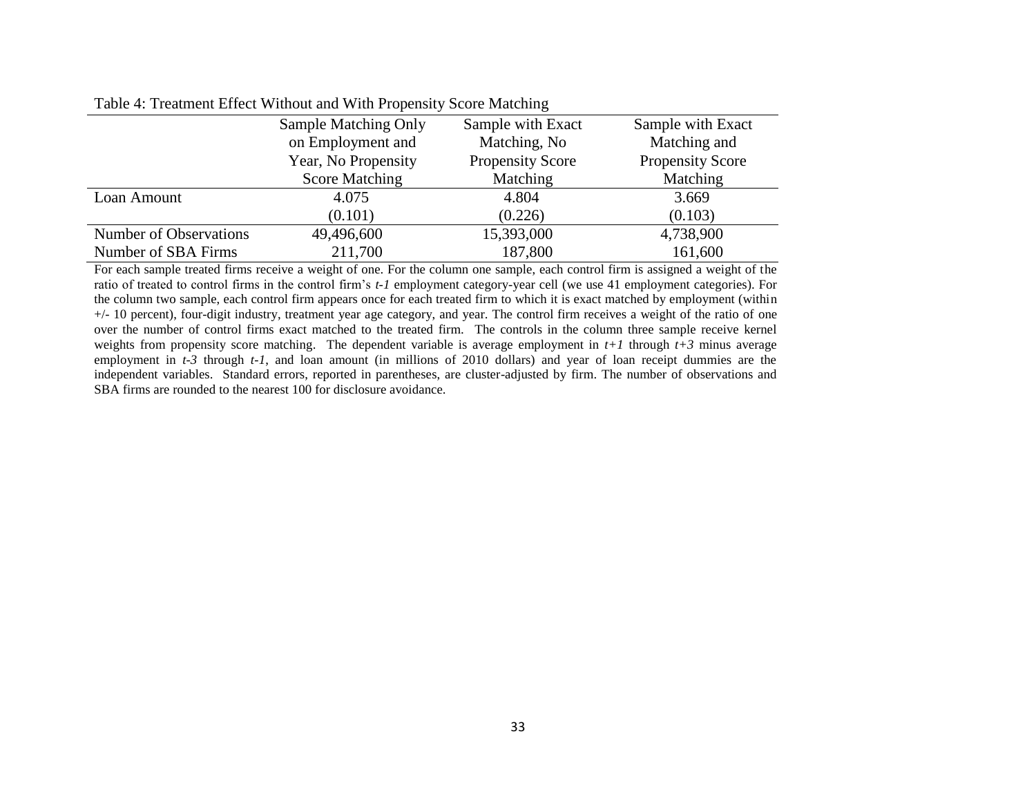Table 4: Treatment Effect Without and With Propensity Score Matching

| | Sample Matching Only on Employment and Year, No Propensity Score Matching | Sample with Exact Matching, No Propensity Score Matching | Sample with Exact Matching and Propensity Score Matching |
|---|---|---|---|
| Loan Amount | 4.075 | 4.804 | 3.669 |
| | (0.101) | (0.226) | (0.103) |
| Number of Observations | 49,496,600 | 15,393,000 | 4,738,900 |
| Number of SBA Firms | 211,700 | 187,800 | 161,600 |

For each sample treated firms receive a weight of one. For the column one sample, each control firm is assigned a weight of the ratio of treated to control firms in the control firm's *t-1* employment category-year cell (we use 41 employment categories). For the column two sample, each control firm appears once for each treated firm to which it is exact matched by employment (within +/- 10 percent), four-digit industry, treatment year age category, and year. The control firm receives a weight of the ratio of one over the number of control firms exact matched to the treated firm. The controls in the column three sample receive kernel weights from propensity score matching. The dependent variable is average employment in *t+1* through *t+3* minus average employment in *t-3* through *t-1*, and loan amount (in millions of 2010 dollars) and year of loan receipt dummies are the independent variables. Standard errors, reported in parentheses, are cluster-adjusted by firm. The number of observations and SBA firms are rounded to the nearest 100 for disclosure avoidance.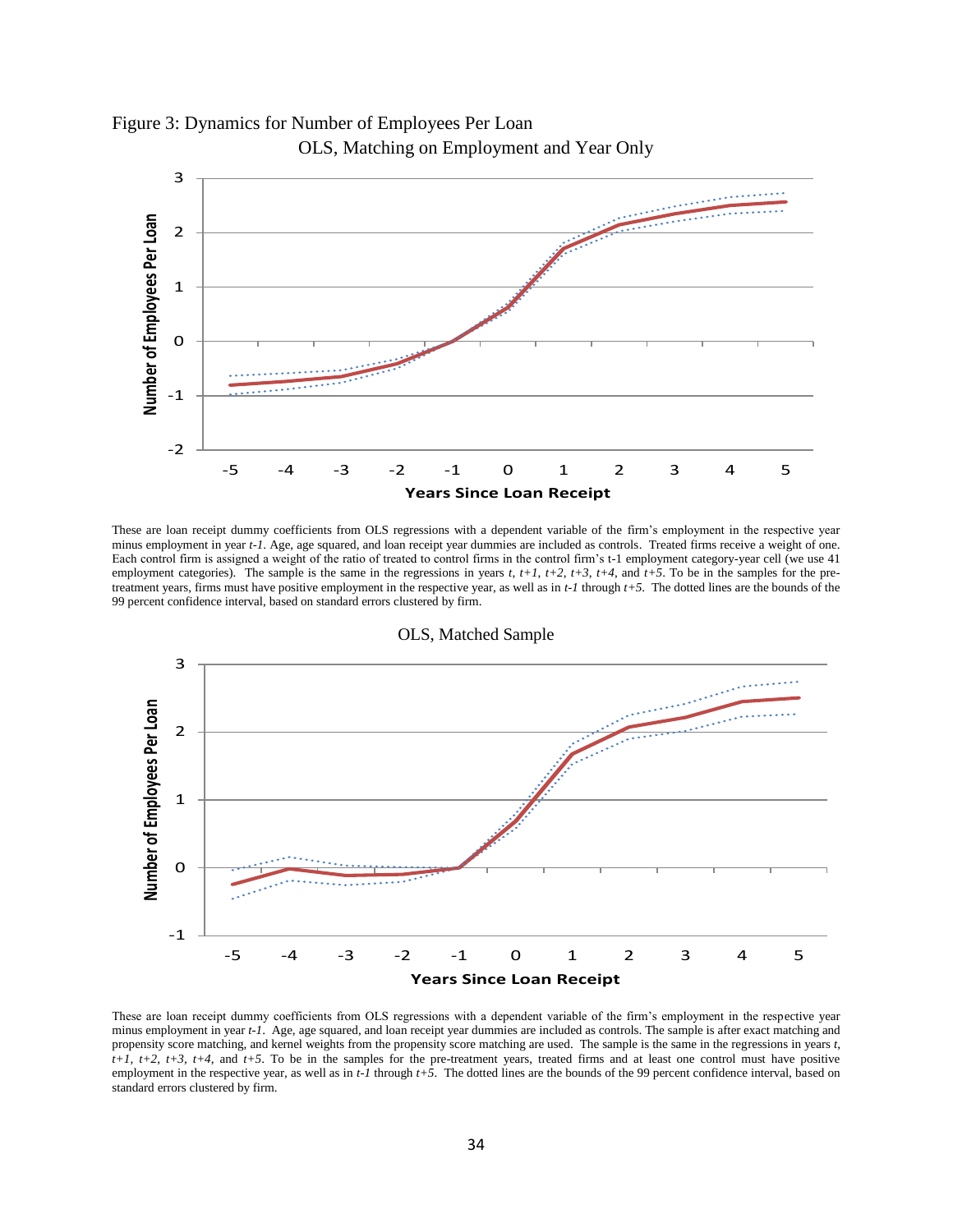Figure 3: Dynamics for Number of Employees Per Loan

OLS, Matching on Employment and Year Only

These are loan receipt dummy coefficients from OLS regressions with a dependent variable of the firm's employment in the respective year minus employment in year *t-1*. Age, age squared, and loan receipt year dummies are included as controls. Treated firms receive a weight of one. Each control firm is assigned a weight of the ratio of treated to control firms in the control firm's t-1 employment category-year cell (we use 41 employment categories). The sample is the same in the regressions in years *t*, *t+1*, *t+2*, *t+3*, *t+4*, and *t+5*. To be in the samples for the pre-treatment years, firms must have positive employment in the respective year, as well as in *t-1* through *t+5*. The dotted lines are the bounds of the 99 percent confidence interval, based on standard errors clustered by firm.

OLS, Matched Sample

These are loan receipt dummy coefficients from OLS regressions with a dependent variable of the firm's employment in the respective year minus employment in year *t-1*. Age, age squared, and loan receipt year dummies are included as controls. The sample is after exact matching and propensity score matching, and kernel weights from the propensity score matching are used. The sample is the same in the regressions in years *t*, *t+1*, *t+2*, *t+3*, *t+4*, and *t+5*. To be in the samples for the pre-treatment years, treated firms and at least one control must have positive employment in the respective year, as well as in *t-1* through *t+5*. The dotted lines are the bounds of the 99 percent confidence interval, based on standard errors clustered by firm.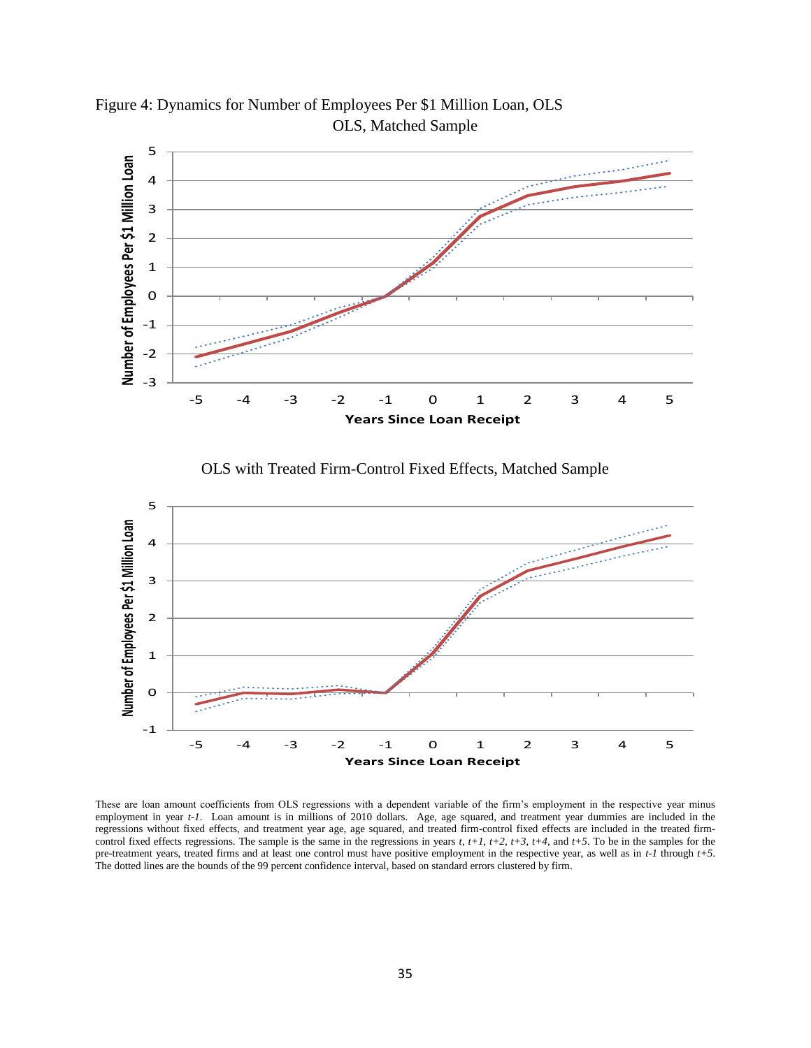Figure 4: Dynamics for Number of Employees Per $1 Million Loan, OLS

OLS, Matched Sample

OLS with Treated Firm-Control Fixed Effects, Matched Sample

These are loan amount coefficients from OLS regressions with a dependent variable of the firm's employment in the respective year minus employment in year *t-1*. Loan amount is in millions of 2010 dollars. Age, age squared, and treatment year dummies are included in the regressions without fixed effects, and treatment year age, age squared, and treated firm-control fixed effects are included in the treated firm-control fixed effects regressions. The sample is the same in the regressions in years *t*, *t+1*, *t+2*, *t+3*, *t+4*, and *t+5*. To be in the samples for the pre-treatment years, treated firms and at least one control must have positive employment in the respective year, as well as in *t-1* through *t+5*. The dotted lines are the bounds of the 99 percent confidence interval, based on standard errors clustered by firm.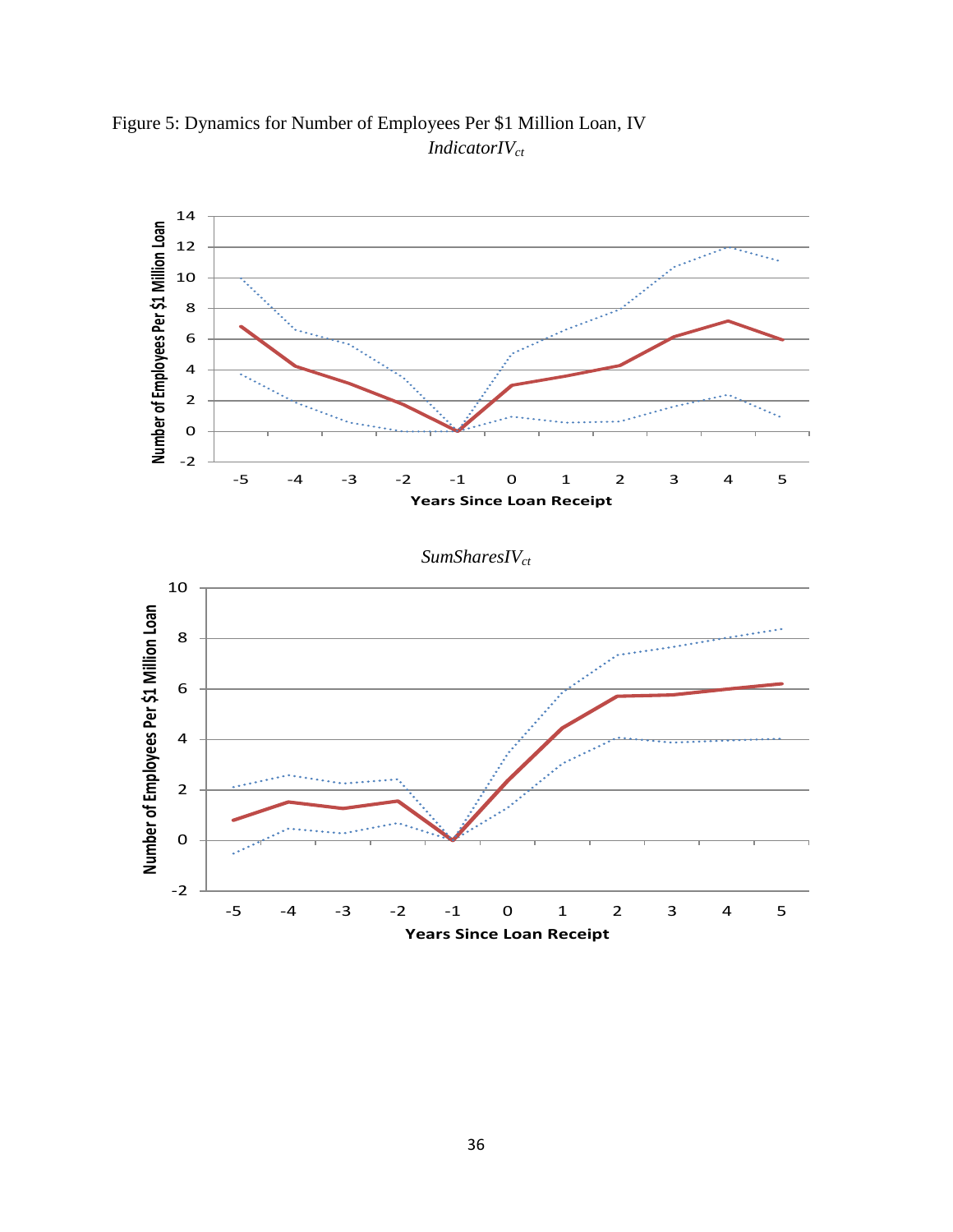Figure 5: Dynamics for Number of Employees Per $1 Million Loan, IV

$IndicatorIV_{ct}$

$SumSharesIV_{ct}$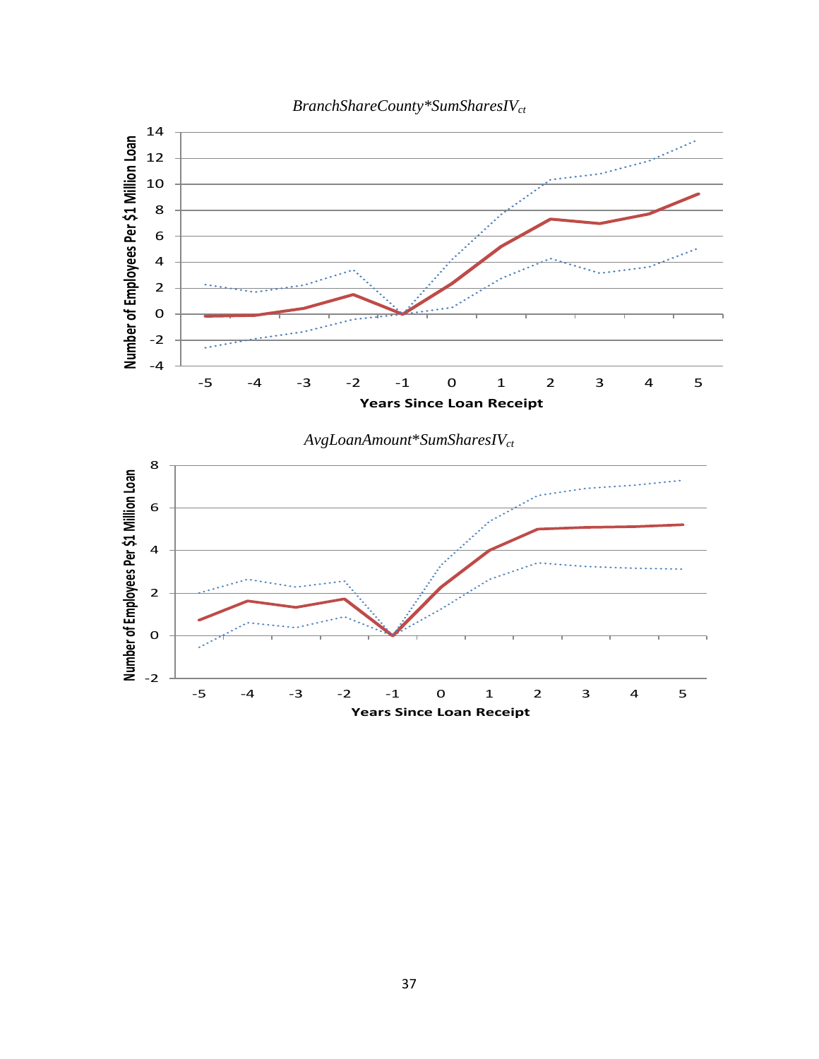*BranchShareCounty\*SumSharesIV*$_{ct}$

Number of Employees Per $1 Million Loan

Years Since Loan Receipt

*AvgLoanAmount\*SumSharesIV*$_{ct}$

Number of Employees Per $1 Million Loan

Years Since Loan Receipt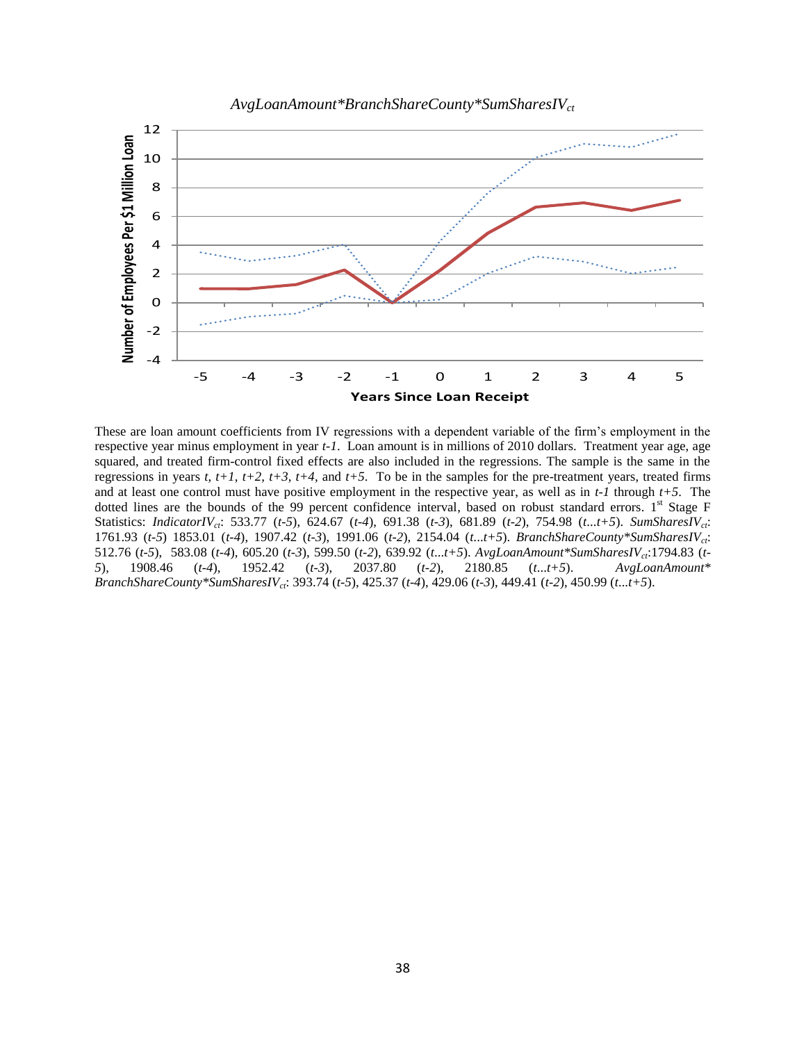*AvgLoanAmount\*BranchShareCounty\*SumSharesIV$_{ct}$*

These are loan amount coefficients from IV regressions with a dependent variable of the firm's employment in the respective year minus employment in year *t-1*. Loan amount is in millions of 2010 dollars. Treatment year age, age squared, and treated firm-control fixed effects are also included in the regressions. The sample is the same in the regressions in years *t*, *t+1*, *t+2*, *t+3*, *t+4*, and *t+5*. To be in the samples for the pre-treatment years, treated firms and at least one control must have positive employment in the respective year, as well as in *t-1* through *t+5*. The dotted lines are the bounds of the 99 percent confidence interval, based on robust standard errors. 1st Stage F Statistics: *IndicatorIV$_{ct}$*: 533.77 (*t-5*), 624.67 (*t-4*), 691.38 (*t-3*), 681.89 (*t-2*), 754.98 (*t...t+5*). *SumSharesIV$_{ct}$*: 1761.93 (*t-5*) 1853.01 (*t-4*), 1907.42 (*t-3*), 1991.06 (*t-2*), 2154.04 (*t...t+5*). *BranchShareCounty\*SumSharesIV$_{ct}$*: 512.76 (*t-5*), 583.08 (*t-4*), 605.20 (*t-3*), 599.50 (*t-2*), 639.92 (*t...t+5*). *AvgLoanAmount\*SumSharesIV$_{ct}$*:1794.83 (*t-5*), 1908.46 (*t-4*), 1952.42 (*t-3*), 2037.80 (*t-2*), 2180.85 (*t...t+5*). *AvgLoanAmount\* BranchShareCounty\*SumSharesIV$_{ct}$*: 393.74 (*t-5*), 425.37 (*t-4*), 429.06 (*t-3*), 449.41 (*t-2*), 450.99 (*t...t+5*).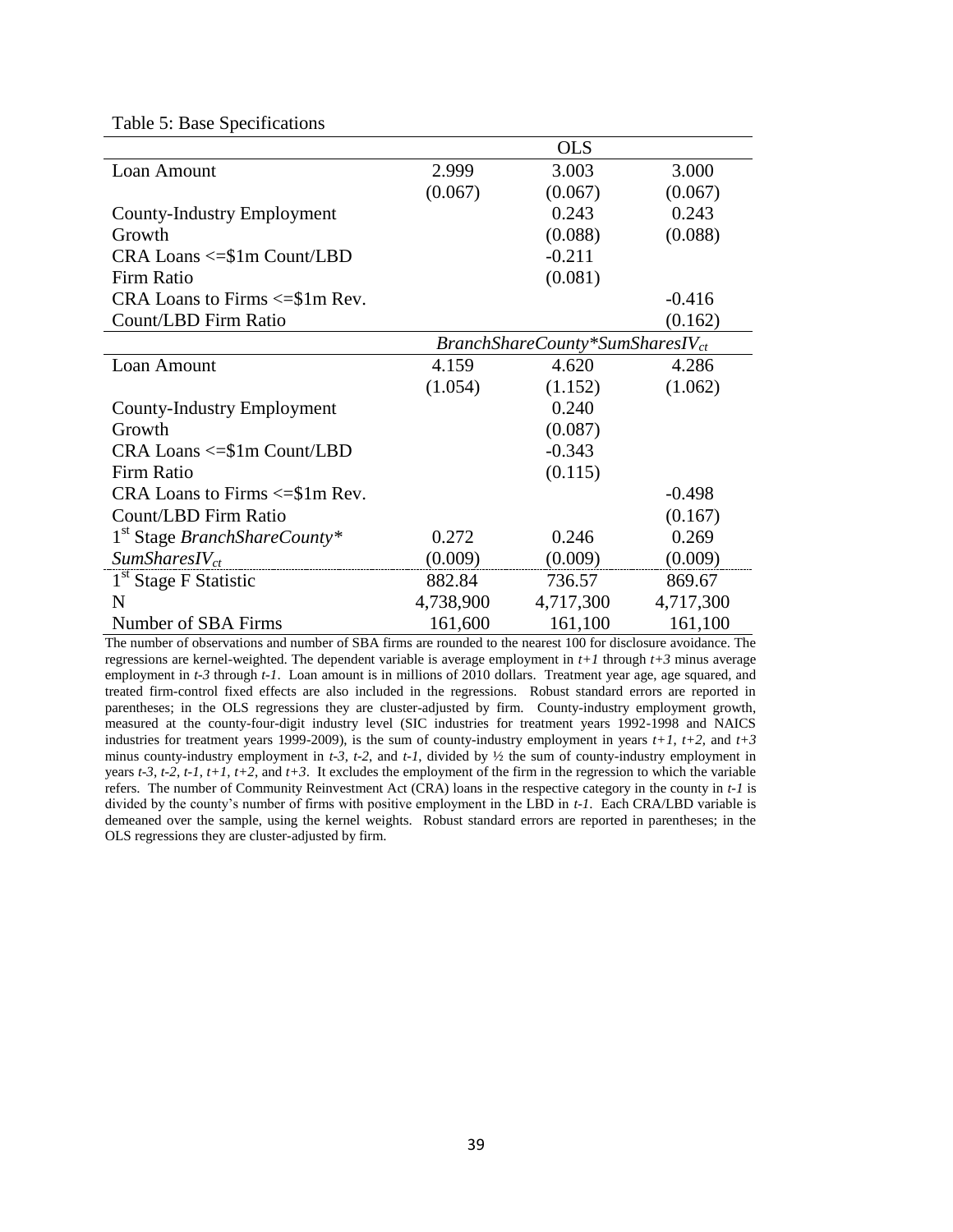Table 5: Base Specifications

| | OLS | | |
|---|---|---|---|
| Loan Amount | 2.999 | 3.003 | 3.000 |
| | (0.067) | (0.067) | (0.067) |
| County-Industry Employment Growth | | 0.243 | 0.243 |
| | | (0.088) | (0.088) |
| CRA Loans <=$1m Count/LBD Firm Ratio | | -0.211 | |
| | | (0.081) | |
| CRA Loans to Firms <=$1m Rev. Count/LBD Firm Ratio | | | -0.416 |
| | | | (0.162) |
| | *BranchShareCounty\*SumSharesIV*$_{ct}$ | | |
| Loan Amount | 4.159 | 4.620 | 4.286 |
| | (1.054) | (1.152) | (1.062) |
| County-Industry Employment Growth | | 0.240 | |
| | | (0.087) | |
| CRA Loans <=$1m Count/LBD Firm Ratio | | -0.343 | |
| | | (0.115) | |
| CRA Loans to Firms <=$1m Rev. Count/LBD Firm Ratio | | | -0.498 |
| | | | (0.167) |
| 1st Stage *BranchShareCounty\* SumSharesIV*$_{ct}$ | 0.272 | 0.246 | 0.269 |
| | (0.009) | (0.009) | (0.009) |
| 1st Stage F Statistic | 882.84 | 736.57 | 869.67 |
| N | 4,738,900 | 4,717,300 | 4,717,300 |
| Number of SBA Firms | 161,600 | 161,100 | 161,100 |

The number of observations and number of SBA firms are rounded to the nearest 100 for disclosure avoidance. The regressions are kernel-weighted. The dependent variable is average employment in *t+1* through *t+3* minus average employment in *t-3* through *t-1*. Loan amount is in millions of 2010 dollars. Treatment year age, age squared, and treated firm-control fixed effects are also included in the regressions. Robust standard errors are reported in parentheses; in the OLS regressions they are cluster-adjusted by firm. County-industry employment growth, measured at the county-four-digit industry level (SIC industries for treatment years 1992-1998 and NAICS industries for treatment years 1999-2009), is the sum of county-industry employment in years *t+1*, *t+2*, and *t+3* minus county-industry employment in *t-3*, *t-2*, and *t-1*, divided by ½ the sum of county-industry employment in years *t-3*, *t-2*, *t-1*, *t+1*, *t+2*, and *t+3*. It excludes the employment of the firm in the regression to which the variable refers. The number of Community Reinvestment Act (CRA) loans in the respective category in the county in *t-1* is divided by the county's number of firms with positive employment in the LBD in *t-1*. Each CRA/LBD variable is demeaned over the sample, using the kernel weights. Robust standard errors are reported in parentheses; in the OLS regressions they are cluster-adjusted by firm.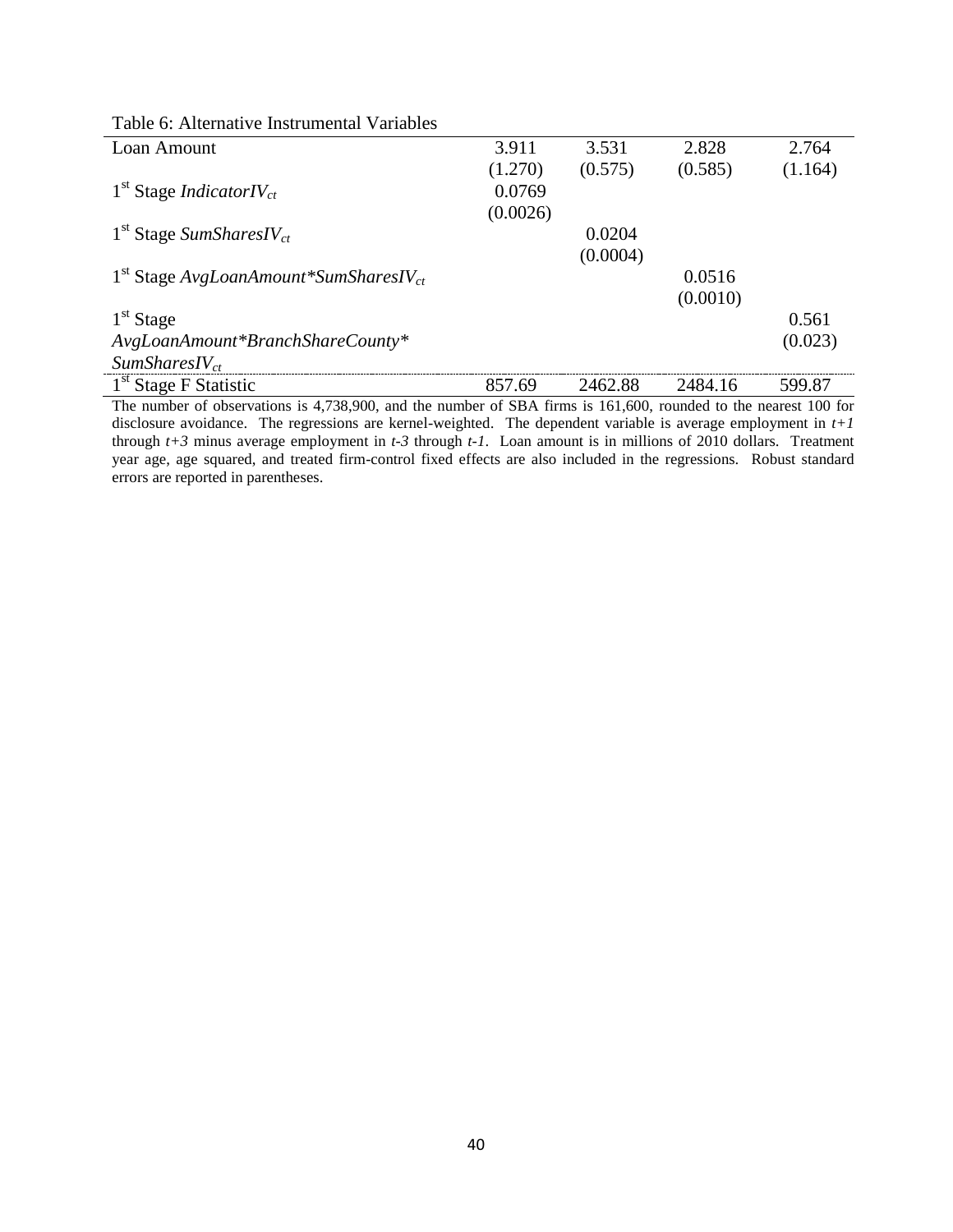Table 6: Alternative Instrumental Variables

| | (1) | (2) | (3) | (4) |
|---|---|---|---|---|
| Loan Amount | 3.911 | 3.531 | 2.828 | 2.764 |
| | (1.270) | (0.575) | (0.585) | (1.164) |
| 1st Stage *IndicatorIV*$_{ct}$ | 0.0769 | | | |
| | (0.0026) | | | |
| 1st Stage *SumSharesIV*$_{ct}$ | | 0.0204 | | |
| | | (0.0004) | | |
| 1st Stage *AvgLoanAmount*SumSharesIV*$_{ct}$ | | | 0.0516 | |
| | | | (0.0010) | |
| 1st Stage *AvgLoanAmount*BranchShareCounty*SumSharesIV*$_{ct}$ | | | | 0.561 |
| | | | | (0.023) |
| 1st Stage F Statistic | 857.69 | 2462.88 | 2484.16 | 599.87 |

The number of observations is 4,738,900, and the number of SBA firms is 161,600, rounded to the nearest 100 for disclosure avoidance. The regressions are kernel-weighted. The dependent variable is average employment in *t+1* through *t+3* minus average employment in *t-3* through *t-1*. Loan amount is in millions of 2010 dollars. Treatment year age, age squared, and treated firm-control fixed effects are also included in the regressions. Robust standard errors are reported in parentheses.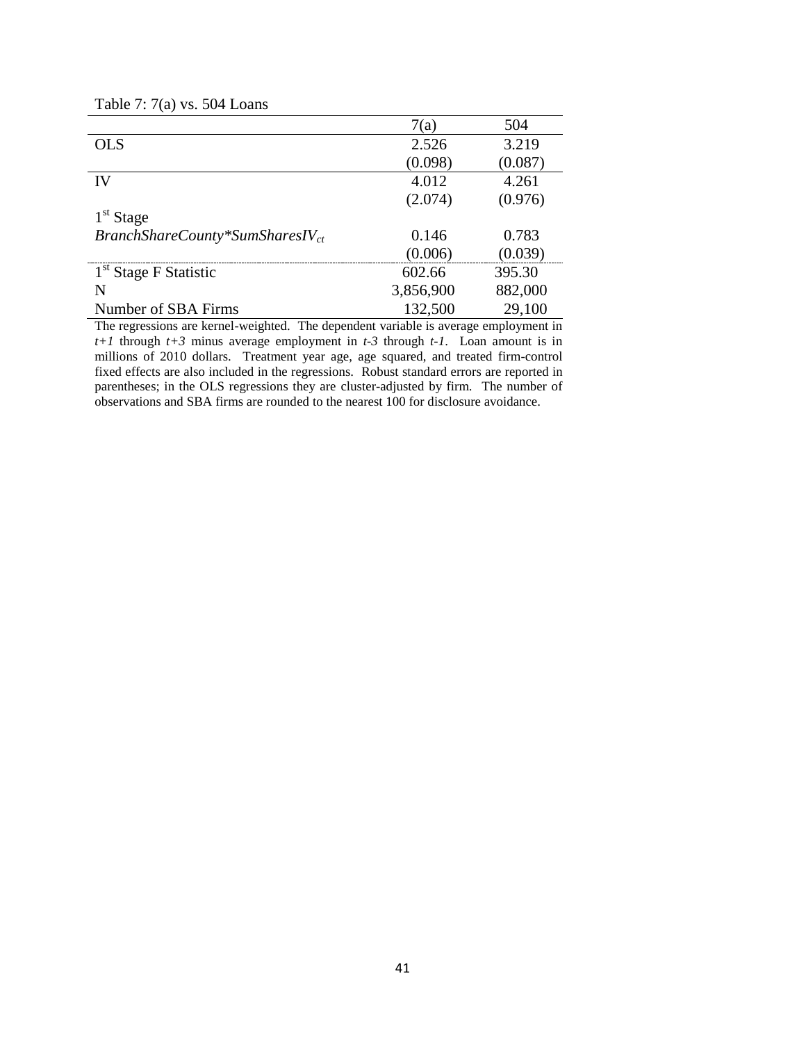Table 7: 7(a) vs. 504 Loans

| | 7(a) | 504 |
|---|---|---|
| OLS | 2.526 | 3.219 |
| | (0.098) | (0.087) |
| IV | 4.012 | 4.261 |
| | (2.074) | (0.976) |
| 1st Stage | | |
| *BranchShareCounty*SumSharesIV*$_{ct}$ | 0.146 | 0.783 |
| | (0.006) | (0.039) |
| 1st Stage F Statistic | 602.66 | 395.30 |
| N | 3,856,900 | 882,000 |
| Number of SBA Firms | 132,500 | 29,100 |

The regressions are kernel-weighted. The dependent variable is average employment in *t+1* through *t+3* minus average employment in *t-3* through *t-1*. Loan amount is in millions of 2010 dollars. Treatment year age, age squared, and treated firm-control fixed effects are also included in the regressions. Robust standard errors are reported in parentheses; in the OLS regressions they are cluster-adjusted by firm. The number of observations and SBA firms are rounded to the nearest 100 for disclosure avoidance.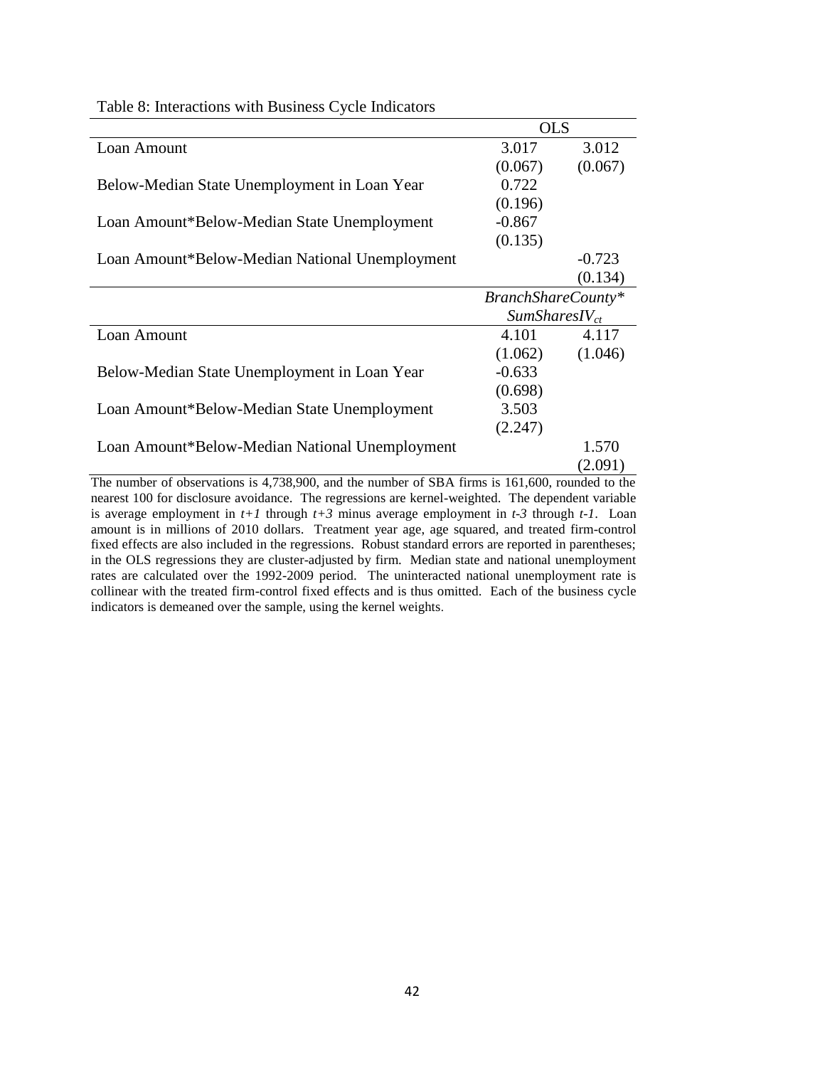Table 8: Interactions with Business Cycle Indicators

| | OLS | |
|---|---|---|
| Loan Amount | 3.017 | 3.012 |
| | (0.067) | (0.067) |
| Below-Median State Unemployment in Loan Year | 0.722 | |
| | (0.196) | |
| Loan Amount*Below-Median State Unemployment | -0.867 | |
| | (0.135) | |
| Loan Amount*Below-Median National Unemployment | | -0.723 |
| | | (0.134) |
| | *BranchShareCounty** *$SumSharesIV_{ct}$* | |
| Loan Amount | 4.101 | 4.117 |
| | (1.062) | (1.046) |
| Below-Median State Unemployment in Loan Year | -0.633 | |
| | (0.698) | |
| Loan Amount*Below-Median State Unemployment | 3.503 | |
| | (2.247) | |
| Loan Amount*Below-Median National Unemployment | | 1.570 |
| | | (2.091) |

The number of observations is 4,738,900, and the number of SBA firms is 161,600, rounded to the nearest 100 for disclosure avoidance. The regressions are kernel-weighted. The dependent variable is average employment in *t+1* through *t+3* minus average employment in *t-3* through *t-1*. Loan amount is in millions of 2010 dollars. Treatment year age, age squared, and treated firm-control fixed effects are also included in the regressions. Robust standard errors are reported in parentheses; in the OLS regressions they are cluster-adjusted by firm. Median state and national unemployment rates are calculated over the 1992-2009 period. The uninteracted national unemployment rate is collinear with the treated firm-control fixed effects and is thus omitted. Each of the business cycle indicators is demeaned over the sample, using the kernel weights.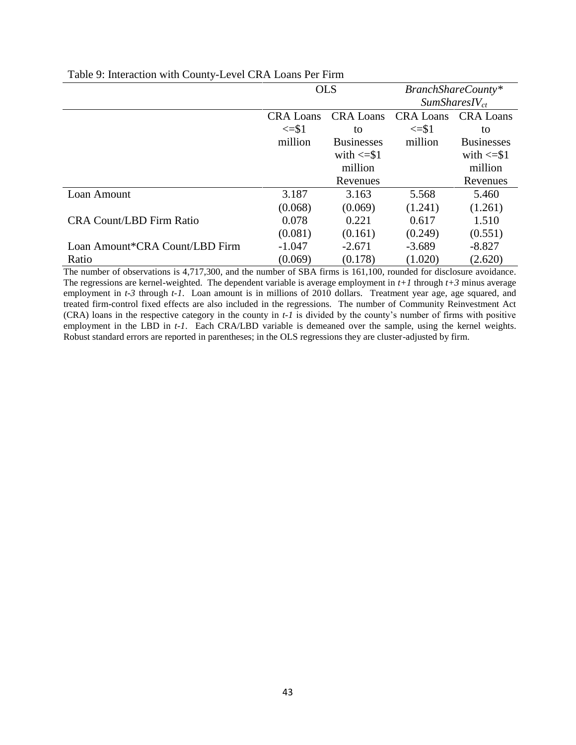Table 9: Interaction with County-Level CRA Loans Per Firm

| | OLS | | *BranchShareCounty\* $SumSharesIV_{ct}$* | |
|---|---|---|---|---|
| | CRA Loans <=$1 million | CRA Loans to Businesses with <=$1 million Revenues | CRA Loans <=$1 million | CRA Loans to Businesses with <=$1 million Revenues |
| Loan Amount | 3.187 | 3.163 | 5.568 | 5.460 |
| | (0.068) | (0.069) | (1.241) | (1.261) |
| CRA Count/LBD Firm Ratio | 0.078 | 0.221 | 0.617 | 1.510 |
| | (0.081) | (0.161) | (0.249) | (0.551) |
| Loan Amount*CRA Count/LBD Firm Ratio | -1.047 | -2.671 | -3.689 | -8.827 |
| | (0.069) | (0.178) | (1.020) | (2.620) |

The number of observations is 4,717,300, and the number of SBA firms is 161,100, rounded for disclosure avoidance. The regressions are kernel-weighted. The dependent variable is average employment in *t+1* through *t+3* minus average employment in *t-3* through *t-1*. Loan amount is in millions of 2010 dollars. Treatment year age, age squared, and treated firm-control fixed effects are also included in the regressions. The number of Community Reinvestment Act (CRA) loans in the respective category in the county in *t-1* is divided by the county's number of firms with positive employment in the LBD in *t-1*. Each CRA/LBD variable is demeaned over the sample, using the kernel weights. Robust standard errors are reported in parentheses; in the OLS regressions they are cluster-adjusted by firm.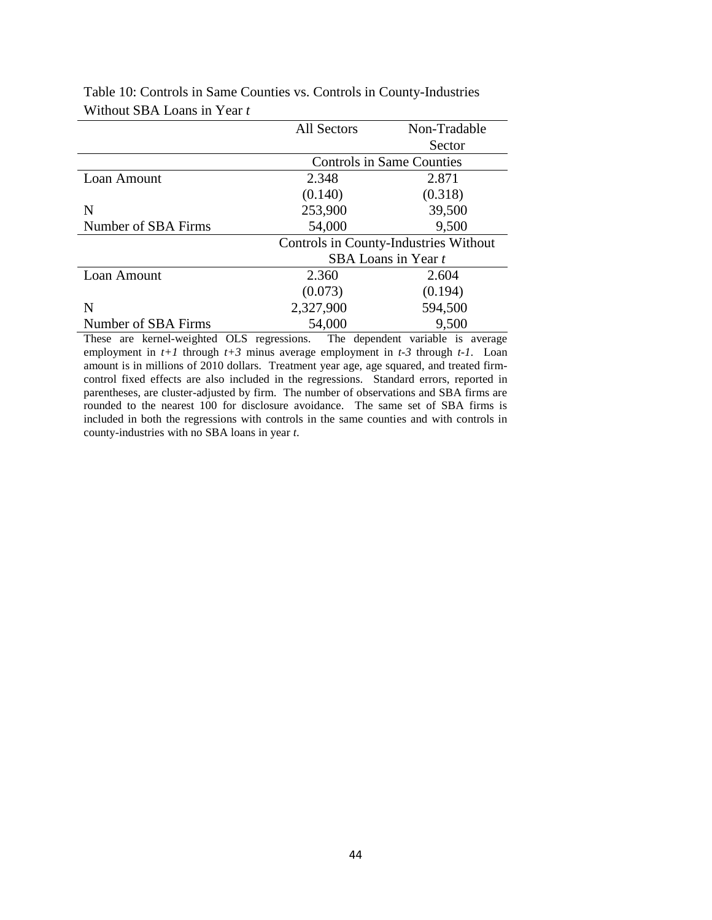Table 10: Controls in Same Counties vs. Controls in County-Industries Without SBA Loans in Year *t*

| | All Sectors | Non-Tradable Sector |
|---|---|---|
| | Controls in Same Counties | |
| Loan Amount | 2.348 | 2.871 |
| | (0.140) | (0.318) |
| N | 253,900 | 39,500 |
| Number of SBA Firms | 54,000 | 9,500 |
| | Controls in County-Industries Without SBA Loans in Year *t* | |
| Loan Amount | 2.360 | 2.604 |
| | (0.073) | (0.194) |
| N | 2,327,900 | 594,500 |
| Number of SBA Firms | 54,000 | 9,500 |

These are kernel-weighted OLS regressions. The dependent variable is average employment in *t+1* through *t+3* minus average employment in *t-3* through *t-1*. Loan amount is in millions of 2010 dollars. Treatment year age, age squared, and treated firm-control fixed effects are also included in the regressions. Standard errors, reported in parentheses, are cluster-adjusted by firm. The number of observations and SBA firms are rounded to the nearest 100 for disclosure avoidance. The same set of SBA firms is included in both the regressions with controls in the same counties and with controls in county-industries with no SBA loans in year *t*.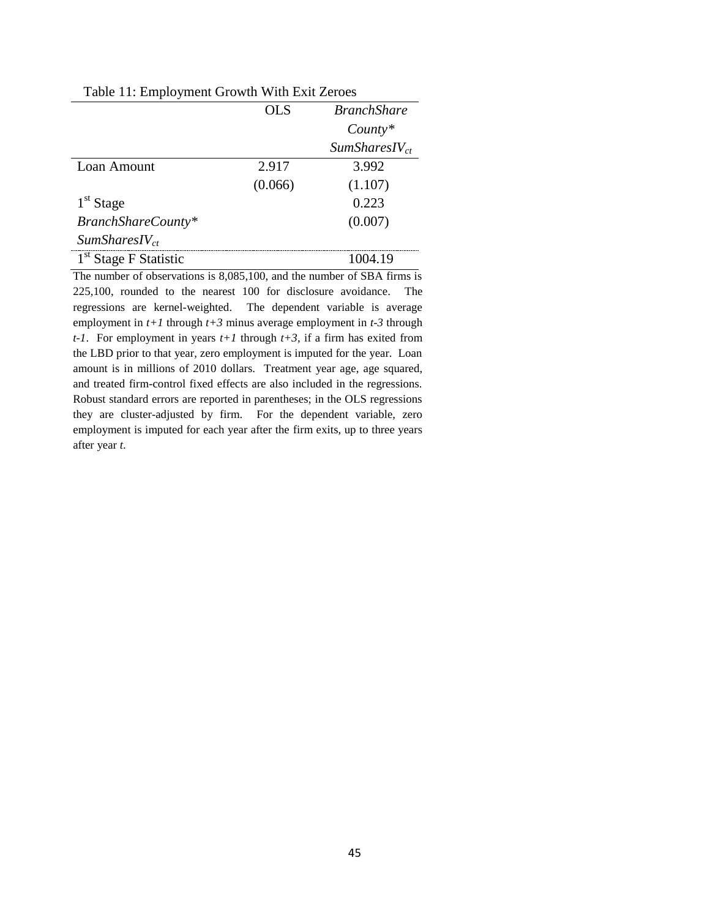Table 11: Employment Growth With Exit Zeroes

| | OLS | *BranchShare County\** $SumSharesIV_{ct}$ |
|---|---|---|
| Loan Amount | 2.917 | 3.992 |
| | (0.066) | (1.107) |
| 1st Stage *BranchShareCounty\** $SumSharesIV_{ct}$ | | 0.223 |
| | | (0.007) |
| 1st Stage F Statistic | | 1004.19 |

The number of observations is 8,085,100, and the number of SBA firms is 225,100, rounded to the nearest 100 for disclosure avoidance. The regressions are kernel-weighted. The dependent variable is average employment in *t+1* through *t+3* minus average employment in *t-3* through *t-1*. For employment in years *t+1* through *t+3*, if a firm has exited from the LBD prior to that year, zero employment is imputed for the year. Loan amount is in millions of 2010 dollars. Treatment year age, age squared, and treated firm-control fixed effects are also included in the regressions. Robust standard errors are reported in parentheses; in the OLS regressions they are cluster-adjusted by firm. For the dependent variable, zero employment is imputed for each year after the firm exits, up to three years after year *t*.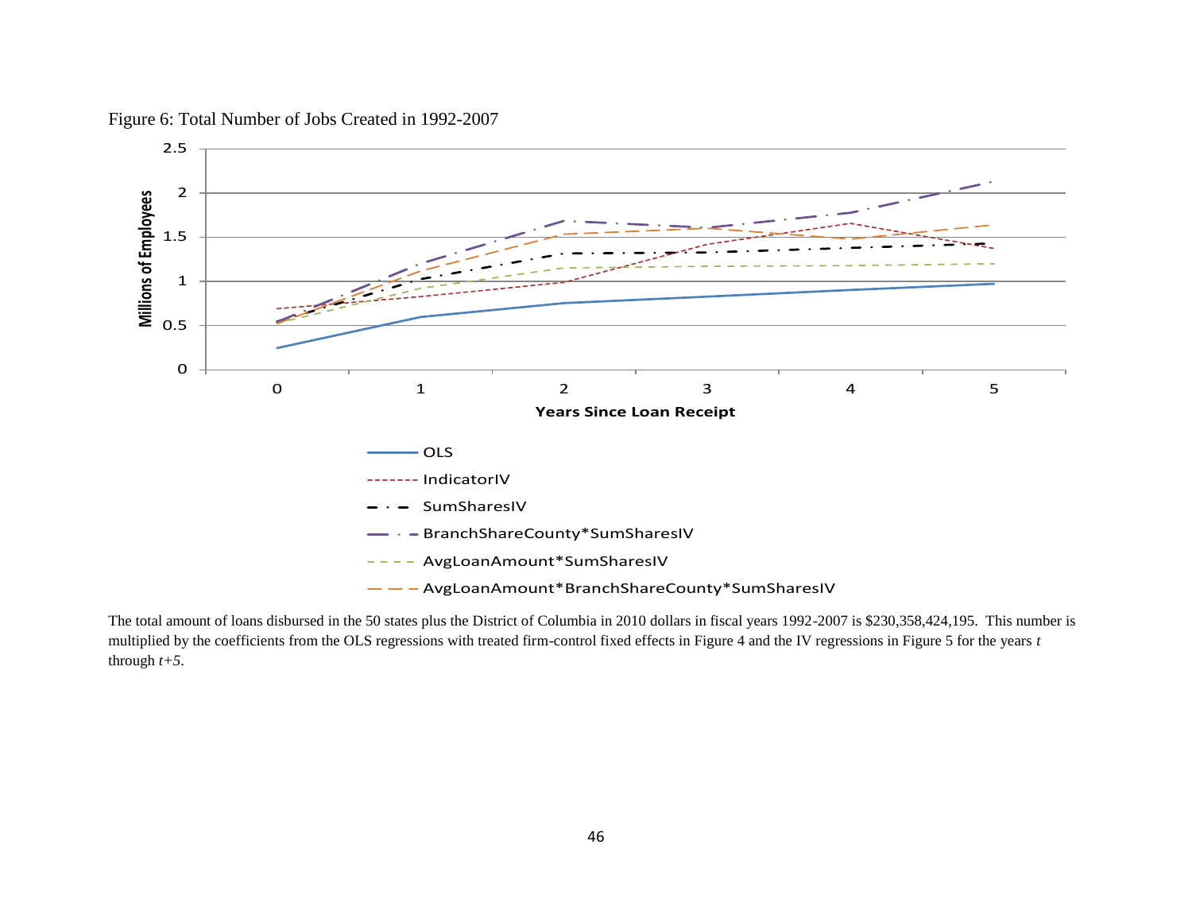Figure 6: Total Number of Jobs Created in 1992-2007

The total amount of loans disbursed in the 50 states plus the District of Columbia in 2010 dollars in fiscal years 1992-2007 is $230,358,424,195. This number is multiplied by the coefficients from the OLS regressions with treated firm-control fixed effects in Figure 4 and the IV regressions in Figure 5 for the years *t* through *t+5*.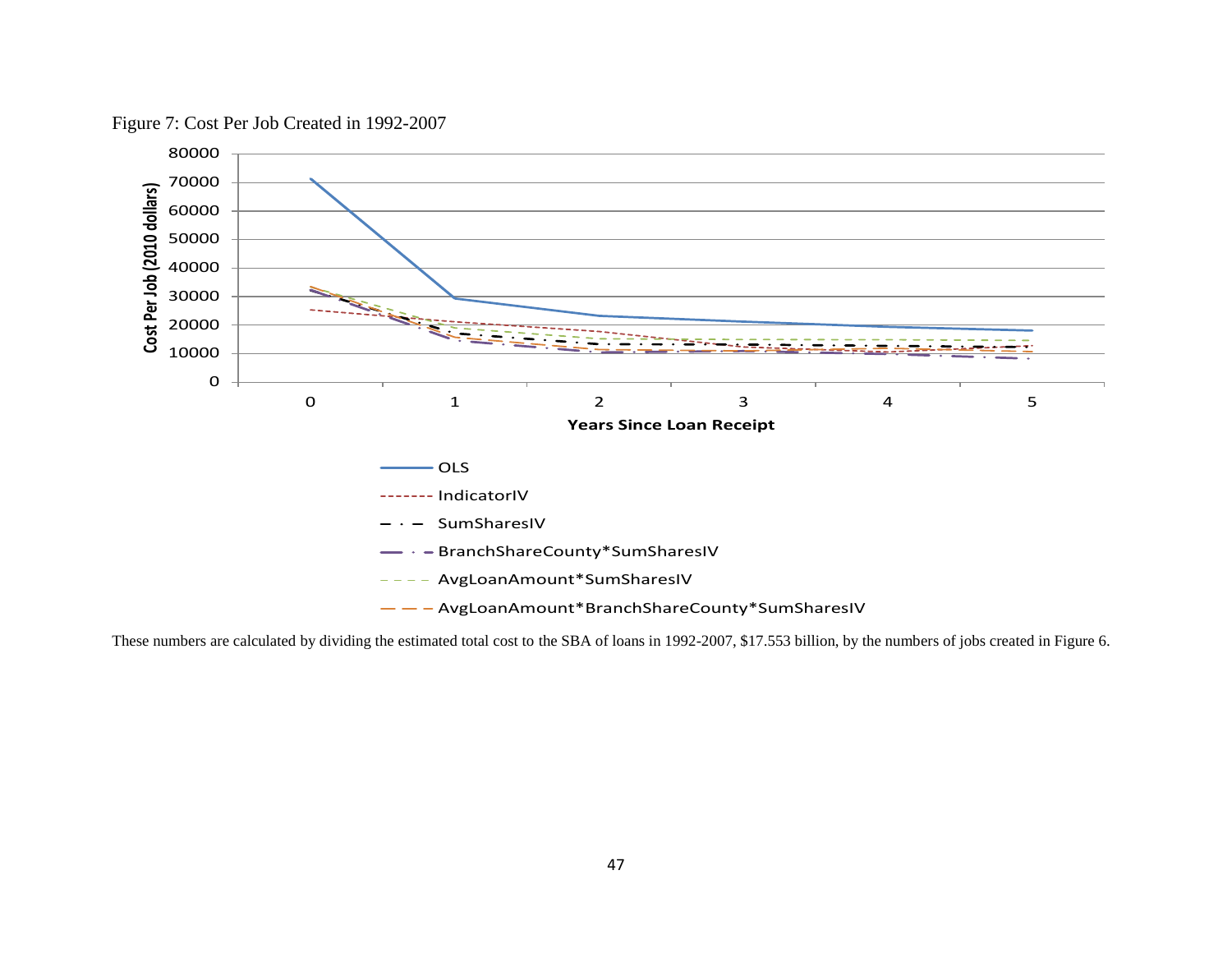Figure 7: Cost Per Job Created in 1992-2007

These numbers are calculated by dividing the estimated total cost to the SBA of loans in 1992-2007, $17.553 billion, by the numbers of jobs created in Figure 6.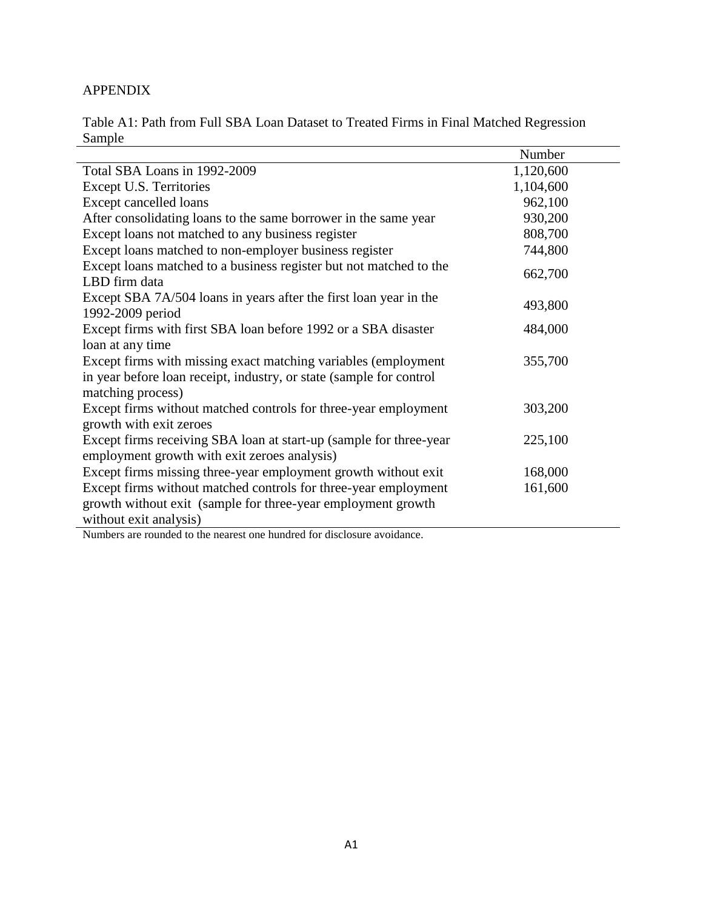APPENDIX

Table A1: Path from Full SBA Loan Dataset to Treated Firms in Final Matched Regression Sample

| | Number |
|---|---|
| Total SBA Loans in 1992-2009 | 1,120,600 |
| Except U.S. Territories | 1,104,600 |
| Except cancelled loans | 962,100 |
| After consolidating loans to the same borrower in the same year | 930,200 |
| Except loans not matched to any business register | 808,700 |
| Except loans matched to non-employer business register | 744,800 |
| Except loans matched to a business register but not matched to the LBD firm data | 662,700 |
| Except SBA 7A/504 loans in years after the first loan year in the 1992-2009 period | 493,800 |
| Except firms with first SBA loan before 1992 or a SBA disaster loan at any time | 484,000 |
| Except firms with missing exact matching variables (employment in year before loan receipt, industry, or state (sample for control matching process) | 355,700 |
| Except firms without matched controls for three-year employment growth with exit zeroes | 303,200 |
| Except firms receiving SBA loan at start-up (sample for three-year employment growth with exit zeroes analysis) | 225,100 |
| Except firms missing three-year employment growth without exit | 168,000 |
| Except firms without matched controls for three-year employment growth without exit (sample for three-year employment growth without exit analysis) | 161,600 |

Numbers are rounded to the nearest one hundred for disclosure avoidance.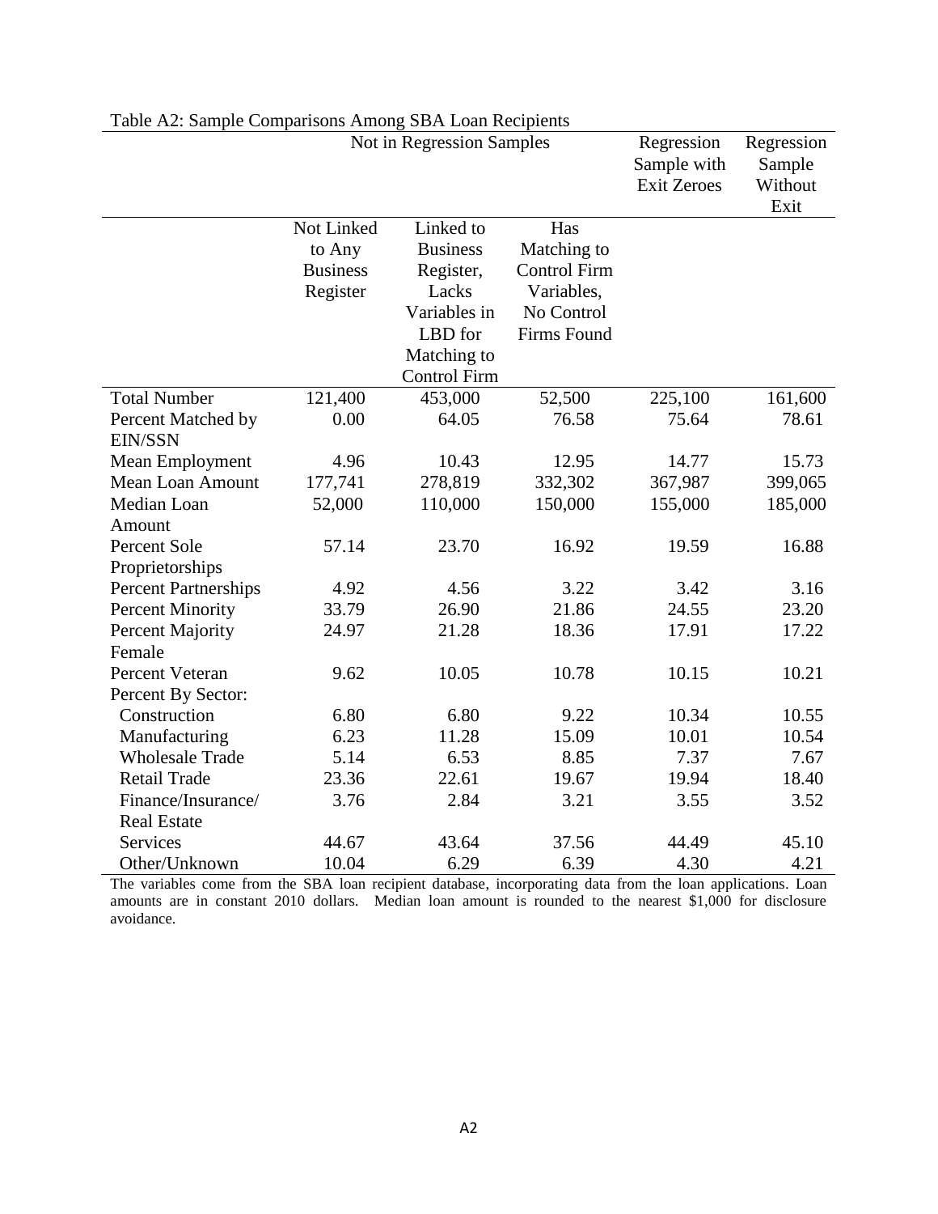Table A2: Sample Comparisons Among SBA Loan Recipients

| | Not in Regression Samples | | | Regression Sample with Exit Zeroes | Regression Sample Without Exit |
|---|---|---|---|---|---|
| | Not Linked to Any Business Register | Linked to Business Register, Lacks Variables in LBD for Matching to Control Firm | Has Matching to Control Firm Variables, No Control Firms Found | | |
| Total Number | 121,400 | 453,000 | 52,500 | 225,100 | 161,600 |
| Percent Matched by EIN/SSN | 0.00 | 64.05 | 76.58 | 75.64 | 78.61 |
| Mean Employment | 4.96 | 10.43 | 12.95 | 14.77 | 15.73 |
| Mean Loan Amount | 177,741 | 278,819 | 332,302 | 367,987 | 399,065 |
| Median Loan Amount | 52,000 | 110,000 | 150,000 | 155,000 | 185,000 |
| Percent Sole Proprietorships | 57.14 | 23.70 | 16.92 | 19.59 | 16.88 |
| Percent Partnerships | 4.92 | 4.56 | 3.22 | 3.42 | 3.16 |
| Percent Minority | 33.79 | 26.90 | 21.86 | 24.55 | 23.20 |
| Percent Majority Female | 24.97 | 21.28 | 18.36 | 17.91 | 17.22 |
| Percent Veteran | 9.62 | 10.05 | 10.78 | 10.15 | 10.21 |
| Percent By Sector: | | | | | |
| Construction | 6.80 | 6.80 | 9.22 | 10.34 | 10.55 |
| Manufacturing | 6.23 | 11.28 | 15.09 | 10.01 | 10.54 |
| Wholesale Trade | 5.14 | 6.53 | 8.85 | 7.37 | 7.67 |
| Retail Trade | 23.36 | 22.61 | 19.67 | 19.94 | 18.40 |
| Finance/Insurance/ Real Estate | 3.76 | 2.84 | 3.21 | 3.55 | 3.52 |
| Services | 44.67 | 43.64 | 37.56 | 44.49 | 45.10 |
| Other/Unknown | 10.04 | 6.29 | 6.39 | 4.30 | 4.21 |

The variables come from the SBA loan recipient database, incorporating data from the loan applications. Loan amounts are in constant 2010 dollars. Median loan amount is rounded to the nearest $1,000 for disclosure avoidance.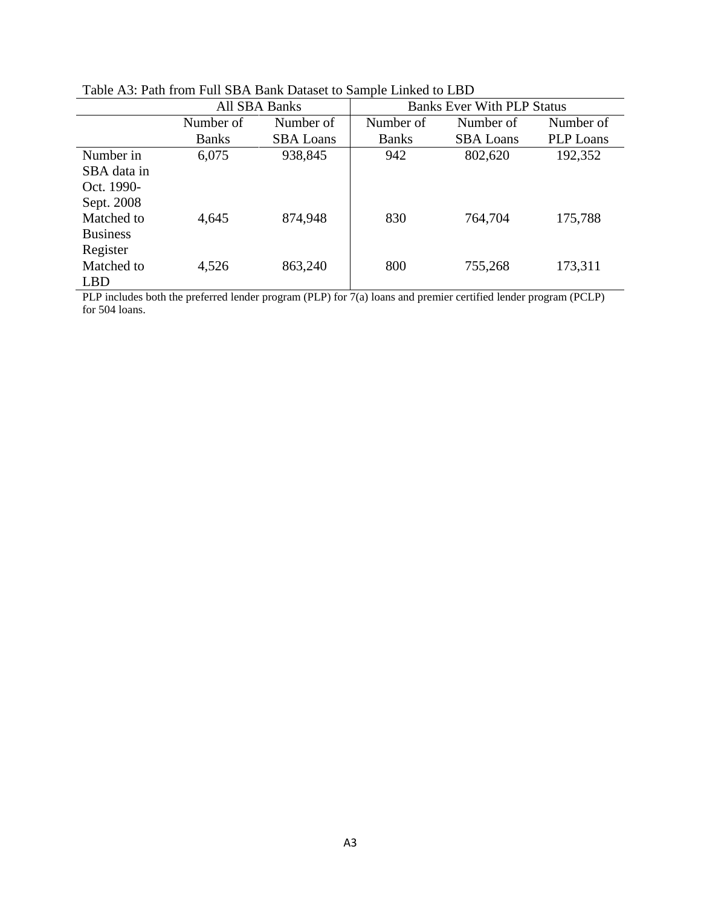Table A3: Path from Full SBA Bank Dataset to Sample Linked to LBD

| | All SBA Banks | | Banks Ever With PLP Status | | |
|---|---|---|---|---|---|
| | Number of Banks | Number of SBA Loans | Number of Banks | Number of SBA Loans | Number of PLP Loans |
| Number in SBA data in Oct. 1990-Sept. 2008 | 6,075 | 938,845 | 942 | 802,620 | 192,352 |
| Matched to Business Register | 4,645 | 874,948 | 830 | 764,704 | 175,788 |
| Matched to LBD | 4,526 | 863,240 | 800 | 755,268 | 173,311 |

PLP includes both the preferred lender program (PLP) for 7(a) loans and premier certified lender program (PCLP) for 504 loans.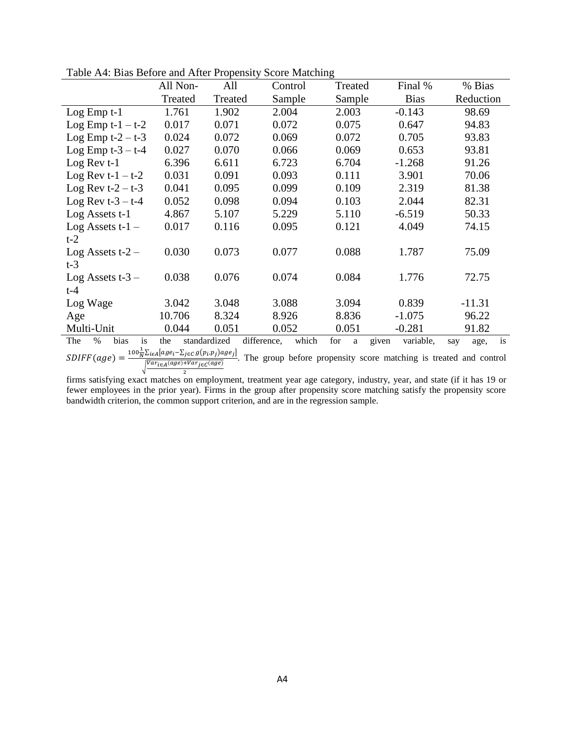Table A4: Bias Before and After Propensity Score Matching

| | All Non-Treated | All Treated | Control Sample | Treated Sample | Final % Bias | % Bias Reduction |
|---|---|---|---|---|---|---|
| Log Emp t-1 | 1.761 | 1.902 | 2.004 | 2.003 | -0.143 | 98.69 |
| Log Emp t-1 – t-2 | 0.017 | 0.071 | 0.072 | 0.075 | 0.647 | 94.83 |
| Log Emp t-2 – t-3 | 0.024 | 0.072 | 0.069 | 0.072 | 0.705 | 93.83 |
| Log Emp t-3 – t-4 | 0.027 | 0.070 | 0.066 | 0.069 | 0.653 | 93.81 |
| Log Rev t-1 | 6.396 | 6.611 | 6.723 | 6.704 | -1.268 | 91.26 |
| Log Rev t-1 – t-2 | 0.031 | 0.091 | 0.093 | 0.111 | 3.901 | 70.06 |
| Log Rev t-2 – t-3 | 0.041 | 0.095 | 0.099 | 0.109 | 2.319 | 81.38 |
| Log Rev t-3 – t-4 | 0.052 | 0.098 | 0.094 | 0.103 | 2.044 | 82.31 |
| Log Assets t-1 | 4.867 | 5.107 | 5.229 | 5.110 | -6.519 | 50.33 |
| Log Assets t-1 – t-2 | 0.017 | 0.116 | 0.095 | 0.121 | 4.049 | 74.15 |
| Log Assets t-2 – t-3 | 0.030 | 0.073 | 0.077 | 0.088 | 1.787 | 75.09 |
| Log Assets t-3 – t-4 | 0.038 | 0.076 | 0.074 | 0.084 | 1.776 | 72.75 |
| Log Wage | 3.042 | 3.048 | 3.088 | 3.094 | 0.839 | -11.31 |
| Age | 10.706 | 8.324 | 8.926 | 8.836 | -1.075 | 96.22 |
| Multi-Unit | 0.044 | 0.051 | 0.052 | 0.051 | -0.281 | 91.82 |

The % bias is the standardized difference, which for a given variable, say age, is $SDIFF(age) = \frac{100\frac{1}{N}\sum_{i\epsilon A}[age_i - \sum_{j\epsilon C} g(p_i p_j) age_j]}{\sqrt{\frac{Var_{i\epsilon A}(age)+Var_{j\epsilon C}(age)}{2}}}$. The group before propensity score matching is treated and control firms satisfying exact matches on employment, treatment year age category, industry, year, and state (if it has 19 or fewer employees in the prior year). Firms in the group after propensity score matching satisfy the propensity score bandwidth criterion, the common support criterion, and are in the regression sample.